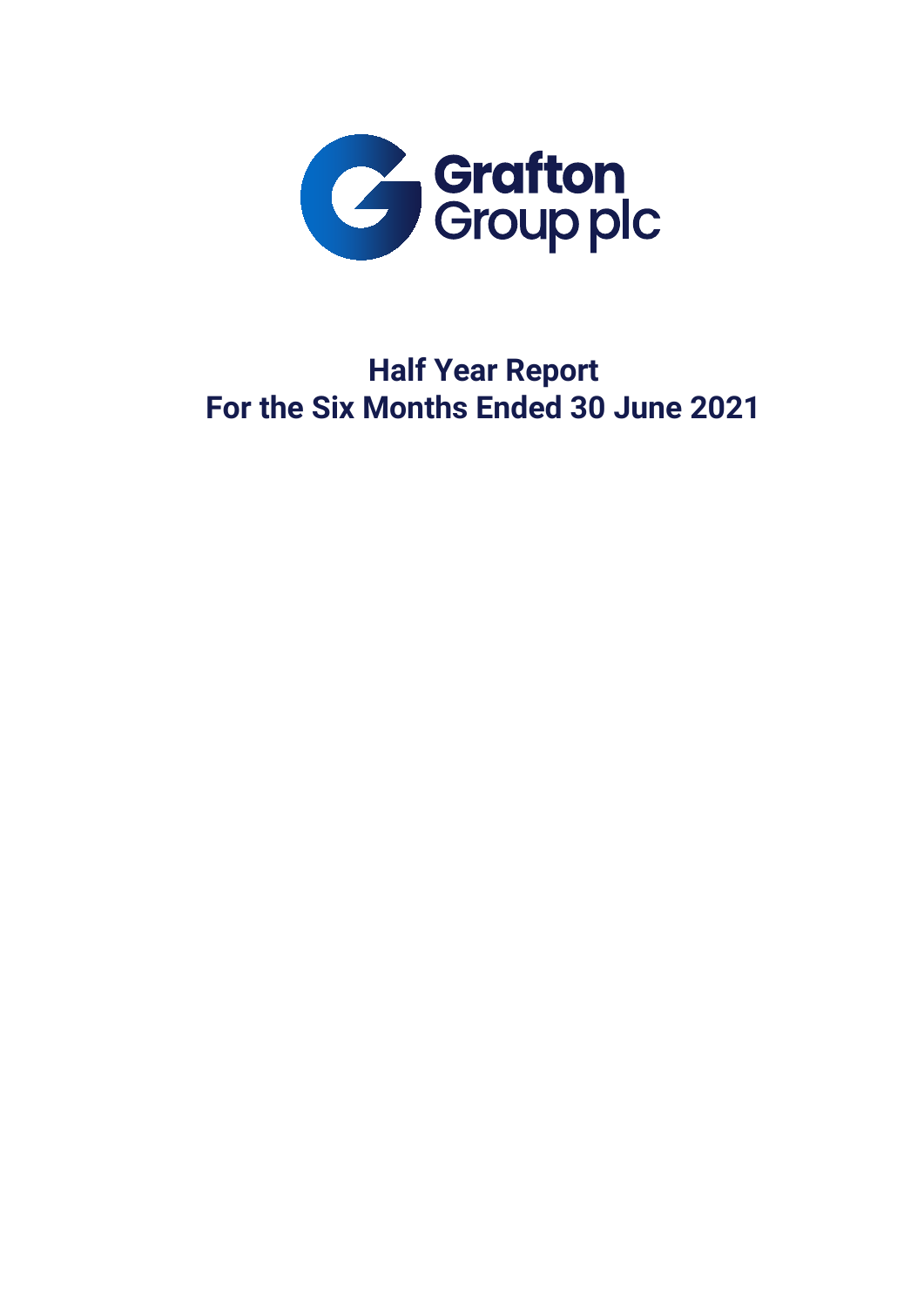Grafton Group plc

# Half Year Report
# For the Six Months Ended 30 June 2021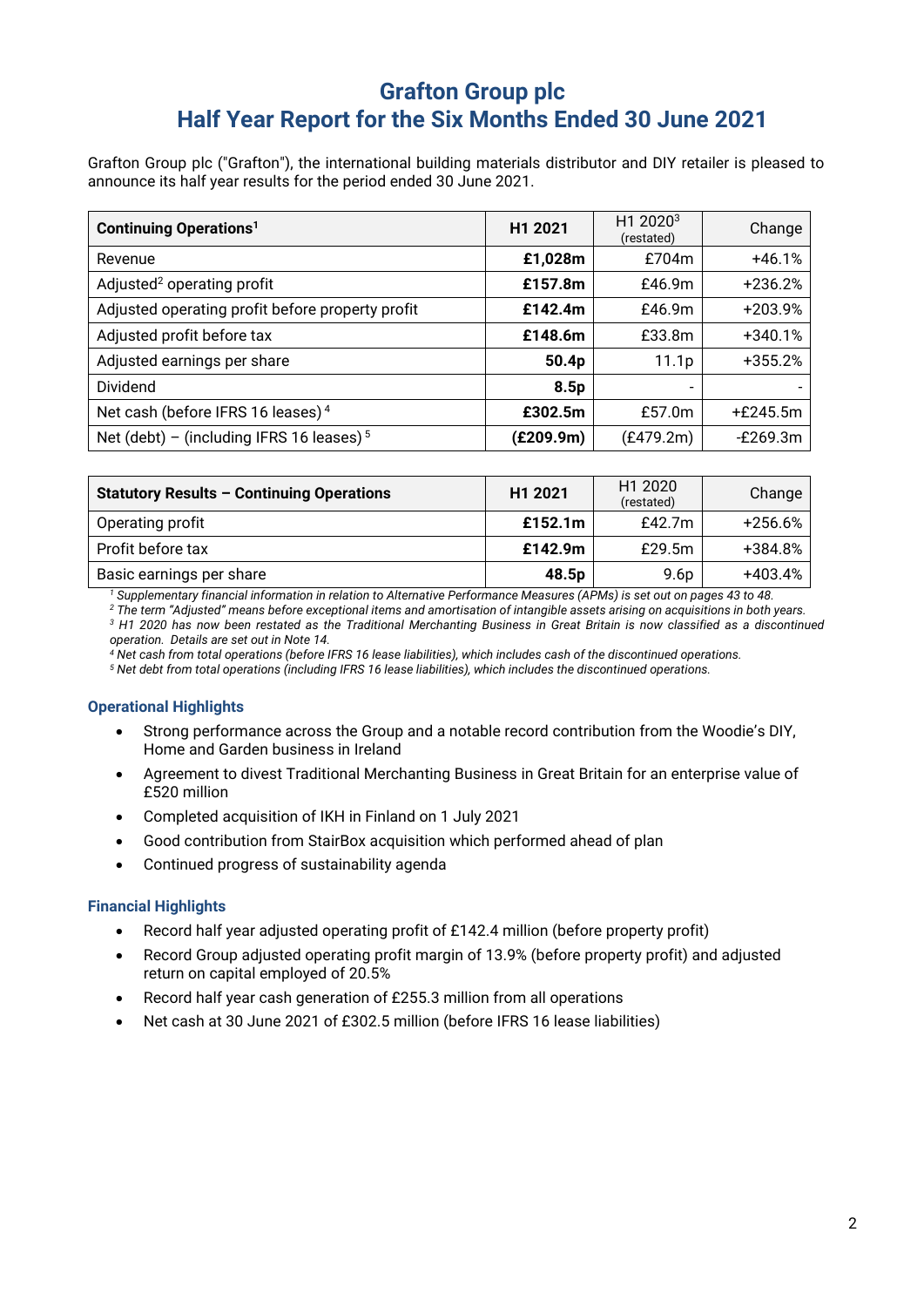# Grafton Group plc
# Half Year Report for the Six Months Ended 30 June 2021

Grafton Group plc ("Grafton"), the international building materials distributor and DIY retailer is pleased to announce its half year results for the period ended 30 June 2021.

| **Continuing Operations**[1] | **H1 2021** | H1 2020[3] (restated) | Change |
|---|---|---|---|
| Revenue | **£1,028m** | £704m | +46.1% |
| Adjusted[2] operating profit | **£157.8m** | £46.9m | +236.2% |
| Adjusted operating profit before property profit | **£142.4m** | £46.9m | +203.9% |
| Adjusted profit before tax | **£148.6m** | £33.8m | +340.1% |
| Adjusted earnings per share | **50.4p** | 11.1p | +355.2% |
| Dividend | **8.5p** | - | - |
| Net cash (before IFRS 16 leases)[4] | **£302.5m** | £57.0m | +£245.5m |
| Net (debt) – (including IFRS 16 leases)[5] | **(£209.9m)** | (£479.2m) | -£269.3m |

| **Statutory Results – Continuing Operations** | **H1 2021** | H1 2020 (restated) | Change |
|---|---|---|---|
| Operating profit | **£152.1m** | £42.7m | +256.6% |
| Profit before tax | **£142.9m** | £29.5m | +384.8% |
| Basic earnings per share | **48.5p** | 9.6p | +403.4% |

*[1] Supplementary financial information in relation to Alternative Performance Measures (APMs) is set out on pages 43 to 48.*
*[2] The term "Adjusted" means before exceptional items and amortisation of intangible assets arising on acquisitions in both years.*
*[3] H1 2020 has now been restated as the Traditional Merchanting Business in Great Britain is now classified as a discontinued operation. Details are set out in Note 14.*
*[4] Net cash from total operations (before IFRS 16 lease liabilities), which includes cash of the discontinued operations.*
*[5] Net debt from total operations (including IFRS 16 lease liabilities), which includes the discontinued operations.*

### Operational Highlights

- Strong performance across the Group and a notable record contribution from the Woodie's DIY, Home and Garden business in Ireland
- Agreement to divest Traditional Merchanting Business in Great Britain for an enterprise value of £520 million
- Completed acquisition of IKH in Finland on 1 July 2021
- Good contribution from StairBox acquisition which performed ahead of plan
- Continued progress of sustainability agenda

### Financial Highlights

- Record half year adjusted operating profit of £142.4 million (before property profit)
- Record Group adjusted operating profit margin of 13.9% (before property profit) and adjusted return on capital employed of 20.5%
- Record half year cash generation of £255.3 million from all operations
- Net cash at 30 June 2021 of £302.5 million (before IFRS 16 lease liabilities)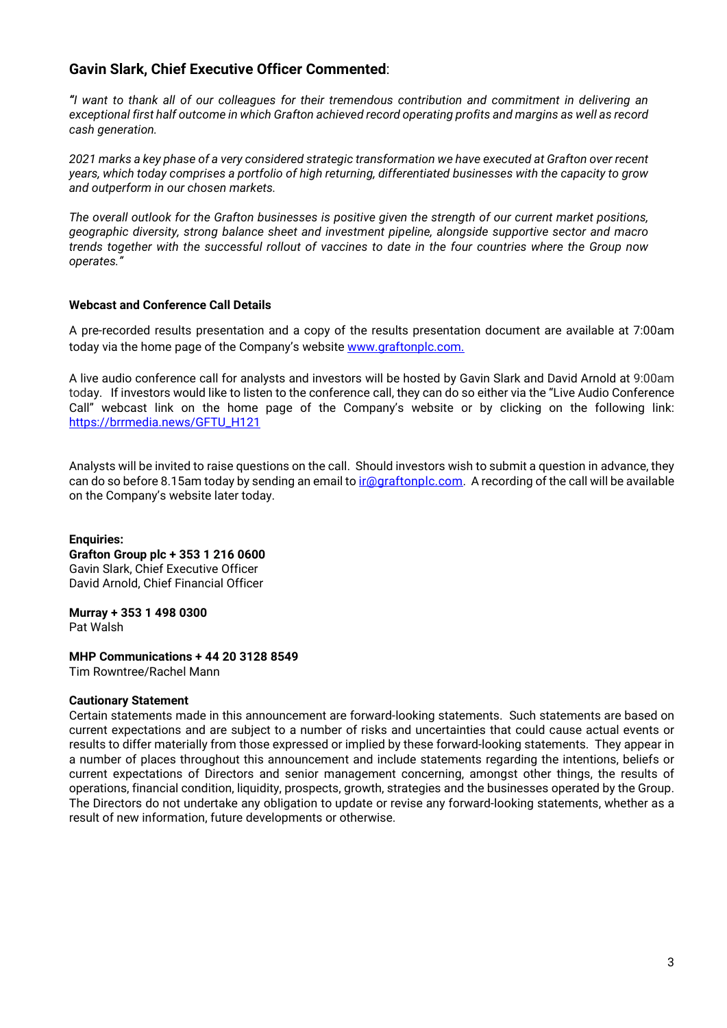## Gavin Slark, Chief Executive Officer Commented:

*"I want to thank all of our colleagues for their tremendous contribution and commitment in delivering an exceptional first half outcome in which Grafton achieved record operating profits and margins as well as record cash generation.*

*2021 marks a key phase of a very considered strategic transformation we have executed at Grafton over recent years, which today comprises a portfolio of high returning, differentiated businesses with the capacity to grow and outperform in our chosen markets.*

*The overall outlook for the Grafton businesses is positive given the strength of our current market positions, geographic diversity, strong balance sheet and investment pipeline, alongside supportive sector and macro trends together with the successful rollout of vaccines to date in the four countries where the Group now operates."*

**Webcast and Conference Call Details**

A pre-recorded results presentation and a copy of the results presentation document are available at 7:00am today via the home page of the Company's website [www.graftonplc.com.](http://www.graftonplc.com)

A live audio conference call for analysts and investors will be hosted by Gavin Slark and David Arnold at 9:00am today. If investors would like to listen to the conference call, they can do so either via the "Live Audio Conference Call" webcast link on the home page of the Company's website or by clicking on the following link: [https://brrmedia.news/GFTU_H121](https://brrmedia.news/GFTU_H121)

Analysts will be invited to raise questions on the call. Should investors wish to submit a question in advance, they can do so before 8.15am today by sending an email to [ir@graftonplc.com](mailto:ir@graftonplc.com). A recording of the call will be available on the Company's website later today.

**Enquiries:**
**Grafton Group plc + 353 1 216 0600**
Gavin Slark, Chief Executive Officer
David Arnold, Chief Financial Officer

**Murray + 353 1 498 0300**
Pat Walsh

**MHP Communications + 44 20 3128 8549**
Tim Rowntree/Rachel Mann

**Cautionary Statement**
Certain statements made in this announcement are forward-looking statements. Such statements are based on current expectations and are subject to a number of risks and uncertainties that could cause actual events or results to differ materially from those expressed or implied by these forward-looking statements. They appear in a number of places throughout this announcement and include statements regarding the intentions, beliefs or current expectations of Directors and senior management concerning, amongst other things, the results of operations, financial condition, liquidity, prospects, growth, strategies and the businesses operated by the Group. The Directors do not undertake any obligation to update or revise any forward-looking statements, whether as a result of new information, future developments or otherwise.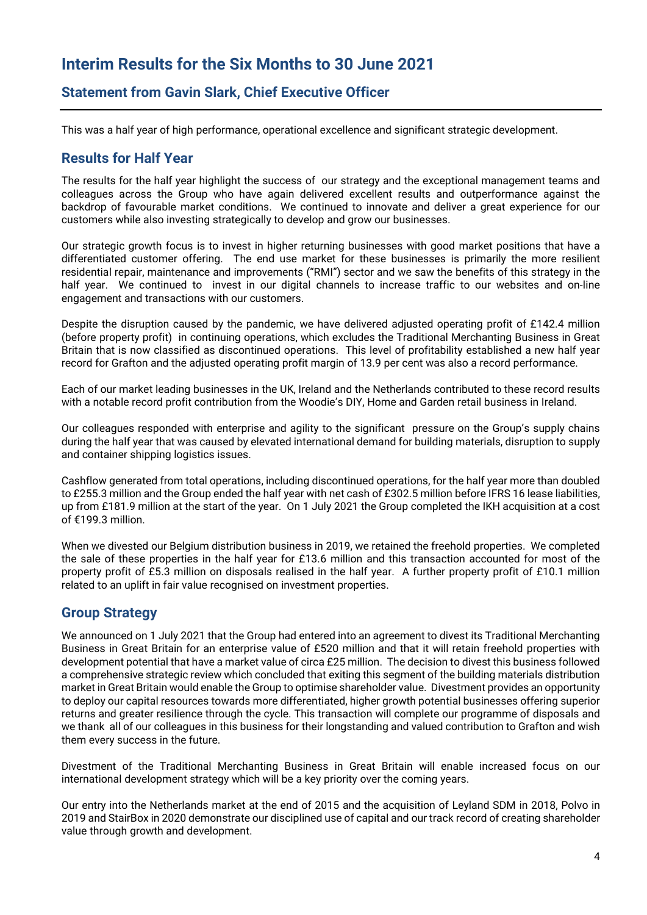# Interim Results for the Six Months to 30 June 2021

## Statement from Gavin Slark, Chief Executive Officer

This was a half year of high performance, operational excellence and significant strategic development.

## Results for Half Year

The results for the half year highlight the success of our strategy and the exceptional management teams and colleagues across the Group who have again delivered excellent results and outperformance against the backdrop of favourable market conditions. We continued to innovate and deliver a great experience for our customers while also investing strategically to develop and grow our businesses.

Our strategic growth focus is to invest in higher returning businesses with good market positions that have a differentiated customer offering. The end use market for these businesses is primarily the more resilient residential repair, maintenance and improvements ("RMI") sector and we saw the benefits of this strategy in the half year. We continued to invest in our digital channels to increase traffic to our websites and on-line engagement and transactions with our customers.

Despite the disruption caused by the pandemic, we have delivered adjusted operating profit of £142.4 million (before property profit) in continuing operations, which excludes the Traditional Merchanting Business in Great Britain that is now classified as discontinued operations. This level of profitability established a new half year record for Grafton and the adjusted operating profit margin of 13.9 per cent was also a record performance.

Each of our market leading businesses in the UK, Ireland and the Netherlands contributed to these record results with a notable record profit contribution from the Woodie's DIY, Home and Garden retail business in Ireland.

Our colleagues responded with enterprise and agility to the significant pressure on the Group's supply chains during the half year that was caused by elevated international demand for building materials, disruption to supply and container shipping logistics issues.

Cashflow generated from total operations, including discontinued operations, for the half year more than doubled to £255.3 million and the Group ended the half year with net cash of £302.5 million before IFRS 16 lease liabilities, up from £181.9 million at the start of the year. On 1 July 2021 the Group completed the IKH acquisition at a cost of €199.3 million.

When we divested our Belgium distribution business in 2019, we retained the freehold properties. We completed the sale of these properties in the half year for £13.6 million and this transaction accounted for most of the property profit of £5.3 million on disposals realised in the half year. A further property profit of £10.1 million related to an uplift in fair value recognised on investment properties.

## Group Strategy

We announced on 1 July 2021 that the Group had entered into an agreement to divest its Traditional Merchanting Business in Great Britain for an enterprise value of £520 million and that it will retain freehold properties with development potential that have a market value of circa £25 million. The decision to divest this business followed a comprehensive strategic review which concluded that exiting this segment of the building materials distribution market in Great Britain would enable the Group to optimise shareholder value. Divestment provides an opportunity to deploy our capital resources towards more differentiated, higher growth potential businesses offering superior returns and greater resilience through the cycle. This transaction will complete our programme of disposals and we thank all of our colleagues in this business for their longstanding and valued contribution to Grafton and wish them every success in the future.

Divestment of the Traditional Merchanting Business in Great Britain will enable increased focus on our international development strategy which will be a key priority over the coming years.

Our entry into the Netherlands market at the end of 2015 and the acquisition of Leyland SDM in 2018, Polvo in 2019 and StairBox in 2020 demonstrate our disciplined use of capital and our track record of creating shareholder value through growth and development.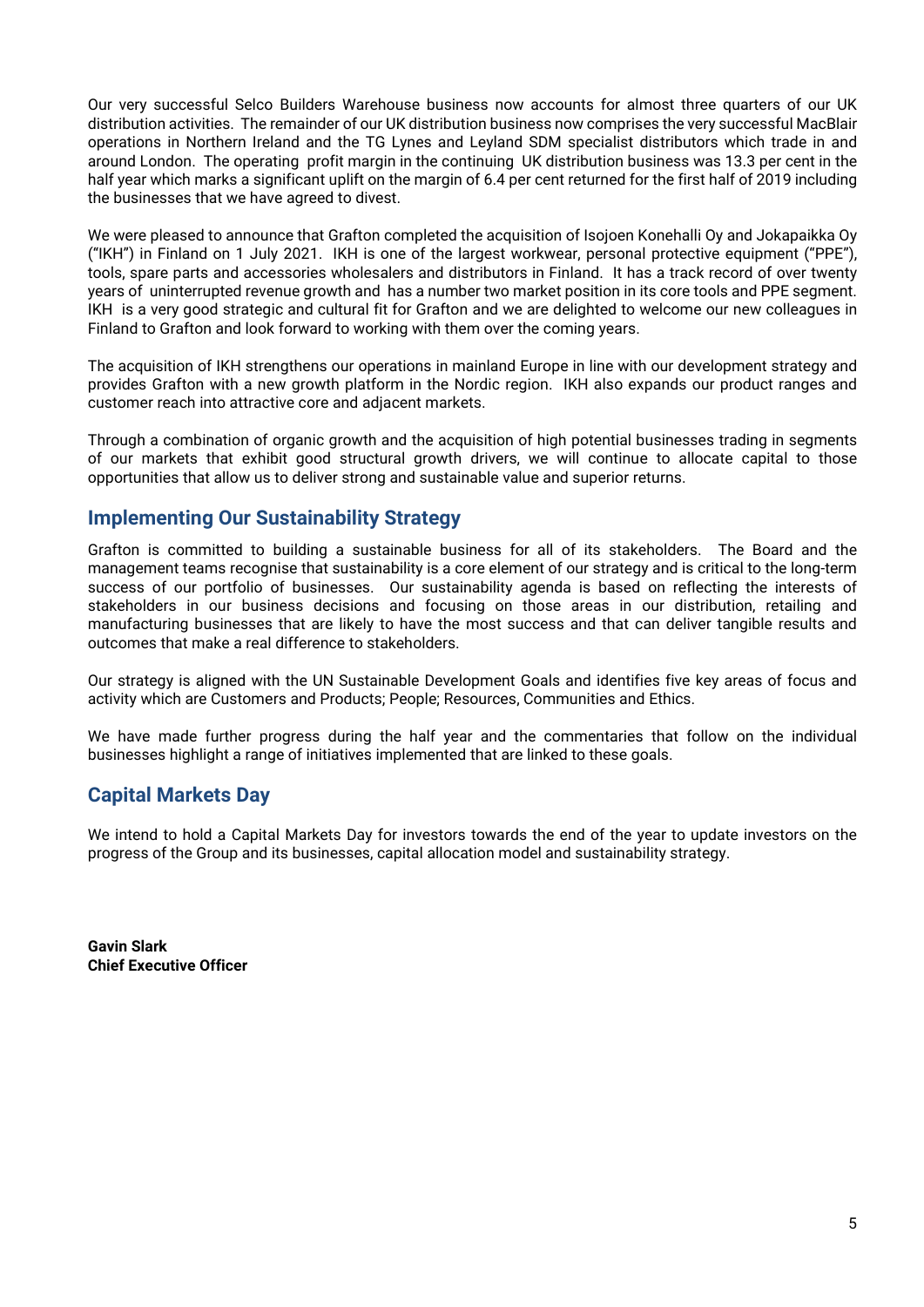Our very successful Selco Builders Warehouse business now accounts for almost three quarters of our UK distribution activities. The remainder of our UK distribution business now comprises the very successful MacBlair operations in Northern Ireland and the TG Lynes and Leyland SDM specialist distributors which trade in and around London. The operating profit margin in the continuing UK distribution business was 13.3 per cent in the half year which marks a significant uplift on the margin of 6.4 per cent returned for the first half of 2019 including the businesses that we have agreed to divest.

We were pleased to announce that Grafton completed the acquisition of Isojoen Konehalli Oy and Jokapaikka Oy ("IKH") in Finland on 1 July 2021. IKH is one of the largest workwear, personal protective equipment ("PPE"), tools, spare parts and accessories wholesalers and distributors in Finland. It has a track record of over twenty years of uninterrupted revenue growth and has a number two market position in its core tools and PPE segment. IKH is a very good strategic and cultural fit for Grafton and we are delighted to welcome our new colleagues in Finland to Grafton and look forward to working with them over the coming years.

The acquisition of IKH strengthens our operations in mainland Europe in line with our development strategy and provides Grafton with a new growth platform in the Nordic region. IKH also expands our product ranges and customer reach into attractive core and adjacent markets.

Through a combination of organic growth and the acquisition of high potential businesses trading in segments of our markets that exhibit good structural growth drivers, we will continue to allocate capital to those opportunities that allow us to deliver strong and sustainable value and superior returns.

## Implementing Our Sustainability Strategy

Grafton is committed to building a sustainable business for all of its stakeholders. The Board and the management teams recognise that sustainability is a core element of our strategy and is critical to the long-term success of our portfolio of businesses. Our sustainability agenda is based on reflecting the interests of stakeholders in our business decisions and focusing on those areas in our distribution, retailing and manufacturing businesses that are likely to have the most success and that can deliver tangible results and outcomes that make a real difference to stakeholders.

Our strategy is aligned with the UN Sustainable Development Goals and identifies five key areas of focus and activity which are Customers and Products; People; Resources, Communities and Ethics.

We have made further progress during the half year and the commentaries that follow on the individual businesses highlight a range of initiatives implemented that are linked to these goals.

## Capital Markets Day

We intend to hold a Capital Markets Day for investors towards the end of the year to update investors on the progress of the Group and its businesses, capital allocation model and sustainability strategy.

**Gavin Slark**
**Chief Executive Officer**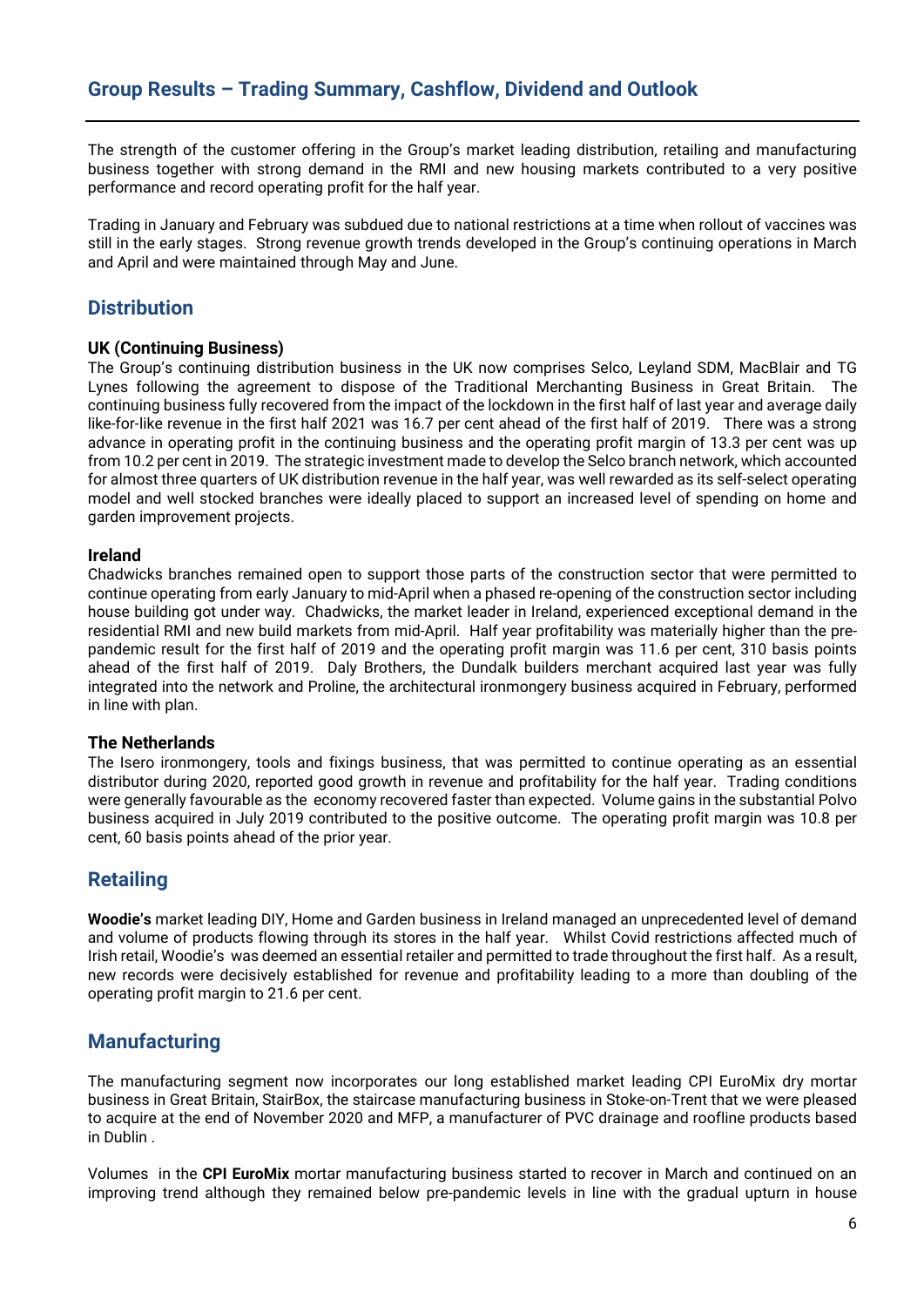## Group Results – Trading Summary, Cashflow, Dividend and Outlook

The strength of the customer offering in the Group's market leading distribution, retailing and manufacturing business together with strong demand in the RMI and new housing markets contributed to a very positive performance and record operating profit for the half year.

Trading in January and February was subdued due to national restrictions at a time when rollout of vaccines was still in the early stages. Strong revenue growth trends developed in the Group's continuing operations in March and April and were maintained through May and June.

## Distribution

**UK (Continuing Business)**

The Group's continuing distribution business in the UK now comprises Selco, Leyland SDM, MacBlair and TG Lynes following the agreement to dispose of the Traditional Merchanting Business in Great Britain. The continuing business fully recovered from the impact of the lockdown in the first half of last year and average daily like-for-like revenue in the first half 2021 was 16.7 per cent ahead of the first half of 2019. There was a strong advance in operating profit in the continuing business and the operating profit margin of 13.3 per cent was up from 10.2 per cent in 2019. The strategic investment made to develop the Selco branch network, which accounted for almost three quarters of UK distribution revenue in the half year, was well rewarded as its self-select operating model and well stocked branches were ideally placed to support an increased level of spending on home and garden improvement projects.

**Ireland**

Chadwicks branches remained open to support those parts of the construction sector that were permitted to continue operating from early January to mid-April when a phased re-opening of the construction sector including house building got under way. Chadwicks, the market leader in Ireland, experienced exceptional demand in the residential RMI and new build markets from mid-April. Half year profitability was materially higher than the pre-pandemic result for the first half of 2019 and the operating profit margin was 11.6 per cent, 310 basis points ahead of the first half of 2019. Daly Brothers, the Dundalk builders merchant acquired last year was fully integrated into the network and Proline, the architectural ironmongery business acquired in February, performed in line with plan.

**The Netherlands**

The Isero ironmongery, tools and fixings business, that was permitted to continue operating as an essential distributor during 2020, reported good growth in revenue and profitability for the half year. Trading conditions were generally favourable as the economy recovered faster than expected. Volume gains in the substantial Polvo business acquired in July 2019 contributed to the positive outcome. The operating profit margin was 10.8 per cent, 60 basis points ahead of the prior year.

## Retailing

**Woodie's** market leading DIY, Home and Garden business in Ireland managed an unprecedented level of demand and volume of products flowing through its stores in the half year. Whilst Covid restrictions affected much of Irish retail, Woodie's was deemed an essential retailer and permitted to trade throughout the first half. As a result, new records were decisively established for revenue and profitability leading to a more than doubling of the operating profit margin to 21.6 per cent.

## Manufacturing

The manufacturing segment now incorporates our long established market leading CPI EuroMix dry mortar business in Great Britain, StairBox, the staircase manufacturing business in Stoke-on-Trent that we were pleased to acquire at the end of November 2020 and MFP, a manufacturer of PVC drainage and roofline products based in Dublin .

Volumes in the **CPI EuroMix** mortar manufacturing business started to recover in March and continued on an improving trend although they remained below pre-pandemic levels in line with the gradual upturn in house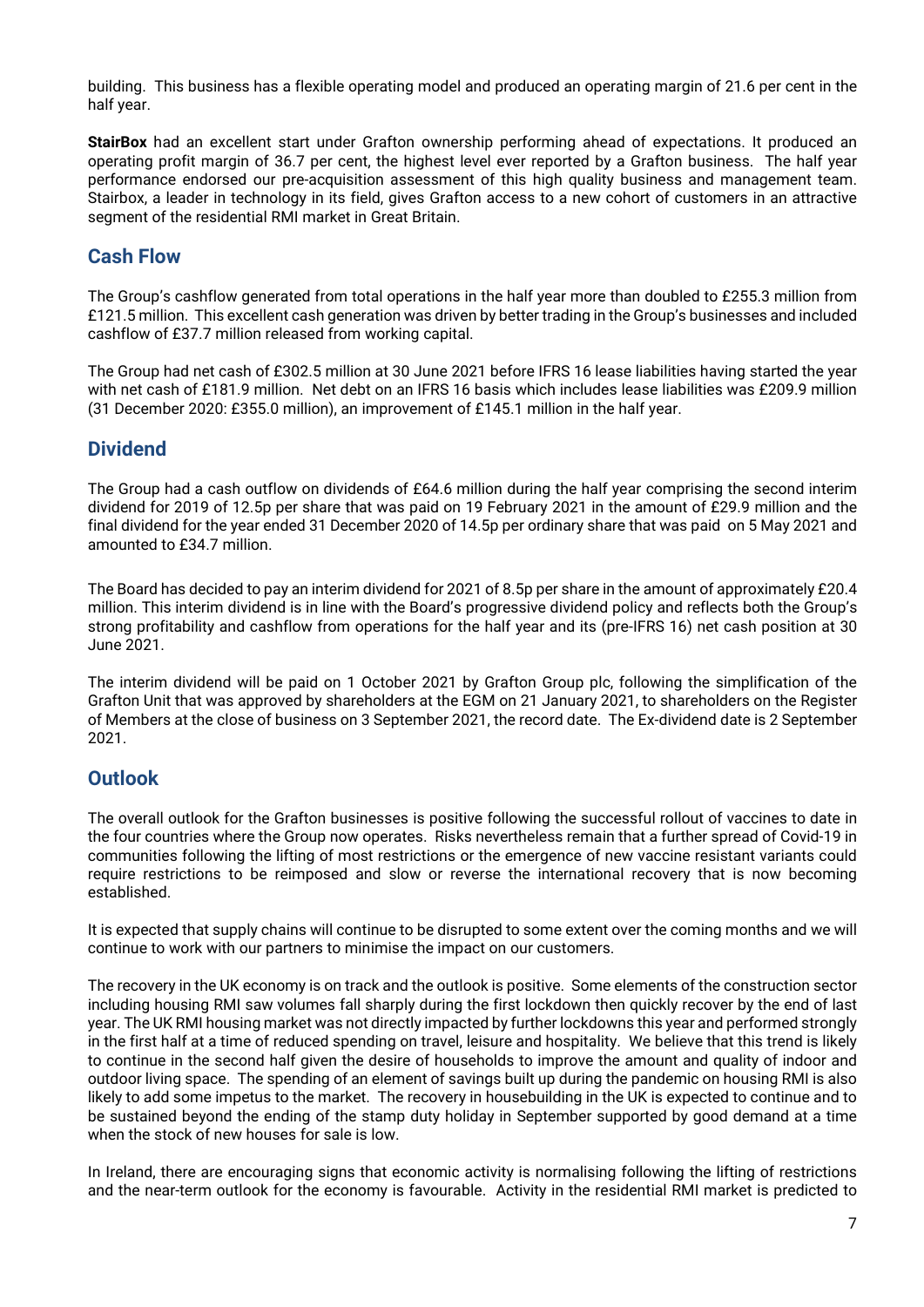building. This business has a flexible operating model and produced an operating margin of 21.6 per cent in the half year.

**StairBox** had an excellent start under Grafton ownership performing ahead of expectations. It produced an operating profit margin of 36.7 per cent, the highest level ever reported by a Grafton business. The half year performance endorsed our pre-acquisition assessment of this high quality business and management team. Stairbox, a leader in technology in its field, gives Grafton access to a new cohort of customers in an attractive segment of the residential RMI market in Great Britain.

## Cash Flow

The Group's cashflow generated from total operations in the half year more than doubled to £255.3 million from £121.5 million. This excellent cash generation was driven by better trading in the Group's businesses and included cashflow of £37.7 million released from working capital.

The Group had net cash of £302.5 million at 30 June 2021 before IFRS 16 lease liabilities having started the year with net cash of £181.9 million. Net debt on an IFRS 16 basis which includes lease liabilities was £209.9 million (31 December 2020: £355.0 million), an improvement of £145.1 million in the half year.

## Dividend

The Group had a cash outflow on dividends of £64.6 million during the half year comprising the second interim dividend for 2019 of 12.5p per share that was paid on 19 February 2021 in the amount of £29.9 million and the final dividend for the year ended 31 December 2020 of 14.5p per ordinary share that was paid on 5 May 2021 and amounted to £34.7 million.

The Board has decided to pay an interim dividend for 2021 of 8.5p per share in the amount of approximately £20.4 million. This interim dividend is in line with the Board's progressive dividend policy and reflects both the Group's strong profitability and cashflow from operations for the half year and its (pre-IFRS 16) net cash position at 30 June 2021.

The interim dividend will be paid on 1 October 2021 by Grafton Group plc, following the simplification of the Grafton Unit that was approved by shareholders at the EGM on 21 January 2021, to shareholders on the Register of Members at the close of business on 3 September 2021, the record date. The Ex-dividend date is 2 September 2021.

## Outlook

The overall outlook for the Grafton businesses is positive following the successful rollout of vaccines to date in the four countries where the Group now operates. Risks nevertheless remain that a further spread of Covid-19 in communities following the lifting of most restrictions or the emergence of new vaccine resistant variants could require restrictions to be reimposed and slow or reverse the international recovery that is now becoming established.

It is expected that supply chains will continue to be disrupted to some extent over the coming months and we will continue to work with our partners to minimise the impact on our customers.

The recovery in the UK economy is on track and the outlook is positive. Some elements of the construction sector including housing RMI saw volumes fall sharply during the first lockdown then quickly recover by the end of last year. The UK RMI housing market was not directly impacted by further lockdowns this year and performed strongly in the first half at a time of reduced spending on travel, leisure and hospitality. We believe that this trend is likely to continue in the second half given the desire of households to improve the amount and quality of indoor and outdoor living space. The spending of an element of savings built up during the pandemic on housing RMI is also likely to add some impetus to the market. The recovery in housebuilding in the UK is expected to continue and to be sustained beyond the ending of the stamp duty holiday in September supported by good demand at a time when the stock of new houses for sale is low.

In Ireland, there are encouraging signs that economic activity is normalising following the lifting of restrictions and the near-term outlook for the economy is favourable. Activity in the residential RMI market is predicted to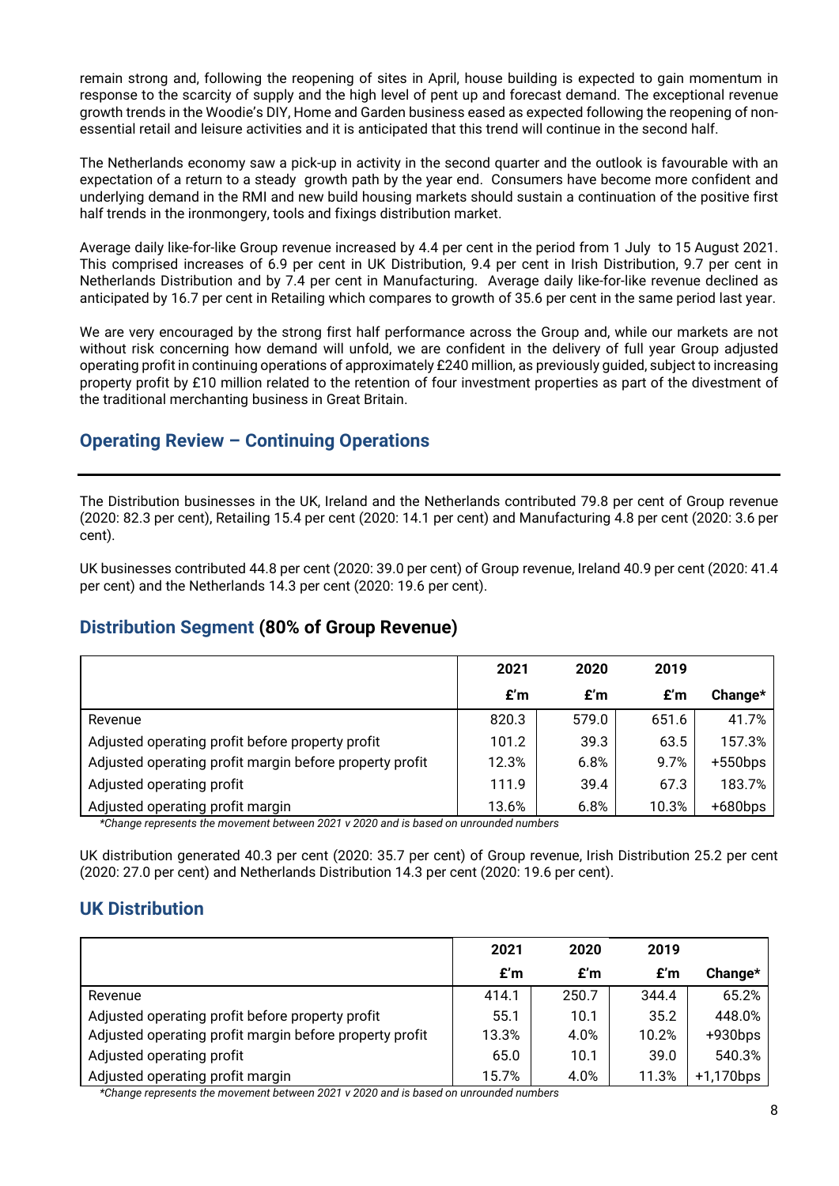remain strong and, following the reopening of sites in April, house building is expected to gain momentum in response to the scarcity of supply and the high level of pent up and forecast demand. The exceptional revenue growth trends in the Woodie's DIY, Home and Garden business eased as expected following the reopening of non-essential retail and leisure activities and it is anticipated that this trend will continue in the second half.

The Netherlands economy saw a pick-up in activity in the second quarter and the outlook is favourable with an expectation of a return to a steady growth path by the year end. Consumers have become more confident and underlying demand in the RMI and new build housing markets should sustain a continuation of the positive first half trends in the ironmongery, tools and fixings distribution market.

Average daily like-for-like Group revenue increased by 4.4 per cent in the period from 1 July to 15 August 2021. This comprised increases of 6.9 per cent in UK Distribution, 9.4 per cent in Irish Distribution, 9.7 per cent in Netherlands Distribution and by 7.4 per cent in Manufacturing. Average daily like-for-like revenue declined as anticipated by 16.7 per cent in Retailing which compares to growth of 35.6 per cent in the same period last year.

We are very encouraged by the strong first half performance across the Group and, while our markets are not without risk concerning how demand will unfold, we are confident in the delivery of full year Group adjusted operating profit in continuing operations of approximately £240 million, as previously guided, subject to increasing property profit by £10 million related to the retention of four investment properties as part of the divestment of the traditional merchanting business in Great Britain.

## Operating Review – Continuing Operations

The Distribution businesses in the UK, Ireland and the Netherlands contributed 79.8 per cent of Group revenue (2020: 82.3 per cent), Retailing 15.4 per cent (2020: 14.1 per cent) and Manufacturing 4.8 per cent (2020: 3.6 per cent).

UK businesses contributed 44.8 per cent (2020: 39.0 per cent) of Group revenue, Ireland 40.9 per cent (2020: 41.4 per cent) and the Netherlands 14.3 per cent (2020: 19.6 per cent).

## Distribution Segment **(80% of Group Revenue)**

| | 2021 | 2020 | 2019 | |
|---|---|---|---|---|
| | £'m | £'m | £'m | Change* |
| Revenue | 820.3 | 579.0 | 651.6 | 41.7% |
| Adjusted operating profit before property profit | 101.2 | 39.3 | 63.5 | 157.3% |
| Adjusted operating profit margin before property profit | 12.3% | 6.8% | 9.7% | +550bps |
| Adjusted operating profit | 111.9 | 39.4 | 67.3 | 183.7% |
| Adjusted operating profit margin | 13.6% | 6.8% | 10.3% | +680bps |

*\*Change represents the movement between 2021 v 2020 and is based on unrounded numbers*

UK distribution generated 40.3 per cent (2020: 35.7 per cent) of Group revenue, Irish Distribution 25.2 per cent (2020: 27.0 per cent) and Netherlands Distribution 14.3 per cent (2020: 19.6 per cent).

## UK Distribution

| | 2021 | 2020 | 2019 | |
|---|---|---|---|---|
| | £'m | £'m | £'m | Change* |
| Revenue | 414.1 | 250.7 | 344.4 | 65.2% |
| Adjusted operating profit before property profit | 55.1 | 10.1 | 35.2 | 448.0% |
| Adjusted operating profit margin before property profit | 13.3% | 4.0% | 10.2% | +930bps |
| Adjusted operating profit | 65.0 | 10.1 | 39.0 | 540.3% |
| Adjusted operating profit margin | 15.7% | 4.0% | 11.3% | +1,170bps |

*\*Change represents the movement between 2021 v 2020 and is based on unrounded numbers*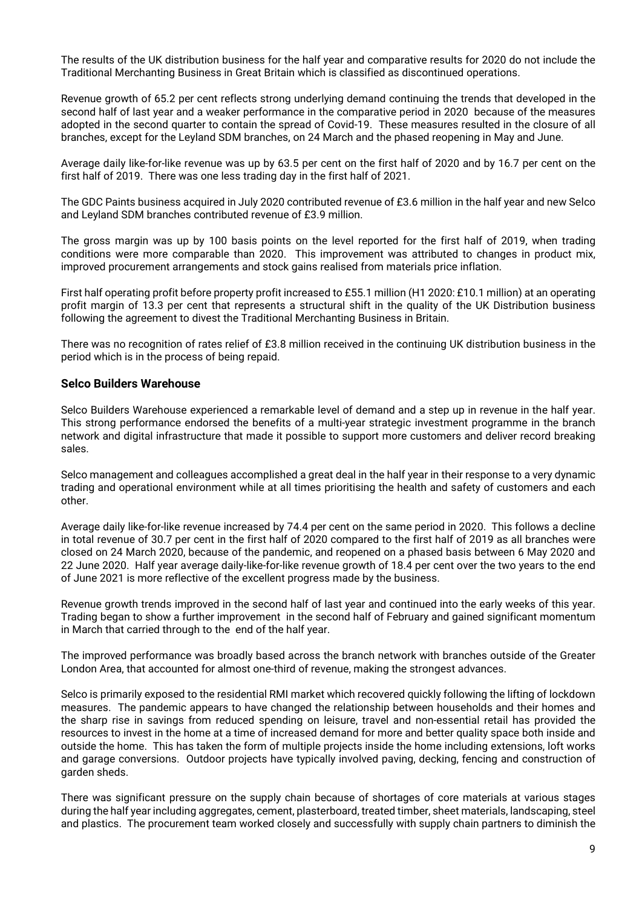The results of the UK distribution business for the half year and comparative results for 2020 do not include the Traditional Merchanting Business in Great Britain which is classified as discontinued operations.

Revenue growth of 65.2 per cent reflects strong underlying demand continuing the trends that developed in the second half of last year and a weaker performance in the comparative period in 2020 because of the measures adopted in the second quarter to contain the spread of Covid-19. These measures resulted in the closure of all branches, except for the Leyland SDM branches, on 24 March and the phased reopening in May and June.

Average daily like-for-like revenue was up by 63.5 per cent on the first half of 2020 and by 16.7 per cent on the first half of 2019. There was one less trading day in the first half of 2021.

The GDC Paints business acquired in July 2020 contributed revenue of £3.6 million in the half year and new Selco and Leyland SDM branches contributed revenue of £3.9 million.

The gross margin was up by 100 basis points on the level reported for the first half of 2019, when trading conditions were more comparable than 2020. This improvement was attributed to changes in product mix, improved procurement arrangements and stock gains realised from materials price inflation.

First half operating profit before property profit increased to £55.1 million (H1 2020: £10.1 million) at an operating profit margin of 13.3 per cent that represents a structural shift in the quality of the UK Distribution business following the agreement to divest the Traditional Merchanting Business in Britain.

There was no recognition of rates relief of £3.8 million received in the continuing UK distribution business in the period which is in the process of being repaid.

## Selco Builders Warehouse

Selco Builders Warehouse experienced a remarkable level of demand and a step up in revenue in the half year. This strong performance endorsed the benefits of a multi-year strategic investment programme in the branch network and digital infrastructure that made it possible to support more customers and deliver record breaking sales.

Selco management and colleagues accomplished a great deal in the half year in their response to a very dynamic trading and operational environment while at all times prioritising the health and safety of customers and each other.

Average daily like-for-like revenue increased by 74.4 per cent on the same period in 2020. This follows a decline in total revenue of 30.7 per cent in the first half of 2020 compared to the first half of 2019 as all branches were closed on 24 March 2020, because of the pandemic, and reopened on a phased basis between 6 May 2020 and 22 June 2020. Half year average daily-like-for-like revenue growth of 18.4 per cent over the two years to the end of June 2021 is more reflective of the excellent progress made by the business.

Revenue growth trends improved in the second half of last year and continued into the early weeks of this year. Trading began to show a further improvement in the second half of February and gained significant momentum in March that carried through to the end of the half year.

The improved performance was broadly based across the branch network with branches outside of the Greater London Area, that accounted for almost one-third of revenue, making the strongest advances.

Selco is primarily exposed to the residential RMI market which recovered quickly following the lifting of lockdown measures. The pandemic appears to have changed the relationship between households and their homes and the sharp rise in savings from reduced spending on leisure, travel and non-essential retail has provided the resources to invest in the home at a time of increased demand for more and better quality space both inside and outside the home. This has taken the form of multiple projects inside the home including extensions, loft works and garage conversions. Outdoor projects have typically involved paving, decking, fencing and construction of garden sheds.

There was significant pressure on the supply chain because of shortages of core materials at various stages during the half year including aggregates, cement, plasterboard, treated timber, sheet materials, landscaping, steel and plastics. The procurement team worked closely and successfully with supply chain partners to diminish the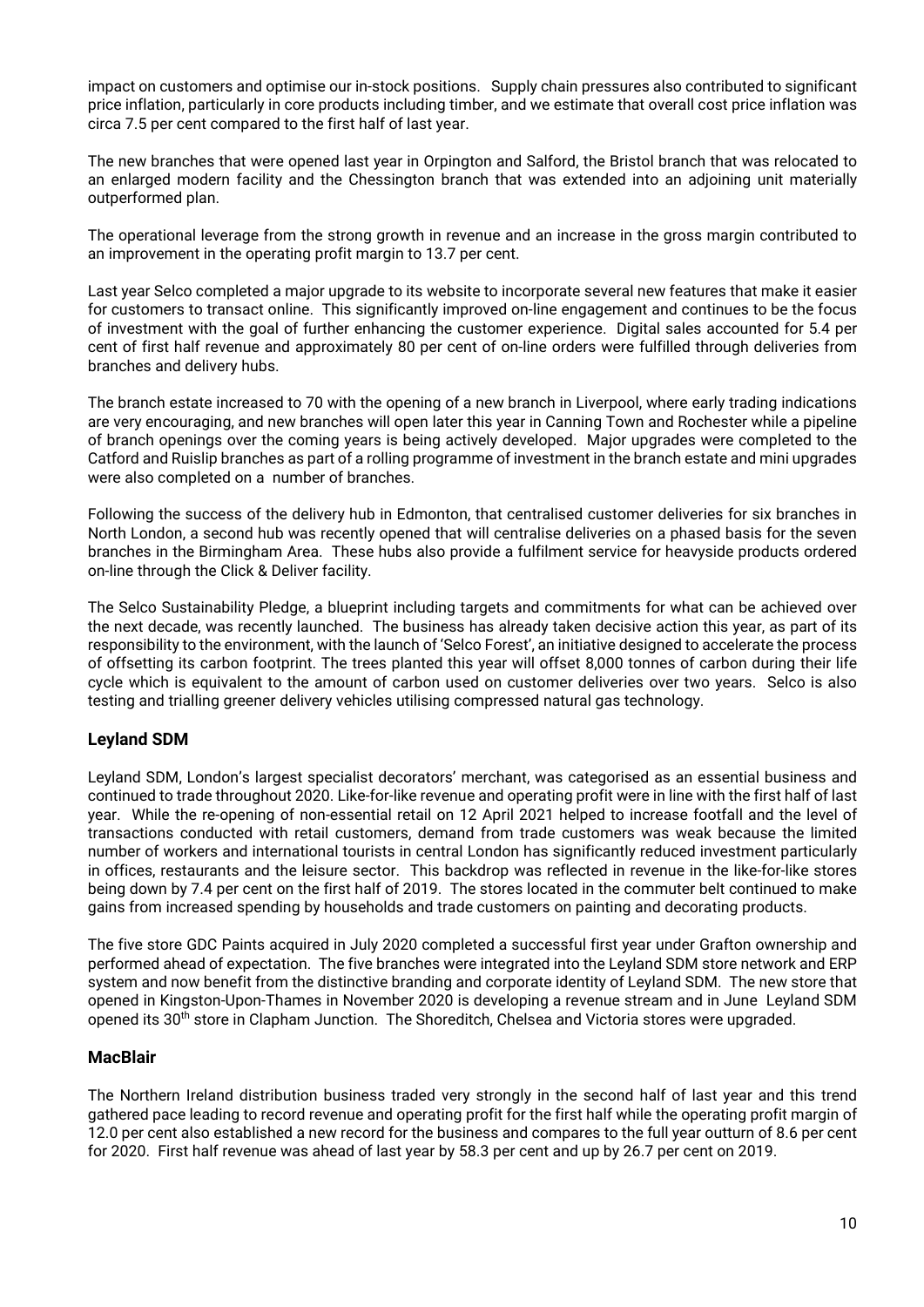impact on customers and optimise our in-stock positions. Supply chain pressures also contributed to significant price inflation, particularly in core products including timber, and we estimate that overall cost price inflation was circa 7.5 per cent compared to the first half of last year.

The new branches that were opened last year in Orpington and Salford, the Bristol branch that was relocated to an enlarged modern facility and the Chessington branch that was extended into an adjoining unit materially outperformed plan.

The operational leverage from the strong growth in revenue and an increase in the gross margin contributed to an improvement in the operating profit margin to 13.7 per cent.

Last year Selco completed a major upgrade to its website to incorporate several new features that make it easier for customers to transact online. This significantly improved on-line engagement and continues to be the focus of investment with the goal of further enhancing the customer experience. Digital sales accounted for 5.4 per cent of first half revenue and approximately 80 per cent of on-line orders were fulfilled through deliveries from branches and delivery hubs.

The branch estate increased to 70 with the opening of a new branch in Liverpool, where early trading indications are very encouraging, and new branches will open later this year in Canning Town and Rochester while a pipeline of branch openings over the coming years is being actively developed. Major upgrades were completed to the Catford and Ruislip branches as part of a rolling programme of investment in the branch estate and mini upgrades were also completed on a number of branches.

Following the success of the delivery hub in Edmonton, that centralised customer deliveries for six branches in North London, a second hub was recently opened that will centralise deliveries on a phased basis for the seven branches in the Birmingham Area. These hubs also provide a fulfilment service for heavyside products ordered on-line through the Click & Deliver facility.

The Selco Sustainability Pledge, a blueprint including targets and commitments for what can be achieved over the next decade, was recently launched. The business has already taken decisive action this year, as part of its responsibility to the environment, with the launch of 'Selco Forest', an initiative designed to accelerate the process of offsetting its carbon footprint. The trees planted this year will offset 8,000 tonnes of carbon during their life cycle which is equivalent to the amount of carbon used on customer deliveries over two years. Selco is also testing and trialling greener delivery vehicles utilising compressed natural gas technology.

## Leyland SDM

Leyland SDM, London's largest specialist decorators' merchant, was categorised as an essential business and continued to trade throughout 2020. Like-for-like revenue and operating profit were in line with the first half of last year. While the re-opening of non-essential retail on 12 April 2021 helped to increase footfall and the level of transactions conducted with retail customers, demand from trade customers was weak because the limited number of workers and international tourists in central London has significantly reduced investment particularly in offices, restaurants and the leisure sector. This backdrop was reflected in revenue in the like-for-like stores being down by 7.4 per cent on the first half of 2019. The stores located in the commuter belt continued to make gains from increased spending by households and trade customers on painting and decorating products.

The five store GDC Paints acquired in July 2020 completed a successful first year under Grafton ownership and performed ahead of expectation. The five branches were integrated into the Leyland SDM store network and ERP system and now benefit from the distinctive branding and corporate identity of Leyland SDM. The new store that opened in Kingston-Upon-Thames in November 2020 is developing a revenue stream and in June Leyland SDM opened its 30th store in Clapham Junction. The Shoreditch, Chelsea and Victoria stores were upgraded.

## MacBlair

The Northern Ireland distribution business traded very strongly in the second half of last year and this trend gathered pace leading to record revenue and operating profit for the first half while the operating profit margin of 12.0 per cent also established a new record for the business and compares to the full year outturn of 8.6 per cent for 2020. First half revenue was ahead of last year by 58.3 per cent and up by 26.7 per cent on 2019.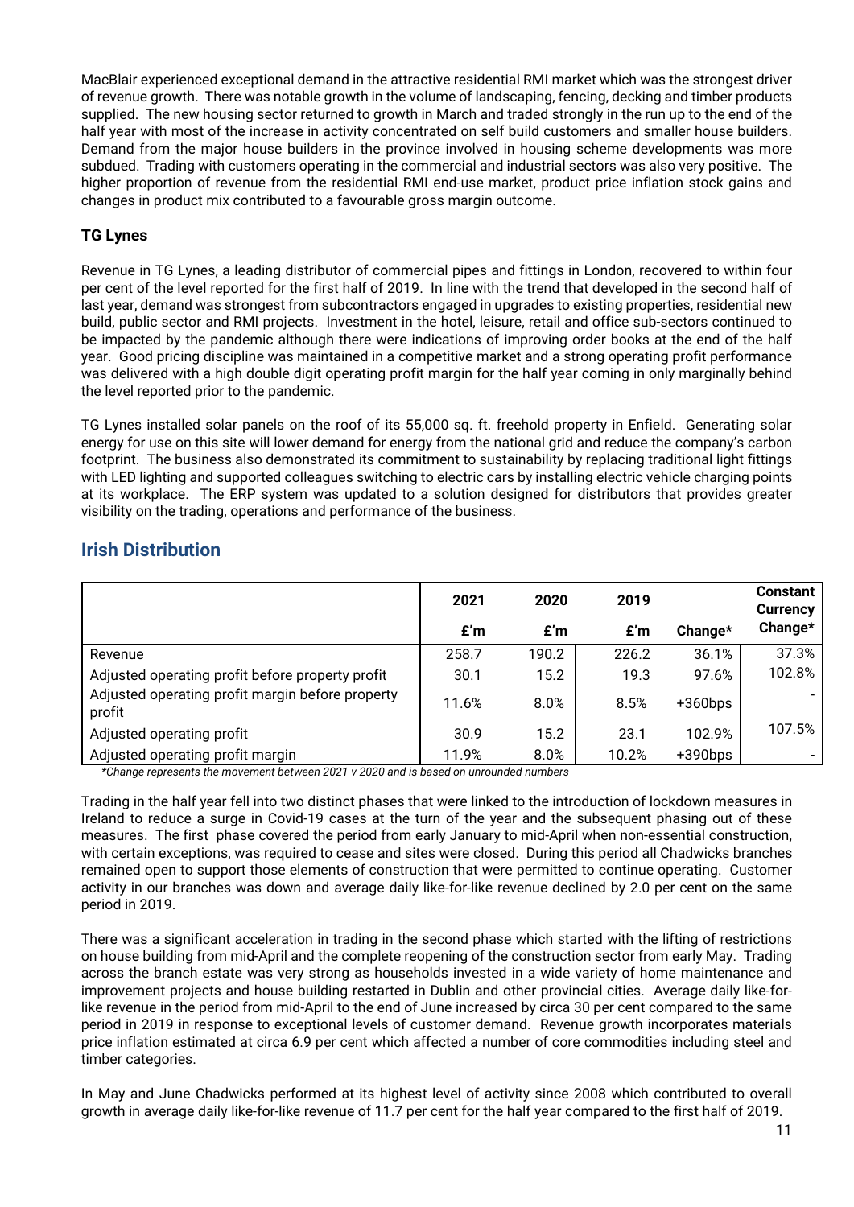MacBlair experienced exceptional demand in the attractive residential RMI market which was the strongest driver of revenue growth. There was notable growth in the volume of landscaping, fencing, decking and timber products supplied. The new housing sector returned to growth in March and traded strongly in the run up to the end of the half year with most of the increase in activity concentrated on self build customers and smaller house builders. Demand from the major house builders in the province involved in housing scheme developments was more subdued. Trading with customers operating in the commercial and industrial sectors was also very positive. The higher proportion of revenue from the residential RMI end-use market, product price inflation stock gains and changes in product mix contributed to a favourable gross margin outcome.

### TG Lynes

Revenue in TG Lynes, a leading distributor of commercial pipes and fittings in London, recovered to within four per cent of the level reported for the first half of 2019. In line with the trend that developed in the second half of last year, demand was strongest from subcontractors engaged in upgrades to existing properties, residential new build, public sector and RMI projects. Investment in the hotel, leisure, retail and office sub-sectors continued to be impacted by the pandemic although there were indications of improving order books at the end of the half year. Good pricing discipline was maintained in a competitive market and a strong operating profit performance was delivered with a high double digit operating profit margin for the half year coming in only marginally behind the level reported prior to the pandemic.

TG Lynes installed solar panels on the roof of its 55,000 sq. ft. freehold property in Enfield. Generating solar energy for use on this site will lower demand for energy from the national grid and reduce the company's carbon footprint. The business also demonstrated its commitment to sustainability by replacing traditional light fittings with LED lighting and supported colleagues switching to electric cars by installing electric vehicle charging points at its workplace. The ERP system was updated to a solution designed for distributors that provides greater visibility on the trading, operations and performance of the business.

## Irish Distribution

| | 2021<br>£'m | 2020<br>£'m | 2019<br>£'m | Change* | Constant Currency Change* |
|---|---|---|---|---|---|
| Revenue | 258.7 | 190.2 | 226.2 | 36.1% | 37.3% |
| Adjusted operating profit before property profit | 30.1 | 15.2 | 19.3 | 97.6% | 102.8% |
| Adjusted operating profit margin before property profit | 11.6% | 8.0% | 8.5% | +360bps | - |
| Adjusted operating profit | 30.9 | 15.2 | 23.1 | 102.9% | 107.5% |
| Adjusted operating profit margin | 11.9% | 8.0% | 10.2% | +390bps | - |

*\*Change represents the movement between 2021 v 2020 and is based on unrounded numbers*

Trading in the half year fell into two distinct phases that were linked to the introduction of lockdown measures in Ireland to reduce a surge in Covid-19 cases at the turn of the year and the subsequent phasing out of these measures. The first phase covered the period from early January to mid-April when non-essential construction, with certain exceptions, was required to cease and sites were closed. During this period all Chadwicks branches remained open to support those elements of construction that were permitted to continue operating. Customer activity in our branches was down and average daily like-for-like revenue declined by 2.0 per cent on the same period in 2019.

There was a significant acceleration in trading in the second phase which started with the lifting of restrictions on house building from mid-April and the complete reopening of the construction sector from early May. Trading across the branch estate was very strong as households invested in a wide variety of home maintenance and improvement projects and house building restarted in Dublin and other provincial cities. Average daily like-for-like revenue in the period from mid-April to the end of June increased by circa 30 per cent compared to the same period in 2019 in response to exceptional levels of customer demand. Revenue growth incorporates materials price inflation estimated at circa 6.9 per cent which affected a number of core commodities including steel and timber categories.

In May and June Chadwicks performed at its highest level of activity since 2008 which contributed to overall growth in average daily like-for-like revenue of 11.7 per cent for the half year compared to the first half of 2019.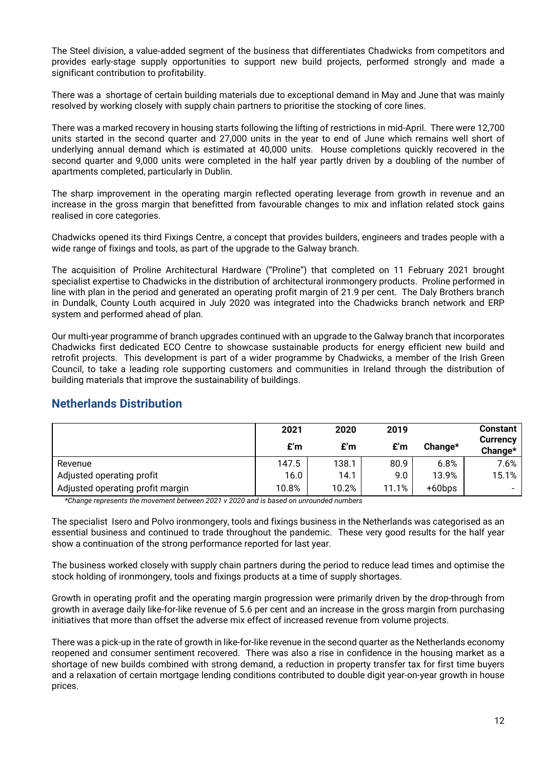The Steel division, a value-added segment of the business that differentiates Chadwicks from competitors and provides early-stage supply opportunities to support new build projects, performed strongly and made a significant contribution to profitability.

There was a shortage of certain building materials due to exceptional demand in May and June that was mainly resolved by working closely with supply chain partners to prioritise the stocking of core lines.

There was a marked recovery in housing starts following the lifting of restrictions in mid-April. There were 12,700 units started in the second quarter and 27,000 units in the year to end of June which remains well short of underlying annual demand which is estimated at 40,000 units. House completions quickly recovered in the second quarter and 9,000 units were completed in the half year partly driven by a doubling of the number of apartments completed, particularly in Dublin.

The sharp improvement in the operating margin reflected operating leverage from growth in revenue and an increase in the gross margin that benefitted from favourable changes to mix and inflation related stock gains realised in core categories.

Chadwicks opened its third Fixings Centre, a concept that provides builders, engineers and trades people with a wide range of fixings and tools, as part of the upgrade to the Galway branch.

The acquisition of Proline Architectural Hardware ("Proline") that completed on 11 February 2021 brought specialist expertise to Chadwicks in the distribution of architectural ironmongery products. Proline performed in line with plan in the period and generated an operating profit margin of 21.9 per cent. The Daly Brothers branch in Dundalk, County Louth acquired in July 2020 was integrated into the Chadwicks branch network and ERP system and performed ahead of plan.

Our multi-year programme of branch upgrades continued with an upgrade to the Galway branch that incorporates Chadwicks first dedicated ECO Centre to showcase sustainable products for energy efficient new build and retrofit projects. This development is part of a wider programme by Chadwicks, a member of the Irish Green Council, to take a leading role supporting customers and communities in Ireland through the distribution of building materials that improve the sustainability of buildings.

## Netherlands Distribution

| | 2021 £'m | 2020 £'m | 2019 £'m | Change* | Constant Currency Change* |
|---|---|---|---|---|---|
| Revenue | 147.5 | 138.1 | 80.9 | 6.8% | 7.6% |
| Adjusted operating profit | 16.0 | 14.1 | 9.0 | 13.9% | 15.1% |
| Adjusted operating profit margin | 10.8% | 10.2% | 11.1% | +60bps | - |

*\*Change represents the movement between 2021 v 2020 and is based on unrounded numbers*

The specialist Isero and Polvo ironmongery, tools and fixings business in the Netherlands was categorised as an essential business and continued to trade throughout the pandemic. These very good results for the half year show a continuation of the strong performance reported for last year.

The business worked closely with supply chain partners during the period to reduce lead times and optimise the stock holding of ironmongery, tools and fixings products at a time of supply shortages.

Growth in operating profit and the operating margin progression were primarily driven by the drop-through from growth in average daily like-for-like revenue of 5.6 per cent and an increase in the gross margin from purchasing initiatives that more than offset the adverse mix effect of increased revenue from volume projects.

There was a pick-up in the rate of growth in like-for-like revenue in the second quarter as the Netherlands economy reopened and consumer sentiment recovered. There was also a rise in confidence in the housing market as a shortage of new builds combined with strong demand, a reduction in property transfer tax for first time buyers and a relaxation of certain mortgage lending conditions contributed to double digit year-on-year growth in house prices.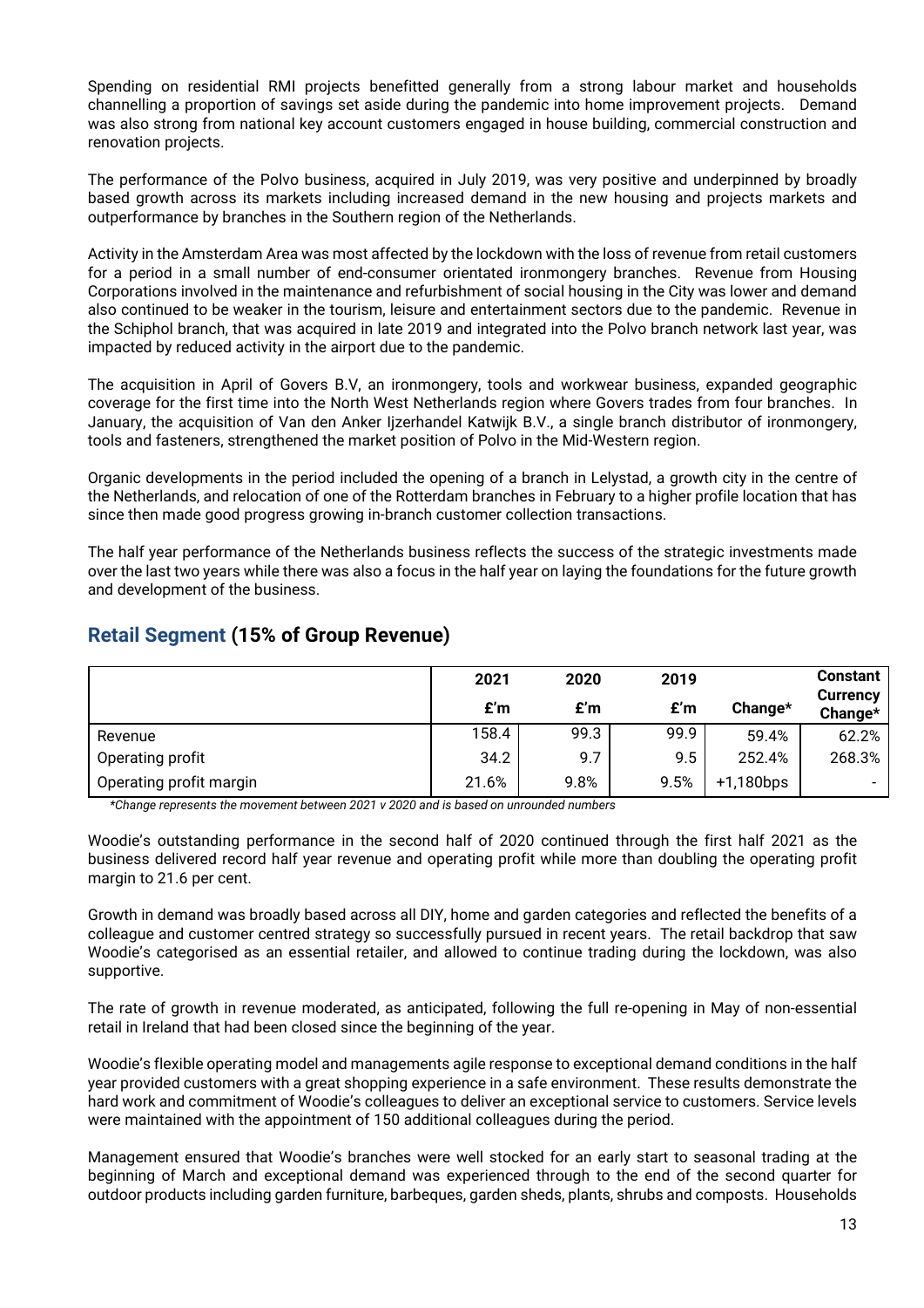Spending on residential RMI projects benefitted generally from a strong labour market and households channelling a proportion of savings set aside during the pandemic into home improvement projects. Demand was also strong from national key account customers engaged in house building, commercial construction and renovation projects.

The performance of the Polvo business, acquired in July 2019, was very positive and underpinned by broadly based growth across its markets including increased demand in the new housing and projects markets and outperformance by branches in the Southern region of the Netherlands.

Activity in the Amsterdam Area was most affected by the lockdown with the loss of revenue from retail customers for a period in a small number of end-consumer orientated ironmongery branches. Revenue from Housing Corporations involved in the maintenance and refurbishment of social housing in the City was lower and demand also continued to be weaker in the tourism, leisure and entertainment sectors due to the pandemic. Revenue in the Schiphol branch, that was acquired in late 2019 and integrated into the Polvo branch network last year, was impacted by reduced activity in the airport due to the pandemic.

The acquisition in April of Govers B.V, an ironmongery, tools and workwear business, expanded geographic coverage for the first time into the North West Netherlands region where Govers trades from four branches. In January, the acquisition of Van den Anker Ijzerhandel Katwijk B.V., a single branch distributor of ironmongery, tools and fasteners, strengthened the market position of Polvo in the Mid-Western region.

Organic developments in the period included the opening of a branch in Lelystad, a growth city in the centre of the Netherlands, and relocation of one of the Rotterdam branches in February to a higher profile location that has since then made good progress growing in-branch customer collection transactions.

The half year performance of the Netherlands business reflects the success of the strategic investments made over the last two years while there was also a focus in the half year on laying the foundations for the future growth and development of the business.

## Retail Segment (15% of Group Revenue)

| | 2021 £'m | 2020 £'m | 2019 £'m | Change* | Constant Currency Change* |
|---|---|---|---|---|---|
| Revenue | 158.4 | 99.3 | 99.9 | 59.4% | 62.2% |
| Operating profit | 34.2 | 9.7 | 9.5 | 252.4% | 268.3% |
| Operating profit margin | 21.6% | 9.8% | 9.5% | +1,180bps | - |

*\*Change represents the movement between 2021 v 2020 and is based on unrounded numbers*

Woodie's outstanding performance in the second half of 2020 continued through the first half 2021 as the business delivered record half year revenue and operating profit while more than doubling the operating profit margin to 21.6 per cent.

Growth in demand was broadly based across all DIY, home and garden categories and reflected the benefits of a colleague and customer centred strategy so successfully pursued in recent years. The retail backdrop that saw Woodie's categorised as an essential retailer, and allowed to continue trading during the lockdown, was also supportive.

The rate of growth in revenue moderated, as anticipated, following the full re-opening in May of non-essential retail in Ireland that had been closed since the beginning of the year.

Woodie's flexible operating model and managements agile response to exceptional demand conditions in the half year provided customers with a great shopping experience in a safe environment. These results demonstrate the hard work and commitment of Woodie's colleagues to deliver an exceptional service to customers. Service levels were maintained with the appointment of 150 additional colleagues during the period.

Management ensured that Woodie's branches were well stocked for an early start to seasonal trading at the beginning of March and exceptional demand was experienced through to the end of the second quarter for outdoor products including garden furniture, barbeques, garden sheds, plants, shrubs and composts. Households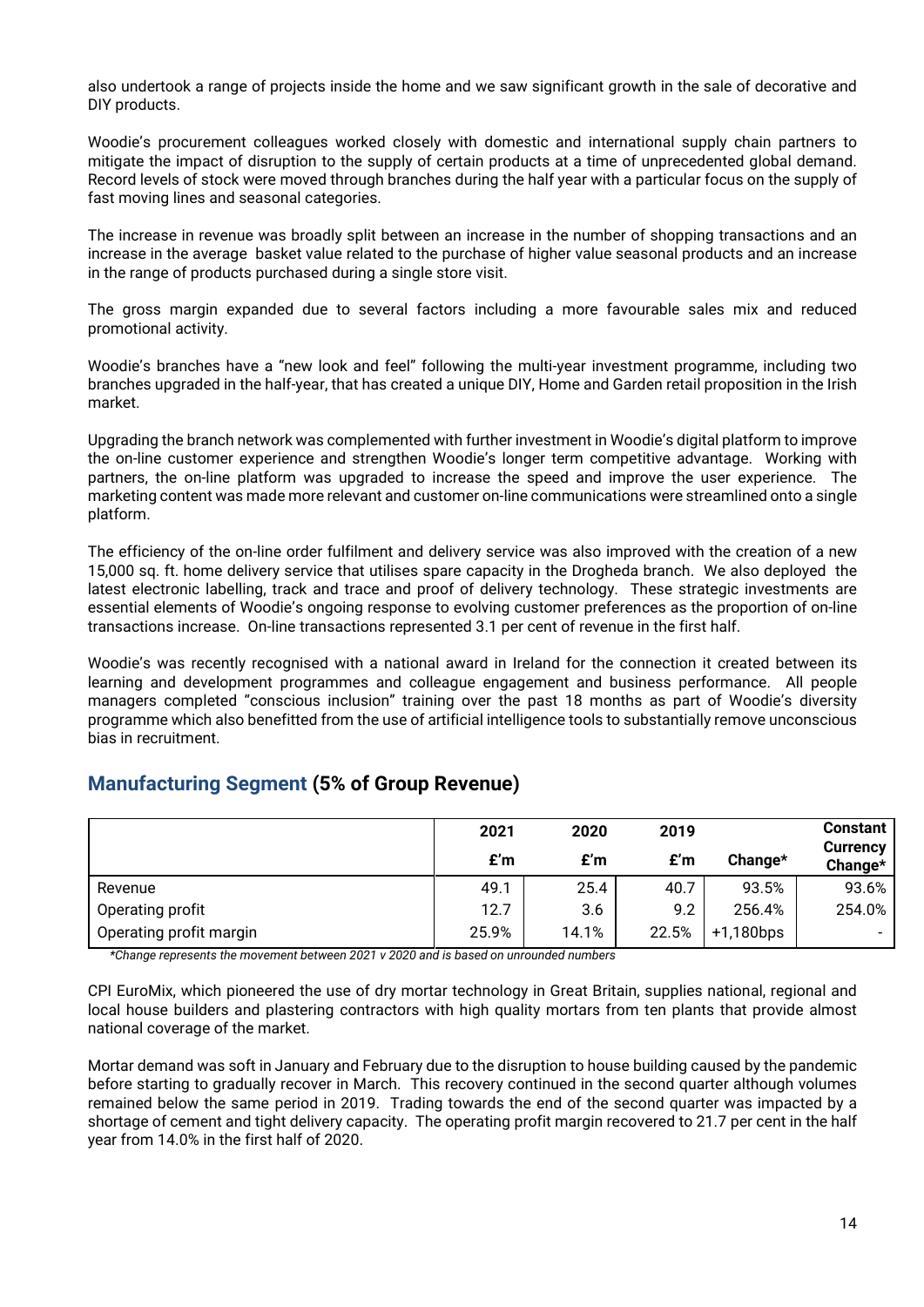also undertook a range of projects inside the home and we saw significant growth in the sale of decorative and DIY products.

Woodie's procurement colleagues worked closely with domestic and international supply chain partners to mitigate the impact of disruption to the supply of certain products at a time of unprecedented global demand. Record levels of stock were moved through branches during the half year with a particular focus on the supply of fast moving lines and seasonal categories.

The increase in revenue was broadly split between an increase in the number of shopping transactions and an increase in the average basket value related to the purchase of higher value seasonal products and an increase in the range of products purchased during a single store visit.

The gross margin expanded due to several factors including a more favourable sales mix and reduced promotional activity.

Woodie's branches have a "new look and feel" following the multi-year investment programme, including two branches upgraded in the half-year, that has created a unique DIY, Home and Garden retail proposition in the Irish market.

Upgrading the branch network was complemented with further investment in Woodie's digital platform to improve the on-line customer experience and strengthen Woodie's longer term competitive advantage. Working with partners, the on-line platform was upgraded to increase the speed and improve the user experience. The marketing content was made more relevant and customer on-line communications were streamlined onto a single platform.

The efficiency of the on-line order fulfilment and delivery service was also improved with the creation of a new 15,000 sq. ft. home delivery service that utilises spare capacity in the Drogheda branch. We also deployed the latest electronic labelling, track and trace and proof of delivery technology. These strategic investments are essential elements of Woodie's ongoing response to evolving customer preferences as the proportion of on-line transactions increase. On-line transactions represented 3.1 per cent of revenue in the first half.

Woodie's was recently recognised with a national award in Ireland for the connection it created between its learning and development programmes and colleague engagement and business performance. All people managers completed "conscious inclusion" training over the past 18 months as part of Woodie's diversity programme which also benefitted from the use of artificial intelligence tools to substantially remove unconscious bias in recruitment.

## Manufacturing Segment **(5% of Group Revenue)**

| | 2021 £'m | 2020 £'m | 2019 £'m | Change* | Constant Currency Change* |
|---|---|---|---|---|---|
| Revenue | 49.1 | 25.4 | 40.7 | 93.5% | 93.6% |
| Operating profit | 12.7 | 3.6 | 9.2 | 256.4% | 254.0% |
| Operating profit margin | 25.9% | 14.1% | 22.5% | +1,180bps | - |

*\*Change represents the movement between 2021 v 2020 and is based on unrounded numbers*

CPI EuroMix, which pioneered the use of dry mortar technology in Great Britain, supplies national, regional and local house builders and plastering contractors with high quality mortars from ten plants that provide almost national coverage of the market.

Mortar demand was soft in January and February due to the disruption to house building caused by the pandemic before starting to gradually recover in March. This recovery continued in the second quarter although volumes remained below the same period in 2019. Trading towards the end of the second quarter was impacted by a shortage of cement and tight delivery capacity. The operating profit margin recovered to 21.7 per cent in the half year from 14.0% in the first half of 2020.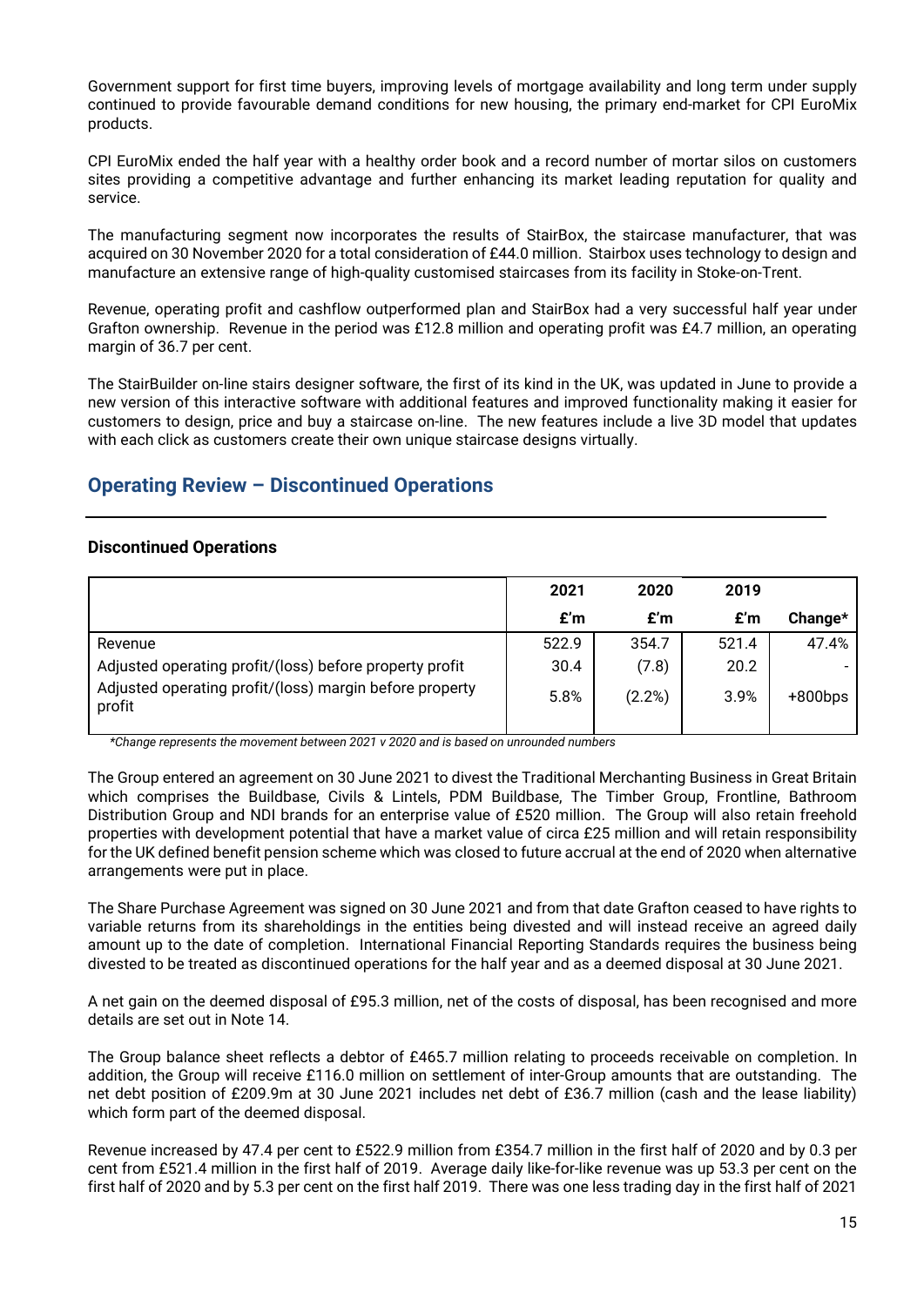Government support for first time buyers, improving levels of mortgage availability and long term under supply continued to provide favourable demand conditions for new housing, the primary end-market for CPI EuroMix products.

CPI EuroMix ended the half year with a healthy order book and a record number of mortar silos on customers sites providing a competitive advantage and further enhancing its market leading reputation for quality and service.

The manufacturing segment now incorporates the results of StairBox, the staircase manufacturer, that was acquired on 30 November 2020 for a total consideration of £44.0 million. Stairbox uses technology to design and manufacture an extensive range of high-quality customised staircases from its facility in Stoke-on-Trent.

Revenue, operating profit and cashflow outperformed plan and StairBox had a very successful half year under Grafton ownership. Revenue in the period was £12.8 million and operating profit was £4.7 million, an operating margin of 36.7 per cent.

The StairBuilder on-line stairs designer software, the first of its kind in the UK, was updated in June to provide a new version of this interactive software with additional features and improved functionality making it easier for customers to design, price and buy a staircase on-line. The new features include a live 3D model that updates with each click as customers create their own unique staircase designs virtually.

## Operating Review – Discontinued Operations

### Discontinued Operations

| | 2021 | 2020 | 2019 | |
|---|---|---|---|---|
| | £'m | £'m | £'m | Change* |
| Revenue | 522.9 | 354.7 | 521.4 | 47.4% |
| Adjusted operating profit/(loss) before property profit | 30.4 | (7.8) | 20.2 | - |
| Adjusted operating profit/(loss) margin before property profit | 5.8% | (2.2%) | 3.9% | +800bps |

*\*Change represents the movement between 2021 v 2020 and is based on unrounded numbers*

The Group entered an agreement on 30 June 2021 to divest the Traditional Merchanting Business in Great Britain which comprises the Buildbase, Civils & Lintels, PDM Buildbase, The Timber Group, Frontline, Bathroom Distribution Group and NDI brands for an enterprise value of £520 million. The Group will also retain freehold properties with development potential that have a market value of circa £25 million and will retain responsibility for the UK defined benefit pension scheme which was closed to future accrual at the end of 2020 when alternative arrangements were put in place.

The Share Purchase Agreement was signed on 30 June 2021 and from that date Grafton ceased to have rights to variable returns from its shareholdings in the entities being divested and will instead receive an agreed daily amount up to the date of completion. International Financial Reporting Standards requires the business being divested to be treated as discontinued operations for the half year and as a deemed disposal at 30 June 2021.

A net gain on the deemed disposal of £95.3 million, net of the costs of disposal, has been recognised and more details are set out in Note 14.

The Group balance sheet reflects a debtor of £465.7 million relating to proceeds receivable on completion. In addition, the Group will receive £116.0 million on settlement of inter-Group amounts that are outstanding. The net debt position of £209.9m at 30 June 2021 includes net debt of £36.7 million (cash and the lease liability) which form part of the deemed disposal.

Revenue increased by 47.4 per cent to £522.9 million from £354.7 million in the first half of 2020 and by 0.3 per cent from £521.4 million in the first half of 2019. Average daily like-for-like revenue was up 53.3 per cent on the first half of 2020 and by 5.3 per cent on the first half 2019. There was one less trading day in the first half of 2021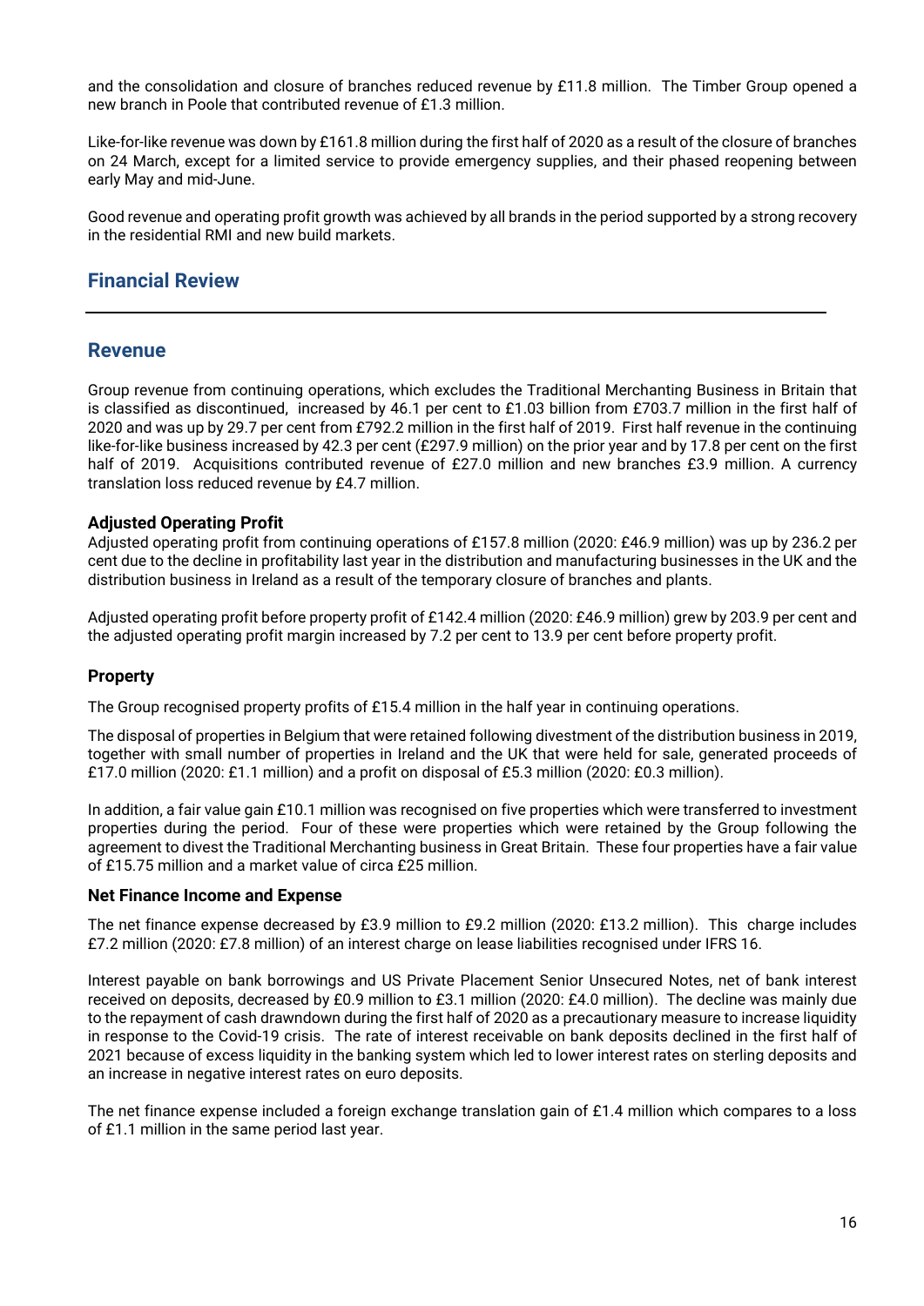and the consolidation and closure of branches reduced revenue by £11.8 million. The Timber Group opened a new branch in Poole that contributed revenue of £1.3 million.

Like-for-like revenue was down by £161.8 million during the first half of 2020 as a result of the closure of branches on 24 March, except for a limited service to provide emergency supplies, and their phased reopening between early May and mid-June.

Good revenue and operating profit growth was achieved by all brands in the period supported by a strong recovery in the residential RMI and new build markets.

## Financial Review

## Revenue

Group revenue from continuing operations, which excludes the Traditional Merchanting Business in Britain that is classified as discontinued, increased by 46.1 per cent to £1.03 billion from £703.7 million in the first half of 2020 and was up by 29.7 per cent from £792.2 million in the first half of 2019. First half revenue in the continuing like-for-like business increased by 42.3 per cent (£297.9 million) on the prior year and by 17.8 per cent on the first half of 2019. Acquisitions contributed revenue of £27.0 million and new branches £3.9 million. A currency translation loss reduced revenue by £4.7 million.

### Adjusted Operating Profit

Adjusted operating profit from continuing operations of £157.8 million (2020: £46.9 million) was up by 236.2 per cent due to the decline in profitability last year in the distribution and manufacturing businesses in the UK and the distribution business in Ireland as a result of the temporary closure of branches and plants.

Adjusted operating profit before property profit of £142.4 million (2020: £46.9 million) grew by 203.9 per cent and the adjusted operating profit margin increased by 7.2 per cent to 13.9 per cent before property profit.

### Property

The Group recognised property profits of £15.4 million in the half year in continuing operations.

The disposal of properties in Belgium that were retained following divestment of the distribution business in 2019, together with small number of properties in Ireland and the UK that were held for sale, generated proceeds of £17.0 million (2020: £1.1 million) and a profit on disposal of £5.3 million (2020: £0.3 million).

In addition, a fair value gain £10.1 million was recognised on five properties which were transferred to investment properties during the period. Four of these were properties which were retained by the Group following the agreement to divest the Traditional Merchanting business in Great Britain. These four properties have a fair value of £15.75 million and a market value of circa £25 million.

### Net Finance Income and Expense

The net finance expense decreased by £3.9 million to £9.2 million (2020: £13.2 million). This charge includes £7.2 million (2020: £7.8 million) of an interest charge on lease liabilities recognised under IFRS 16.

Interest payable on bank borrowings and US Private Placement Senior Unsecured Notes, net of bank interest received on deposits, decreased by £0.9 million to £3.1 million (2020: £4.0 million). The decline was mainly due to the repayment of cash drawndown during the first half of 2020 as a precautionary measure to increase liquidity in response to the Covid-19 crisis. The rate of interest receivable on bank deposits declined in the first half of 2021 because of excess liquidity in the banking system which led to lower interest rates on sterling deposits and an increase in negative interest rates on euro deposits.

The net finance expense included a foreign exchange translation gain of £1.4 million which compares to a loss of £1.1 million in the same period last year.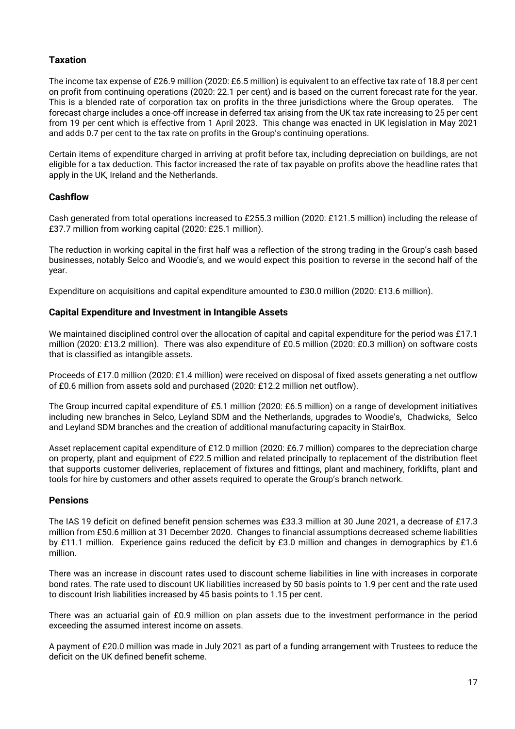## Taxation

The income tax expense of £26.9 million (2020: £6.5 million) is equivalent to an effective tax rate of 18.8 per cent on profit from continuing operations (2020: 22.1 per cent) and is based on the current forecast rate for the year. This is a blended rate of corporation tax on profits in the three jurisdictions where the Group operates. The forecast charge includes a once-off increase in deferred tax arising from the UK tax rate increasing to 25 per cent from 19 per cent which is effective from 1 April 2023. This change was enacted in UK legislation in May 2021 and adds 0.7 per cent to the tax rate on profits in the Group's continuing operations.

Certain items of expenditure charged in arriving at profit before tax, including depreciation on buildings, are not eligible for a tax deduction. This factor increased the rate of tax payable on profits above the headline rates that apply in the UK, Ireland and the Netherlands.

## Cashflow

Cash generated from total operations increased to £255.3 million (2020: £121.5 million) including the release of £37.7 million from working capital (2020: £25.1 million).

The reduction in working capital in the first half was a reflection of the strong trading in the Group's cash based businesses, notably Selco and Woodie's, and we would expect this position to reverse in the second half of the year.

Expenditure on acquisitions and capital expenditure amounted to £30.0 million (2020: £13.6 million).

## Capital Expenditure and Investment in Intangible Assets

We maintained disciplined control over the allocation of capital and capital expenditure for the period was £17.1 million (2020: £13.2 million). There was also expenditure of £0.5 million (2020: £0.3 million) on software costs that is classified as intangible assets.

Proceeds of £17.0 million (2020: £1.4 million) were received on disposal of fixed assets generating a net outflow of £0.6 million from assets sold and purchased (2020: £12.2 million net outflow).

The Group incurred capital expenditure of £5.1 million (2020: £6.5 million) on a range of development initiatives including new branches in Selco, Leyland SDM and the Netherlands, upgrades to Woodie's, Chadwicks, Selco and Leyland SDM branches and the creation of additional manufacturing capacity in StairBox.

Asset replacement capital expenditure of £12.0 million (2020: £6.7 million) compares to the depreciation charge on property, plant and equipment of £22.5 million and related principally to replacement of the distribution fleet that supports customer deliveries, replacement of fixtures and fittings, plant and machinery, forklifts, plant and tools for hire by customers and other assets required to operate the Group's branch network.

## Pensions

The IAS 19 deficit on defined benefit pension schemes was £33.3 million at 30 June 2021, a decrease of £17.3 million from £50.6 million at 31 December 2020. Changes to financial assumptions decreased scheme liabilities by £11.1 million. Experience gains reduced the deficit by £3.0 million and changes in demographics by £1.6 million.

There was an increase in discount rates used to discount scheme liabilities in line with increases in corporate bond rates. The rate used to discount UK liabilities increased by 50 basis points to 1.9 per cent and the rate used to discount Irish liabilities increased by 45 basis points to 1.15 per cent.

There was an actuarial gain of £0.9 million on plan assets due to the investment performance in the period exceeding the assumed interest income on assets.

A payment of £20.0 million was made in July 2021 as part of a funding arrangement with Trustees to reduce the deficit on the UK defined benefit scheme.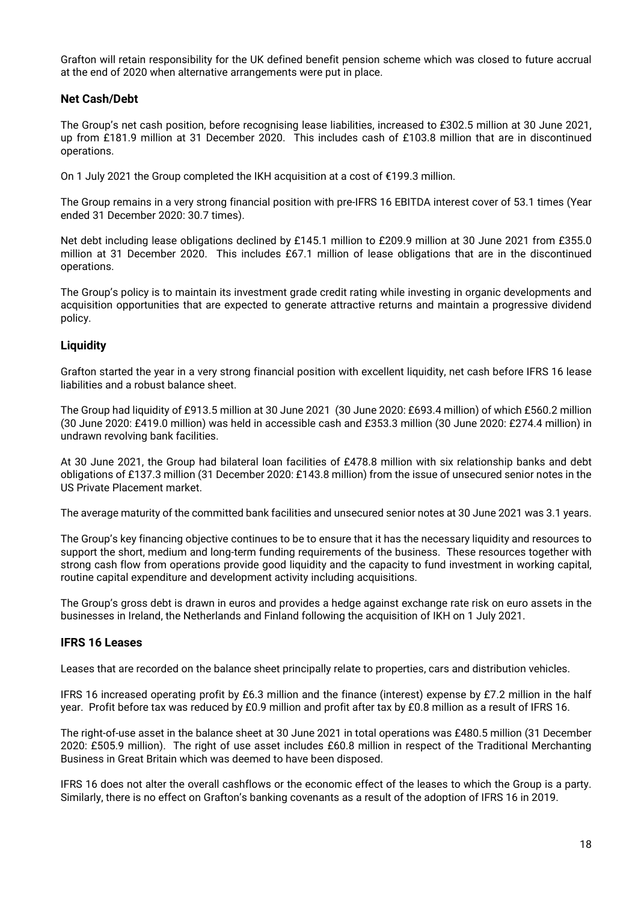Grafton will retain responsibility for the UK defined benefit pension scheme which was closed to future accrual at the end of 2020 when alternative arrangements were put in place.

## Net Cash/Debt

The Group's net cash position, before recognising lease liabilities, increased to £302.5 million at 30 June 2021, up from £181.9 million at 31 December 2020. This includes cash of £103.8 million that are in discontinued operations.

On 1 July 2021 the Group completed the IKH acquisition at a cost of €199.3 million.

The Group remains in a very strong financial position with pre-IFRS 16 EBITDA interest cover of 53.1 times (Year ended 31 December 2020: 30.7 times).

Net debt including lease obligations declined by £145.1 million to £209.9 million at 30 June 2021 from £355.0 million at 31 December 2020. This includes £67.1 million of lease obligations that are in the discontinued operations.

The Group's policy is to maintain its investment grade credit rating while investing in organic developments and acquisition opportunities that are expected to generate attractive returns and maintain a progressive dividend policy.

## Liquidity

Grafton started the year in a very strong financial position with excellent liquidity, net cash before IFRS 16 lease liabilities and a robust balance sheet.

The Group had liquidity of £913.5 million at 30 June 2021 (30 June 2020: £693.4 million) of which £560.2 million (30 June 2020: £419.0 million) was held in accessible cash and £353.3 million (30 June 2020: £274.4 million) in undrawn revolving bank facilities.

At 30 June 2021, the Group had bilateral loan facilities of £478.8 million with six relationship banks and debt obligations of £137.3 million (31 December 2020: £143.8 million) from the issue of unsecured senior notes in the US Private Placement market.

The average maturity of the committed bank facilities and unsecured senior notes at 30 June 2021 was 3.1 years.

The Group's key financing objective continues to be to ensure that it has the necessary liquidity and resources to support the short, medium and long-term funding requirements of the business. These resources together with strong cash flow from operations provide good liquidity and the capacity to fund investment in working capital, routine capital expenditure and development activity including acquisitions.

The Group's gross debt is drawn in euros and provides a hedge against exchange rate risk on euro assets in the businesses in Ireland, the Netherlands and Finland following the acquisition of IKH on 1 July 2021.

## IFRS 16 Leases

Leases that are recorded on the balance sheet principally relate to properties, cars and distribution vehicles.

IFRS 16 increased operating profit by £6.3 million and the finance (interest) expense by £7.2 million in the half year. Profit before tax was reduced by £0.9 million and profit after tax by £0.8 million as a result of IFRS 16.

The right-of-use asset in the balance sheet at 30 June 2021 in total operations was £480.5 million (31 December 2020: £505.9 million). The right of use asset includes £60.8 million in respect of the Traditional Merchanting Business in Great Britain which was deemed to have been disposed.

IFRS 16 does not alter the overall cashflows or the economic effect of the leases to which the Group is a party. Similarly, there is no effect on Grafton's banking covenants as a result of the adoption of IFRS 16 in 2019.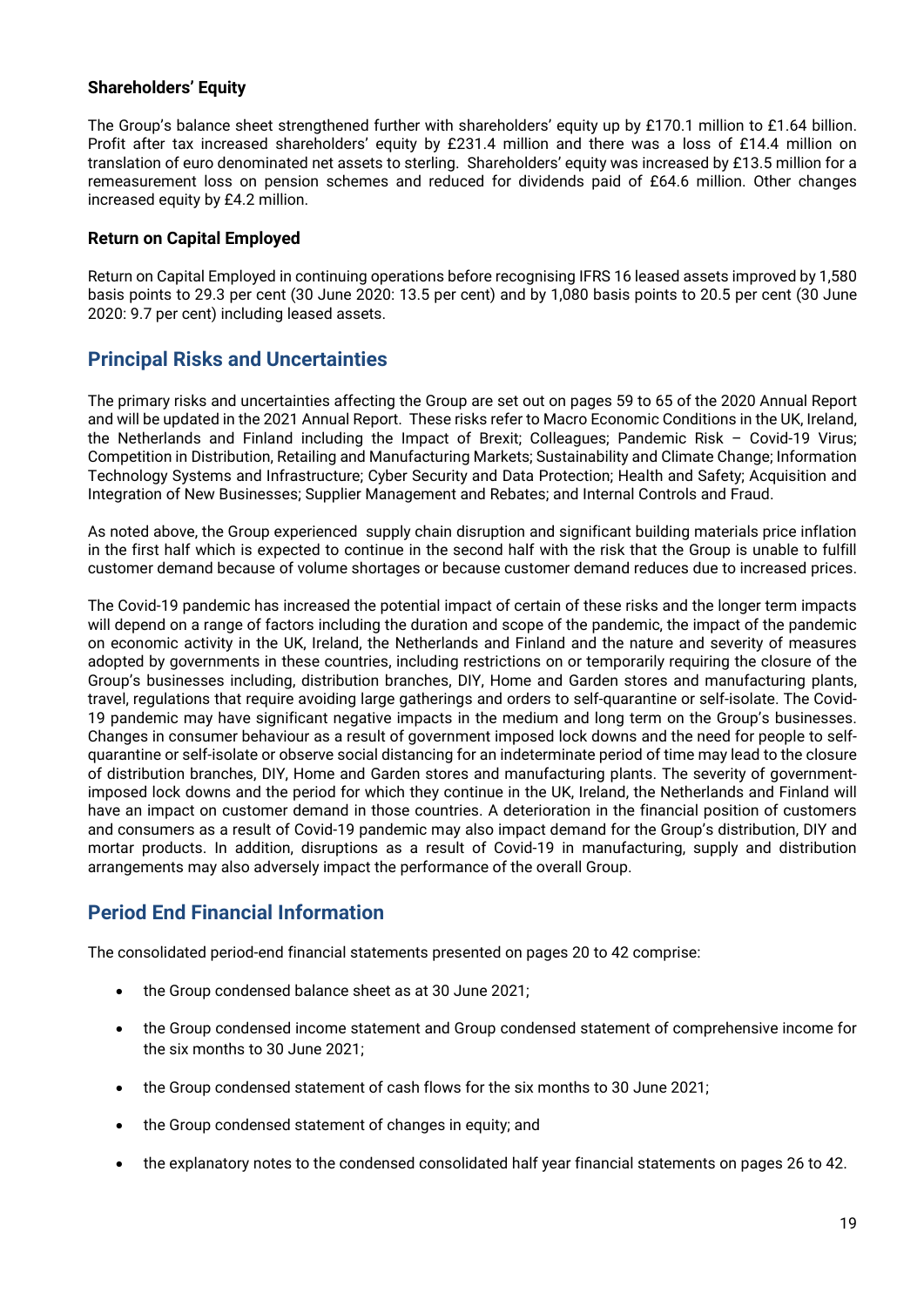### Shareholders' Equity

The Group's balance sheet strengthened further with shareholders' equity up by £170.1 million to £1.64 billion. Profit after tax increased shareholders' equity by £231.4 million and there was a loss of £14.4 million on translation of euro denominated net assets to sterling. Shareholders' equity was increased by £13.5 million for a remeasurement loss on pension schemes and reduced for dividends paid of £64.6 million. Other changes increased equity by £4.2 million.

### Return on Capital Employed

Return on Capital Employed in continuing operations before recognising IFRS 16 leased assets improved by 1,580 basis points to 29.3 per cent (30 June 2020: 13.5 per cent) and by 1,080 basis points to 20.5 per cent (30 June 2020: 9.7 per cent) including leased assets.

## Principal Risks and Uncertainties

The primary risks and uncertainties affecting the Group are set out on pages 59 to 65 of the 2020 Annual Report and will be updated in the 2021 Annual Report. These risks refer to Macro Economic Conditions in the UK, Ireland, the Netherlands and Finland including the Impact of Brexit; Colleagues; Pandemic Risk – Covid-19 Virus; Competition in Distribution, Retailing and Manufacturing Markets; Sustainability and Climate Change; Information Technology Systems and Infrastructure; Cyber Security and Data Protection; Health and Safety; Acquisition and Integration of New Businesses; Supplier Management and Rebates; and Internal Controls and Fraud.

As noted above, the Group experienced supply chain disruption and significant building materials price inflation in the first half which is expected to continue in the second half with the risk that the Group is unable to fulfill customer demand because of volume shortages or because customer demand reduces due to increased prices.

The Covid-19 pandemic has increased the potential impact of certain of these risks and the longer term impacts will depend on a range of factors including the duration and scope of the pandemic, the impact of the pandemic on economic activity in the UK, Ireland, the Netherlands and Finland and the nature and severity of measures adopted by governments in these countries, including restrictions on or temporarily requiring the closure of the Group's businesses including, distribution branches, DIY, Home and Garden stores and manufacturing plants, travel, regulations that require avoiding large gatherings and orders to self-quarantine or self-isolate. The Covid-19 pandemic may have significant negative impacts in the medium and long term on the Group's businesses. Changes in consumer behaviour as a result of government imposed lock downs and the need for people to self-quarantine or self-isolate or observe social distancing for an indeterminate period of time may lead to the closure of distribution branches, DIY, Home and Garden stores and manufacturing plants. The severity of government-imposed lock downs and the period for which they continue in the UK, Ireland, the Netherlands and Finland will have an impact on customer demand in those countries. A deterioration in the financial position of customers and consumers as a result of Covid-19 pandemic may also impact demand for the Group's distribution, DIY and mortar products. In addition, disruptions as a result of Covid-19 in manufacturing, supply and distribution arrangements may also adversely impact the performance of the overall Group.

## Period End Financial Information

The consolidated period-end financial statements presented on pages 20 to 42 comprise:

- the Group condensed balance sheet as at 30 June 2021;
- the Group condensed income statement and Group condensed statement of comprehensive income for the six months to 30 June 2021;
- the Group condensed statement of cash flows for the six months to 30 June 2021;
- the Group condensed statement of changes in equity; and
- the explanatory notes to the condensed consolidated half year financial statements on pages 26 to 42.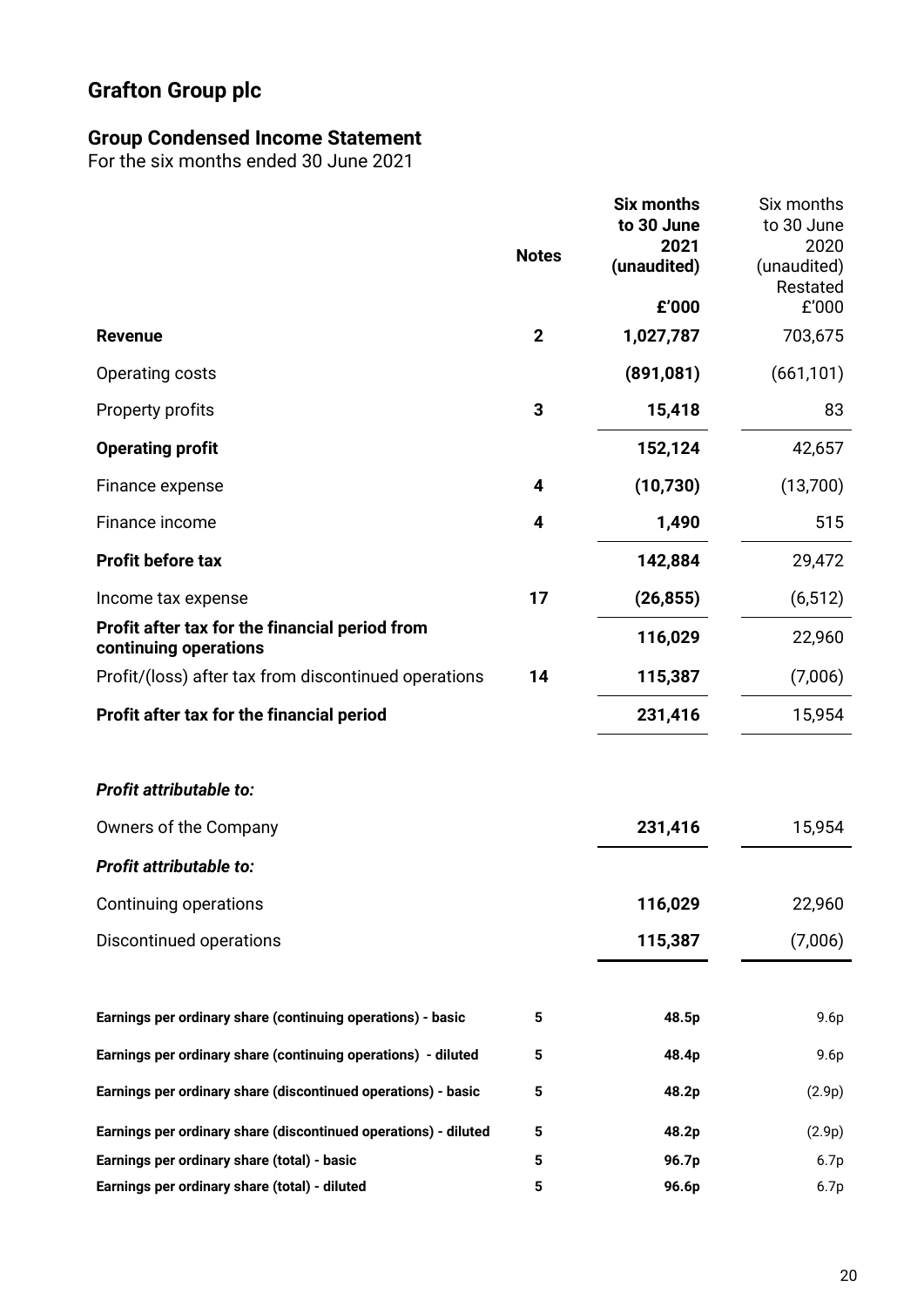# Grafton Group plc

## Group Condensed Income Statement

For the six months ended 30 June 2021

| | Notes | **Six months to 30 June 2021 (unaudited)** | Six months to 30 June 2020 (unaudited) Restated |
|---|---|---|---|
| | | **£'000** | £'000 |
| **Revenue** | **2** | **1,027,787** | 703,675 |
| Operating costs | | **(891,081)** | (661,101) |
| Property profits | **3** | **15,418** | 83 |
| **Operating profit** | | **152,124** | 42,657 |
| Finance expense | **4** | **(10,730)** | (13,700) |
| Finance income | **4** | **1,490** | 515 |
| **Profit before tax** | | **142,884** | 29,472 |
| Income tax expense | **17** | **(26,855)** | (6,512) |
| **Profit after tax for the financial period from continuing operations** | | **116,029** | 22,960 |
| Profit/(loss) after tax from discontinued operations | **14** | **115,387** | (7,006) |
| **Profit after tax for the financial period** | | **231,416** | 15,954 |
| | | | |
| ***Profit attributable to:*** | | | |
| Owners of the Company | | **231,416** | 15,954 |
| ***Profit attributable to:*** | | | |
| Continuing operations | | **116,029** | 22,960 |
| Discontinued operations | | **115,387** | (7,006) |
| | | | |
| **Earnings per ordinary share (continuing operations) - basic** | **5** | **48.5p** | 9.6p |
| **Earnings per ordinary share (continuing operations) - diluted** | **5** | **48.4p** | 9.6p |
| **Earnings per ordinary share (discontinued operations) - basic** | **5** | **48.2p** | (2.9p) |
| **Earnings per ordinary share (discontinued operations) - diluted** | **5** | **48.2p** | (2.9p) |
| **Earnings per ordinary share (total) - basic** | **5** | **96.7p** | 6.7p |
| **Earnings per ordinary share (total) - diluted** | **5** | **96.6p** | 6.7p |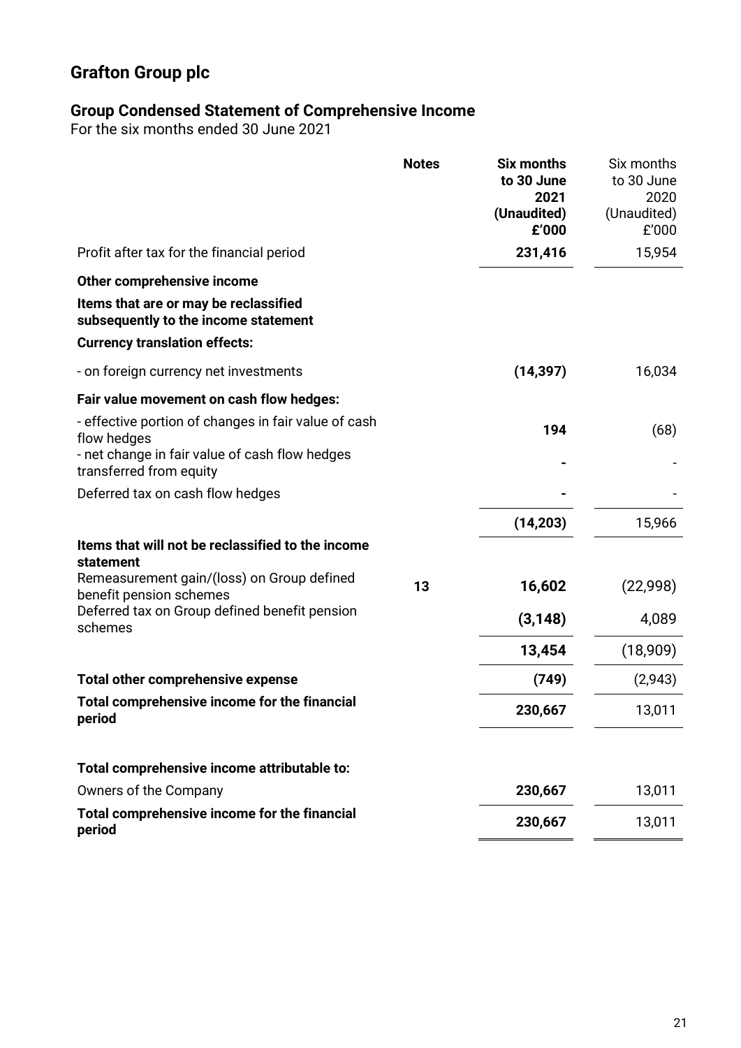# Grafton Group plc

## Group Condensed Statement of Comprehensive Income

For the six months ended 30 June 2021

| | Notes | **Six months to 30 June 2021 (Unaudited) £'000** | Six months to 30 June 2020 (Unaudited) £'000 |
|---|---|---|---|
| Profit after tax for the financial period | | **231,416** | 15,954 |
| **Other comprehensive income** | | | |
| **Items that are or may be reclassified subsequently to the income statement** | | | |
| **Currency translation effects:** | | | |
| - on foreign currency net investments | | **(14,397)** | 16,034 |
| **Fair value movement on cash flow hedges:** | | | |
| - effective portion of changes in fair value of cash flow hedges | | **194** | (68) |
| - net change in fair value of cash flow hedges transferred from equity | | **-** | - |
| Deferred tax on cash flow hedges | | **-** | - |
| | | **(14,203)** | 15,966 |
| **Items that will not be reclassified to the income statement** | | | |
| Remeasurement gain/(loss) on Group defined benefit pension schemes | 13 | **16,602** | (22,998) |
| Deferred tax on Group defined benefit pension schemes | | **(3,148)** | 4,089 |
| | | **13,454** | (18,909) |
| **Total other comprehensive expense** | | **(749)** | (2,943) |
| **Total comprehensive income for the financial period** | | **230,667** | 13,011 |
| | | | |
| **Total comprehensive income attributable to:** | | | |
| Owners of the Company | | **230,667** | 13,011 |
| **Total comprehensive income for the financial period** | | **230,667** | 13,011 |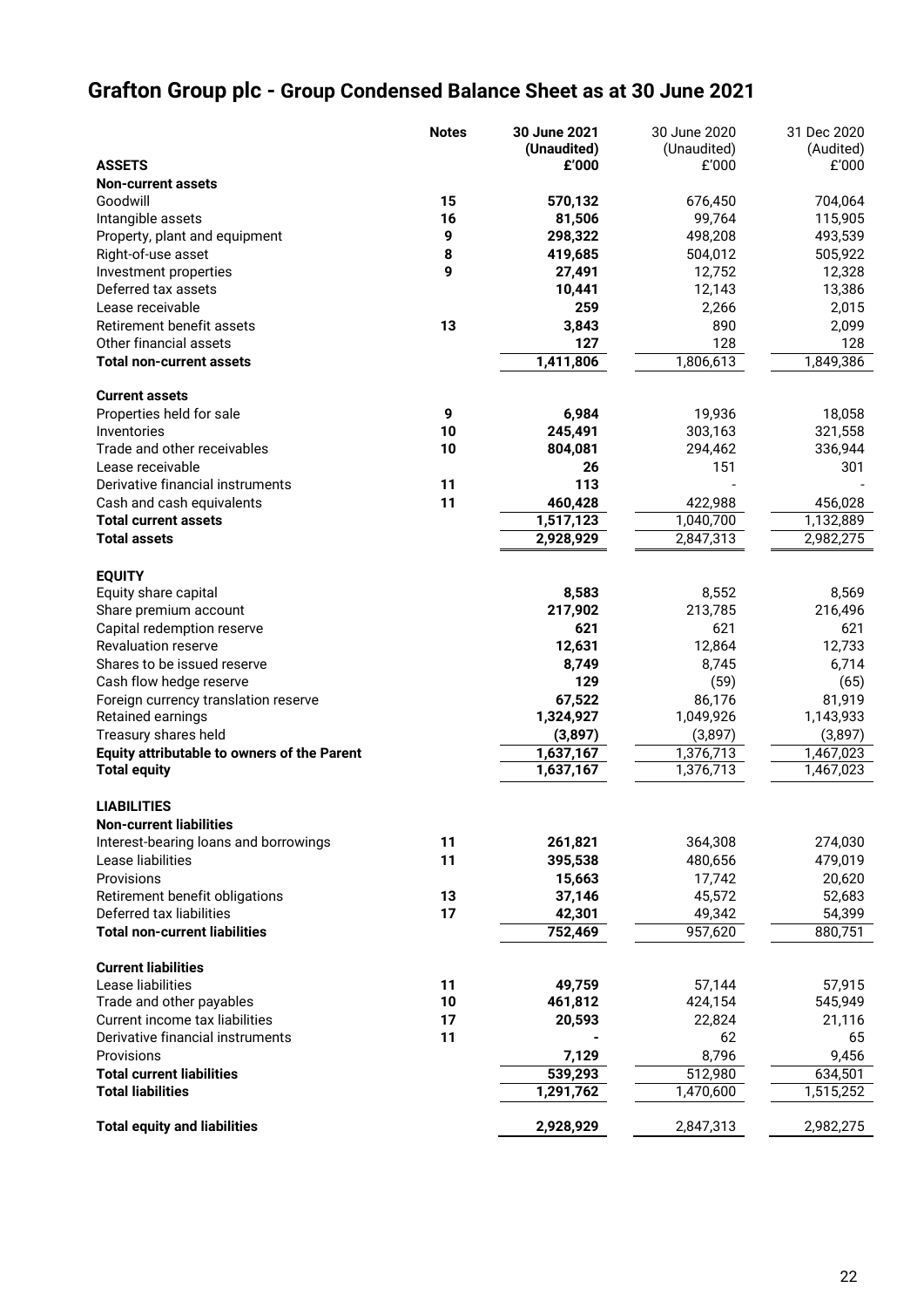# Grafton Group plc - Group Condensed Balance Sheet as at 30 June 2021

| | Notes | 30 June 2021 (Unaudited) | 30 June 2020 (Unaudited) | 31 Dec 2020 (Audited) |
|---|---|---|---|---|
| **ASSETS** | | **£'000** | £'000 | £'000 |
| **Non-current assets** | | | | |
| Goodwill | **15** | **570,132** | 676,450 | 704,064 |
| Intangible assets | **16** | **81,506** | 99,764 | 115,905 |
| Property, plant and equipment | **9** | **298,322** | 498,208 | 493,539 |
| Right-of-use asset | **8** | **419,685** | 504,012 | 505,922 |
| Investment properties | **9** | **27,491** | 12,752 | 12,328 |
| Deferred tax assets | | **10,441** | 12,143 | 13,386 |
| Lease receivable | | **259** | 2,266 | 2,015 |
| Retirement benefit assets | **13** | **3,843** | 890 | 2,099 |
| Other financial assets | | **127** | 128 | 128 |
| **Total non-current assets** | | **1,411,806** | 1,806,613 | 1,849,386 |
| | | | | |
| **Current assets** | | | | |
| Properties held for sale | **9** | **6,984** | 19,936 | 18,058 |
| Inventories | **10** | **245,491** | 303,163 | 321,558 |
| Trade and other receivables | **10** | **804,081** | 294,462 | 336,944 |
| Lease receivable | | **26** | 151 | 301 |
| Derivative financial instruments | **11** | **113** | - | - |
| Cash and cash equivalents | **11** | **460,428** | 422,988 | 456,028 |
| **Total current assets** | | **1,517,123** | 1,040,700 | 1,132,889 |
| **Total assets** | | **2,928,929** | 2,847,313 | 2,982,275 |
| | | | | |
| **EQUITY** | | | | |
| Equity share capital | | **8,583** | 8,552 | 8,569 |
| Share premium account | | **217,902** | 213,785 | 216,496 |
| Capital redemption reserve | | **621** | 621 | 621 |
| Revaluation reserve | | **12,631** | 12,864 | 12,733 |
| Shares to be issued reserve | | **8,749** | 8,745 | 6,714 |
| Cash flow hedge reserve | | **129** | (59) | (65) |
| Foreign currency translation reserve | | **67,522** | 86,176 | 81,919 |
| Retained earnings | | **1,324,927** | 1,049,926 | 1,143,933 |
| Treasury shares held | | **(3,897)** | (3,897) | (3,897) |
| **Equity attributable to owners of the Parent** | | **1,637,167** | 1,376,713 | 1,467,023 |
| **Total equity** | | **1,637,167** | 1,376,713 | 1,467,023 |
| | | | | |
| **LIABILITIES** | | | | |
| **Non-current liabilities** | | | | |
| Interest-bearing loans and borrowings | **11** | **261,821** | 364,308 | 274,030 |
| Lease liabilities | **11** | **395,538** | 480,656 | 479,019 |
| Provisions | | **15,663** | 17,742 | 20,620 |
| Retirement benefit obligations | **13** | **37,146** | 45,572 | 52,683 |
| Deferred tax liabilities | **17** | **42,301** | 49,342 | 54,399 |
| **Total non-current liabilities** | | **752,469** | 957,620 | 880,751 |
| | | | | |
| **Current liabilities** | | | | |
| Lease liabilities | **11** | **49,759** | 57,144 | 57,915 |
| Trade and other payables | **10** | **461,812** | 424,154 | 545,949 |
| Current income tax liabilities | **17** | **20,593** | 22,824 | 21,116 |
| Derivative financial instruments | **11** | **-** | 62 | 65 |
| Provisions | | **7,129** | 8,796 | 9,456 |
| **Total current liabilities** | | **539,293** | 512,980 | 634,501 |
| **Total liabilities** | | **1,291,762** | 1,470,600 | 1,515,252 |
| | | | | |
| **Total equity and liabilities** | | **2,928,929** | 2,847,313 | 2,982,275 |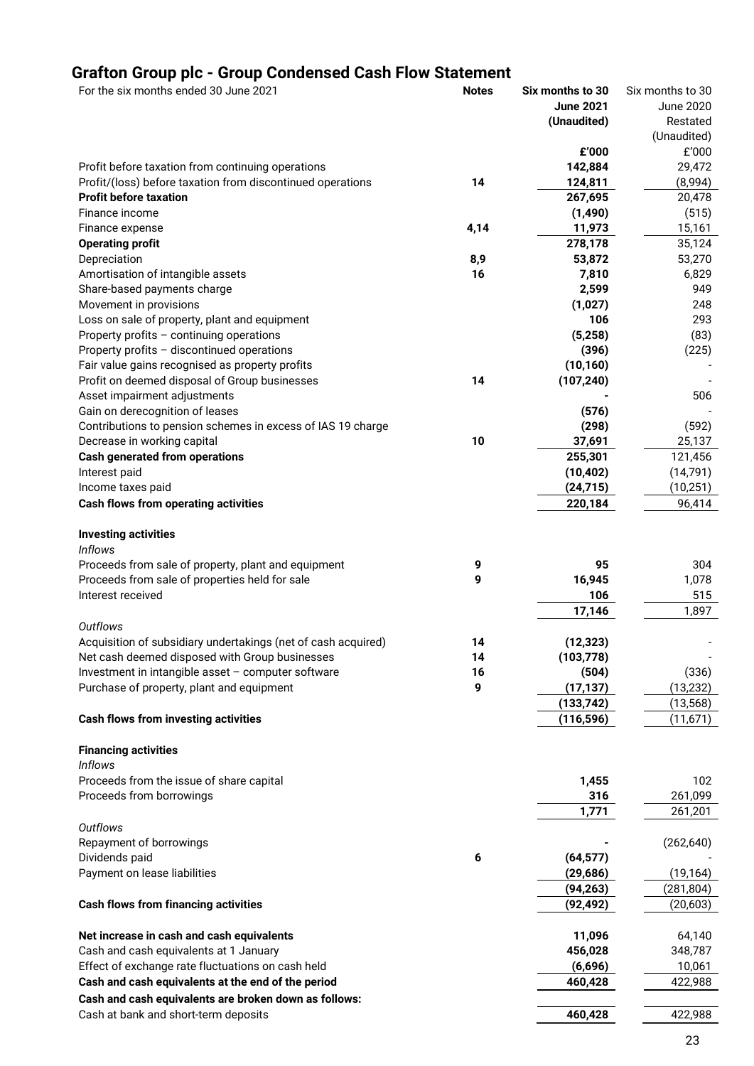## Grafton Group plc - Group Condensed Cash Flow Statement

| For the six months ended 30 June 2021 | Notes | Six months to 30 June 2021 (Unaudited) | Six months to 30 June 2020 Restated (Unaudited) |
|---|---|---|---|
| | | **£'000** | £'000 |
| Profit before taxation from continuing operations | | **142,884** | 29,472 |
| Profit/(loss) before taxation from discontinued operations | 14 | **124,811** | (8,994) |
| **Profit before taxation** | | **267,695** | 20,478 |
| Finance income | | **(1,490)** | (515) |
| Finance expense | 4,14 | **11,973** | 15,161 |
| **Operating profit** | | **278,178** | 35,124 |
| Depreciation | 8,9 | **53,872** | 53,270 |
| Amortisation of intangible assets | 16 | **7,810** | 6,829 |
| Share-based payments charge | | **2,599** | 949 |
| Movement in provisions | | **(1,027)** | 248 |
| Loss on sale of property, plant and equipment | | **106** | 293 |
| Property profits – continuing operations | | **(5,258)** | (83) |
| Property profits – discontinued operations | | **(396)** | (225) |
| Fair value gains recognised as property profits | | **(10,160)** | - |
| Profit on deemed disposal of Group businesses | 14 | **(107,240)** | - |
| Asset impairment adjustments | | **-** | 506 |
| Gain on derecognition of leases | | **(576)** | - |
| Contributions to pension schemes in excess of IAS 19 charge | | **(298)** | (592) |
| Decrease in working capital | 10 | **37,691** | 25,137 |
| **Cash generated from operations** | | **255,301** | 121,456 |
| Interest paid | | **(10,402)** | (14,791) |
| Income taxes paid | | **(24,715)** | (10,251) |
| **Cash flows from operating activities** | | **220,184** | 96,414 |
| | | | |
| **Investing activities** | | | |
| *Inflows* | | | |
| Proceeds from sale of property, plant and equipment | 9 | **95** | 304 |
| Proceeds from sale of properties held for sale | 9 | **16,945** | 1,078 |
| Interest received | | **106** | 515 |
| | | **17,146** | 1,897 |
| *Outflows* | | | |
| Acquisition of subsidiary undertakings (net of cash acquired) | 14 | **(12,323)** | - |
| Net cash deemed disposed with Group businesses | 14 | **(103,778)** | - |
| Investment in intangible asset – computer software | 16 | **(504)** | (336) |
| Purchase of property, plant and equipment | 9 | **(17,137)** | (13,232) |
| | | **(133,742)** | (13,568) |
| **Cash flows from investing activities** | | **(116,596)** | (11,671) |
| | | | |
| **Financing activities** | | | |
| *Inflows* | | | |
| Proceeds from the issue of share capital | | **1,455** | 102 |
| Proceeds from borrowings | | **316** | 261,099 |
| | | **1,771** | 261,201 |
| *Outflows* | | | |
| Repayment of borrowings | | **-** | (262,640) |
| Dividends paid | 6 | **(64,577)** | - |
| Payment on lease liabilities | | **(29,686)** | (19,164) |
| | | **(94,263)** | (281,804) |
| **Cash flows from financing activities** | | **(92,492)** | (20,603) |
| | | | |
| **Net increase in cash and cash equivalents** | | **11,096** | 64,140 |
| Cash and cash equivalents at 1 January | | **456,028** | 348,787 |
| Effect of exchange rate fluctuations on cash held | | **(6,696)** | 10,061 |
| **Cash and cash equivalents at the end of the period** | | **460,428** | 422,988 |
| **Cash and cash equivalents are broken down as follows:** | | | |
| Cash at bank and short-term deposits | | **460,428** | 422,988 |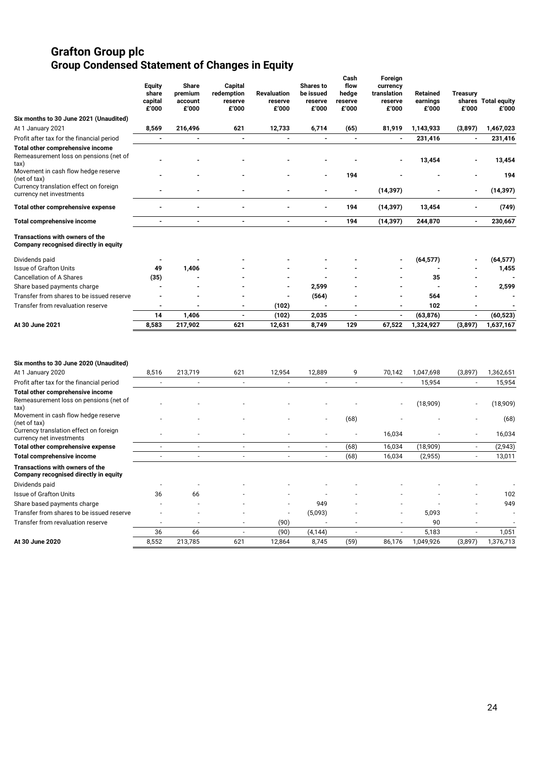# Grafton Group plc
## Group Condensed Statement of Changes in Equity

| | Equity share capital £'000 | Share premium account £'000 | Capital redemption reserve £'000 | Revaluation reserve £'000 | Shares to be issued reserve £'000 | Cash flow hedge reserve £'000 | Foreign currency translation reserve £'000 | Retained earnings £'000 | Treasury shares £'000 | Total equity £'000 |
|---|---|---|---|---|---|---|---|---|---|---|
| **Six months to 30 June 2021 (Unaudited)** | | | | | | | | | | |
| At 1 January 2021 | **8,569** | **216,496** | **621** | **12,733** | **6,714** | **(65)** | **81,919** | **1,143,933** | **(3,897)** | **1,467,023** |
| Profit after tax for the financial period | - | - | - | - | - | - | - | **231,416** | - | **231,416** |
| **Total other comprehensive income** | | | | | | | | | | |
| Remeasurement loss on pensions (net of tax) | - | - | - | - | - | - | - | **13,454** | - | **13,454** |
| Movement in cash flow hedge reserve (net of tax) | - | - | - | - | - | **194** | - | - | - | **194** |
| Currency translation effect on foreign currency net investments | - | - | - | - | - | - | **(14,397)** | - | - | **(14,397)** |
| **Total other comprehensive expense** | - | - | - | - | - | **194** | **(14,397)** | **13,454** | - | **(749)** |
| **Total comprehensive income** | - | - | - | - | - | **194** | **(14,397)** | **244,870** | - | **230,667** |
| **Transactions with owners of the Company recognised directly in equity** | | | | | | | | | | |
| Dividends paid | - | - | - | - | - | - | - | **(64,577)** | - | **(64,577)** |
| Issue of Grafton Units | **49** | **1,406** | - | - | - | - | - | - | - | **1,455** |
| Cancellation of A Shares | **(35)** | - | - | - | - | - | - | **35** | - | - |
| Share based payments charge | - | - | - | - | **2,599** | - | - | - | - | **2,599** |
| Transfer from shares to be issued reserve | - | - | - | - | **(564)** | - | - | **564** | - | - |
| Transfer from revaluation reserve | - | - | - | **(102)** | - | - | - | **102** | - | - |
| | **14** | **1,406** | - | **(102)** | **2,035** | - | - | **(63,876)** | - | **(60,523)** |
| **At 30 June 2021** | **8,583** | **217,902** | **621** | **12,631** | **8,749** | **129** | **67,522** | **1,324,927** | **(3,897)** | **1,637,167** |
| | | | | | | | | | | |
| **Six months to 30 June 2020 (Unaudited)** | | | | | | | | | | |
| At 1 January 2020 | 8,516 | 213,719 | 621 | 12,954 | 12,889 | 9 | 70,142 | 1,047,698 | (3,897) | 1,362,651 |
| Profit after tax for the financial period | - | - | - | - | - | - | - | 15,954 | - | 15,954 |
| **Total other comprehensive income** | | | | | | | | | | |
| Remeasurement loss on pensions (net of tax) | - | - | - | - | - | - | - | (18,909) | - | (18,909) |
| Movement in cash flow hedge reserve (net of tax) | - | - | - | - | - | (68) | - | - | - | (68) |
| Currency translation effect on foreign currency net investments | - | - | - | - | - | - | 16,034 | - | - | 16,034 |
| **Total other comprehensive expense** | - | - | - | - | - | (68) | 16,034 | (18,909) | - | (2,943) |
| **Total comprehensive income** | - | - | - | - | - | (68) | 16,034 | (2,955) | - | 13,011 |
| **Transactions with owners of the Company recognised directly in equity** | | | | | | | | | | |
| Dividends paid | - | - | - | - | - | - | - | - | - | - |
| Issue of Grafton Units | 36 | 66 | - | - | - | - | - | - | - | 102 |
| Share based payments charge | - | - | - | - | 949 | - | - | - | - | 949 |
| Transfer from shares to be issued reserve | - | - | - | - | (5,093) | - | - | 5,093 | - | - |
| Transfer from revaluation reserve | - | - | - | (90) | - | - | - | 90 | - | - |
| | 36 | 66 | - | (90) | (4,144) | - | - | 5,183 | - | 1,051 |
| **At 30 June 2020** | 8,552 | 213,785 | 621 | 12,864 | 8,745 | (59) | 86,176 | 1,049,926 | (3,897) | 1,376,713 |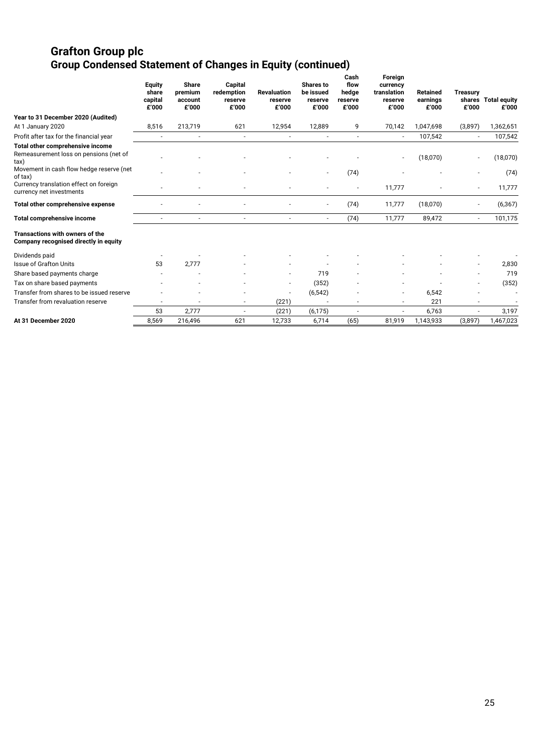# Grafton Group plc
## Group Condensed Statement of Changes in Equity (continued)

| | Equity share capital £'000 | Share premium account £'000 | Capital redemption reserve £'000 | Revaluation reserve £'000 | Shares to be issued reserve £'000 | Cash flow hedge reserve £'000 | Foreign currency translation reserve £'000 | Retained earnings £'000 | Treasury shares £'000 | Total equity £'000 |
|---|---|---|---|---|---|---|---|---|---|---|
| **Year to 31 December 2020 (Audited)** | | | | | | | | | | |
| At 1 January 2020 | 8,516 | 213,719 | 621 | 12,954 | 12,889 | 9 | 70,142 | 1,047,698 | (3,897) | 1,362,651 |
| Profit after tax for the financial year | - | - | - | - | - | - | - | 107,542 | - | 107,542 |
| **Total other comprehensive income** | | | | | | | | | | |
| Remeasurement loss on pensions (net of tax) | - | - | - | - | - | - | - | (18,070) | - | (18,070) |
| Movement in cash flow hedge reserve (net of tax) | - | - | - | - | - | (74) | - | - | - | (74) |
| Currency translation effect on foreign currency net investments | - | - | - | - | - | - | 11,777 | - | - | 11,777 |
| **Total other comprehensive expense** | - | - | - | - | - | (74) | 11,777 | (18,070) | - | (6,367) |
| **Total comprehensive income** | - | - | - | - | - | (74) | 11,777 | 89,472 | - | 101,175 |
| **Transactions with owners of the Company recognised directly in equity** | | | | | | | | | | |
| Dividends paid | - | - | - | - | - | - | - | - | - | - |
| Issue of Grafton Units | 53 | 2,777 | - | - | - | - | - | - | - | 2,830 |
| Share based payments charge | - | - | - | - | 719 | - | - | - | - | 719 |
| Tax on share based payments | - | - | - | - | (352) | - | - | - | - | (352) |
| Transfer from shares to be issued reserve | - | - | - | - | (6,542) | - | - | 6,542 | - | - |
| Transfer from revaluation reserve | - | - | - | (221) | - | - | - | 221 | - | - |
| | 53 | 2,777 | - | (221) | (6,175) | - | - | 6,763 | - | 3,197 |
| **At 31 December 2020** | 8,569 | 216,496 | 621 | 12,733 | 6,714 | (65) | 81,919 | 1,143,933 | (3,897) | 1,467,023 |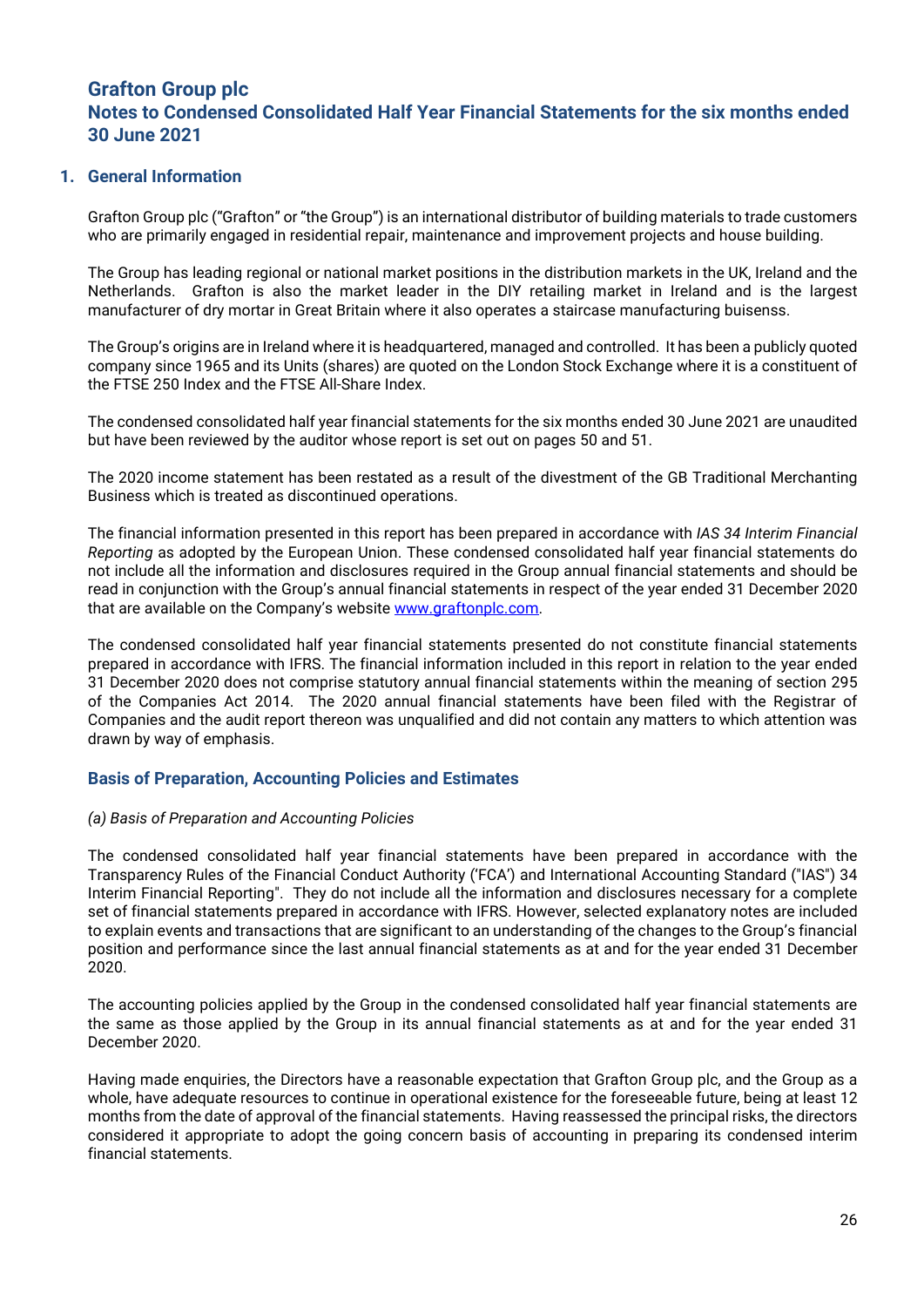# Grafton Group plc

## Notes to Condensed Consolidated Half Year Financial Statements for the six months ended 30 June 2021

### 1. General Information

Grafton Group plc ("Grafton" or "the Group") is an international distributor of building materials to trade customers who are primarily engaged in residential repair, maintenance and improvement projects and house building.

The Group has leading regional or national market positions in the distribution markets in the UK, Ireland and the Netherlands. Grafton is also the market leader in the DIY retailing market in Ireland and is the largest manufacturer of dry mortar in Great Britain where it also operates a staircase manufacturing buisenss.

The Group's origins are in Ireland where it is headquartered, managed and controlled. It has been a publicly quoted company since 1965 and its Units (shares) are quoted on the London Stock Exchange where it is a constituent of the FTSE 250 Index and the FTSE All-Share Index.

The condensed consolidated half year financial statements for the six months ended 30 June 2021 are unaudited but have been reviewed by the auditor whose report is set out on pages 50 and 51.

The 2020 income statement has been restated as a result of the divestment of the GB Traditional Merchanting Business which is treated as discontinued operations.

The financial information presented in this report has been prepared in accordance with *IAS 34 Interim Financial Reporting* as adopted by the European Union. These condensed consolidated half year financial statements do not include all the information and disclosures required in the Group annual financial statements and should be read in conjunction with the Group's annual financial statements in respect of the year ended 31 December 2020 that are available on the Company's website www.graftonplc.com.

The condensed consolidated half year financial statements presented do not constitute financial statements prepared in accordance with IFRS. The financial information included in this report in relation to the year ended 31 December 2020 does not comprise statutory annual financial statements within the meaning of section 295 of the Companies Act 2014. The 2020 annual financial statements have been filed with the Registrar of Companies and the audit report thereon was unqualified and did not contain any matters to which attention was drawn by way of emphasis.

### Basis of Preparation, Accounting Policies and Estimates

*(a) Basis of Preparation and Accounting Policies*

The condensed consolidated half year financial statements have been prepared in accordance with the Transparency Rules of the Financial Conduct Authority ('FCA') and International Accounting Standard ("IAS") 34 Interim Financial Reporting". They do not include all the information and disclosures necessary for a complete set of financial statements prepared in accordance with IFRS. However, selected explanatory notes are included to explain events and transactions that are significant to an understanding of the changes to the Group's financial position and performance since the last annual financial statements as at and for the year ended 31 December 2020.

The accounting policies applied by the Group in the condensed consolidated half year financial statements are the same as those applied by the Group in its annual financial statements as at and for the year ended 31 December 2020.

Having made enquiries, the Directors have a reasonable expectation that Grafton Group plc, and the Group as a whole, have adequate resources to continue in operational existence for the foreseeable future, being at least 12 months from the date of approval of the financial statements. Having reassessed the principal risks, the directors considered it appropriate to adopt the going concern basis of accounting in preparing its condensed interim financial statements.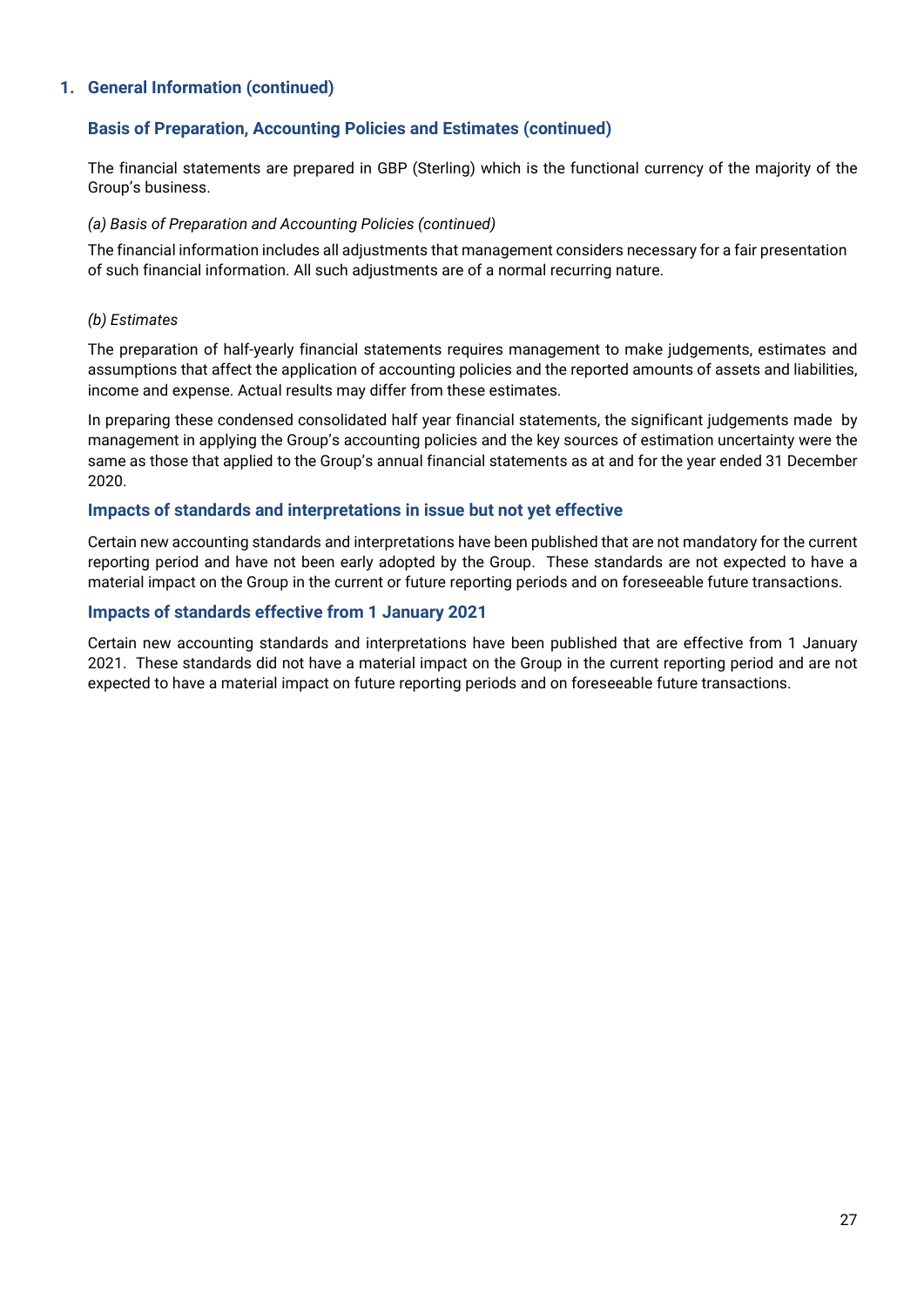## 1. General Information (continued)

### Basis of Preparation, Accounting Policies and Estimates (continued)

The financial statements are prepared in GBP (Sterling) which is the functional currency of the majority of the Group's business.

*(a) Basis of Preparation and Accounting Policies (continued)*

The financial information includes all adjustments that management considers necessary for a fair presentation of such financial information. All such adjustments are of a normal recurring nature.

*(b) Estimates*

The preparation of half-yearly financial statements requires management to make judgements, estimates and assumptions that affect the application of accounting policies and the reported amounts of assets and liabilities, income and expense. Actual results may differ from these estimates.

In preparing these condensed consolidated half year financial statements, the significant judgements made by management in applying the Group's accounting policies and the key sources of estimation uncertainty were the same as those that applied to the Group's annual financial statements as at and for the year ended 31 December 2020.

### Impacts of standards and interpretations in issue but not yet effective

Certain new accounting standards and interpretations have been published that are not mandatory for the current reporting period and have not been early adopted by the Group. These standards are not expected to have a material impact on the Group in the current or future reporting periods and on foreseeable future transactions.

### Impacts of standards effective from 1 January 2021

Certain new accounting standards and interpretations have been published that are effective from 1 January 2021. These standards did not have a material impact on the Group in the current reporting period and are not expected to have a material impact on future reporting periods and on foreseeable future transactions.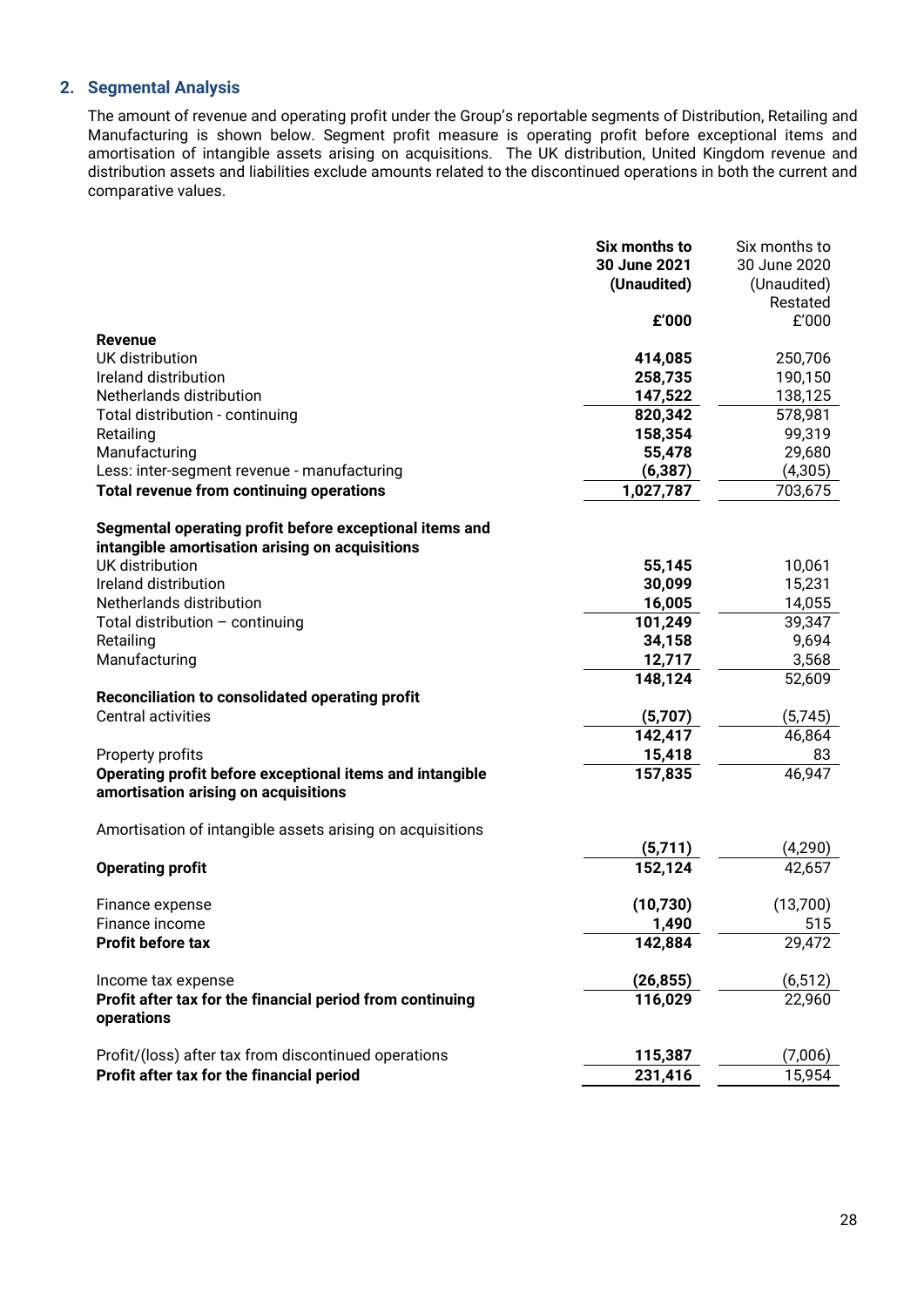## 2. Segmental Analysis

The amount of revenue and operating profit under the Group's reportable segments of Distribution, Retailing and Manufacturing is shown below. Segment profit measure is operating profit before exceptional items and amortisation of intangible assets arising on acquisitions. The UK distribution, United Kingdom revenue and distribution assets and liabilities exclude amounts related to the discontinued operations in both the current and comparative values.

| | **Six months to 30 June 2021 (Unaudited)** | Six months to 30 June 2020 (Unaudited) Restated |
|---|---|---|
| | **£'000** | £'000 |
| **Revenue** | | |
| UK distribution | **414,085** | 250,706 |
| Ireland distribution | **258,735** | 190,150 |
| Netherlands distribution | **147,522** | 138,125 |
| Total distribution - continuing | **820,342** | 578,981 |
| Retailing | **158,354** | 99,319 |
| Manufacturing | **55,478** | 29,680 |
| Less: inter-segment revenue - manufacturing | **(6,387)** | (4,305) |
| **Total revenue from continuing operations** | **1,027,787** | 703,675 |
| | | |
| **Segmental operating profit before exceptional items and intangible amortisation arising on acquisitions** | | |
| UK distribution | **55,145** | 10,061 |
| Ireland distribution | **30,099** | 15,231 |
| Netherlands distribution | **16,005** | 14,055 |
| Total distribution – continuing | **101,249** | 39,347 |
| Retailing | **34,158** | 9,694 |
| Manufacturing | **12,717** | 3,568 |
| | **148,124** | 52,609 |
| **Reconciliation to consolidated operating profit** | | |
| Central activities | **(5,707)** | (5,745) |
| | **142,417** | 46,864 |
| Property profits | **15,418** | 83 |
| **Operating profit before exceptional items and intangible amortisation arising on acquisitions** | **157,835** | 46,947 |
| | | |
| Amortisation of intangible assets arising on acquisitions | **(5,711)** | (4,290) |
| **Operating profit** | **152,124** | 42,657 |
| | | |
| Finance expense | **(10,730)** | (13,700) |
| Finance income | **1,490** | 515 |
| **Profit before tax** | **142,884** | 29,472 |
| | | |
| Income tax expense | **(26,855)** | (6,512) |
| **Profit after tax for the financial period from continuing operations** | **116,029** | 22,960 |
| | | |
| Profit/(loss) after tax from discontinued operations | **115,387** | (7,006) |
| **Profit after tax for the financial period** | **231,416** | 15,954 |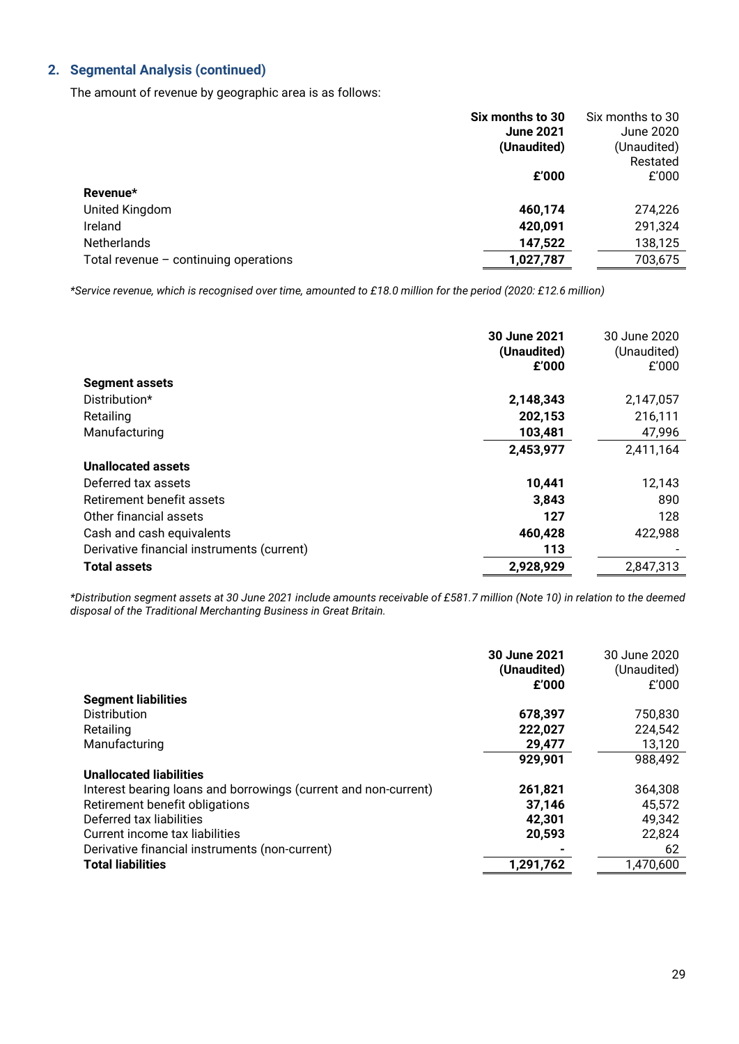## 2. Segmental Analysis (continued)

The amount of revenue by geographic area is as follows:

| | **Six months to 30 June 2021 (Unaudited) £'000** | Six months to 30 June 2020 (Unaudited) Restated £'000 |
|---|---|---|
| **Revenue*** | | |
| United Kingdom | **460,174** | 274,226 |
| Ireland | **420,091** | 291,324 |
| Netherlands | **147,522** | 138,125 |
| Total revenue – continuing operations | **1,027,787** | 703,675 |

*\*Service revenue, which is recognised over time, amounted to £18.0 million for the period (2020: £12.6 million)*

| | **30 June 2021 (Unaudited) £'000** | 30 June 2020 (Unaudited) £'000 |
|---|---|---|
| **Segment assets** | | |
| Distribution* | **2,148,343** | 2,147,057 |
| Retailing | **202,153** | 216,111 |
| Manufacturing | **103,481** | 47,996 |
| | **2,453,977** | 2,411,164 |
| **Unallocated assets** | | |
| Deferred tax assets | **10,441** | 12,143 |
| Retirement benefit assets | **3,843** | 890 |
| Other financial assets | **127** | 128 |
| Cash and cash equivalents | **460,428** | 422,988 |
| Derivative financial instruments (current) | **113** | - |
| **Total assets** | **2,928,929** | 2,847,313 |

*\*Distribution segment assets at 30 June 2021 include amounts receivable of £581.7 million (Note 10) in relation to the deemed disposal of the Traditional Merchanting Business in Great Britain.*

| | **30 June 2021 (Unaudited) £'000** | 30 June 2020 (Unaudited) £'000 |
|---|---|---|
| **Segment liabilities** | | |
| Distribution | **678,397** | 750,830 |
| Retailing | **222,027** | 224,542 |
| Manufacturing | **29,477** | 13,120 |
| | **929,901** | 988,492 |
| **Unallocated liabilities** | | |
| Interest bearing loans and borrowings (current and non-current) | **261,821** | 364,308 |
| Retirement benefit obligations | **37,146** | 45,572 |
| Deferred tax liabilities | **42,301** | 49,342 |
| Current income tax liabilities | **20,593** | 22,824 |
| Derivative financial instruments (non-current) | **-** | 62 |
| **Total liabilities** | **1,291,762** | 1,470,600 |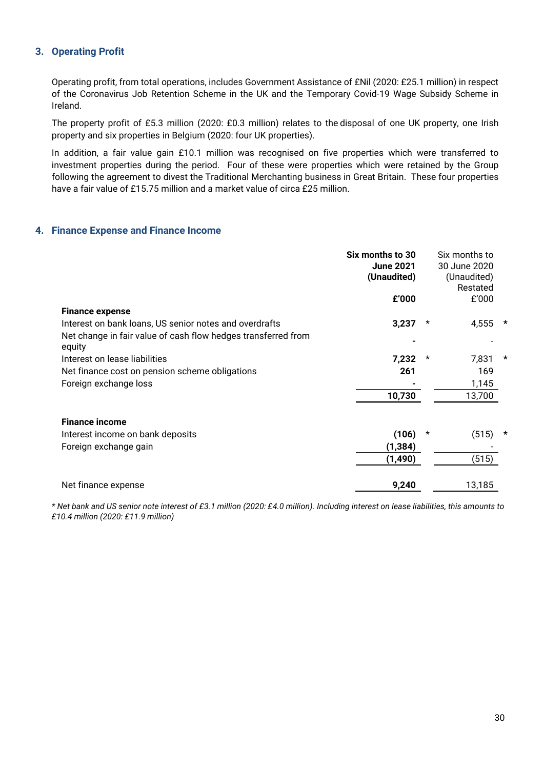## 3. Operating Profit

Operating profit, from total operations, includes Government Assistance of £Nil (2020: £25.1 million) in respect of the Coronavirus Job Retention Scheme in the UK and the Temporary Covid-19 Wage Subsidy Scheme in Ireland.

The property profit of £5.3 million (2020: £0.3 million) relates to the disposal of one UK property, one Irish property and six properties in Belgium (2020: four UK properties).

In addition, a fair value gain £10.1 million was recognised on five properties which were transferred to investment properties during the period. Four of these were properties which were retained by the Group following the agreement to divest the Traditional Merchanting business in Great Britain. These four properties have a fair value of £15.75 million and a market value of circa £25 million.

## 4. Finance Expense and Finance Income

| | **Six months to 30 June 2021 (Unaudited)** | | Six months to 30 June 2020 (Unaudited) Restated | |
|---|---|---|---|---|
| | **£'000** | | £'000 | |
| **Finance expense** | | | | |
| Interest on bank loans, US senior notes and overdrafts | **3,237** | * | 4,555 | * |
| Net change in fair value of cash flow hedges transferred from equity | **-** | | - | |
| Interest on lease liabilities | **7,232** | * | 7,831 | * |
| Net finance cost on pension scheme obligations | **261** | | 169 | |
| Foreign exchange loss | **-** | | 1,145 | |
| | **10,730** | | 13,700 | |
| **Finance income** | | | | |
| Interest income on bank deposits | **(106)** | * | (515) | * |
| Foreign exchange gain | **(1,384)** | | - | |
| | **(1,490)** | | (515) | |
| Net finance expense | **9,240** | | 13,185 | |

*\* Net bank and US senior note interest of £3.1 million (2020: £4.0 million). Including interest on lease liabilities, this amounts to £10.4 million (2020: £11.9 million)*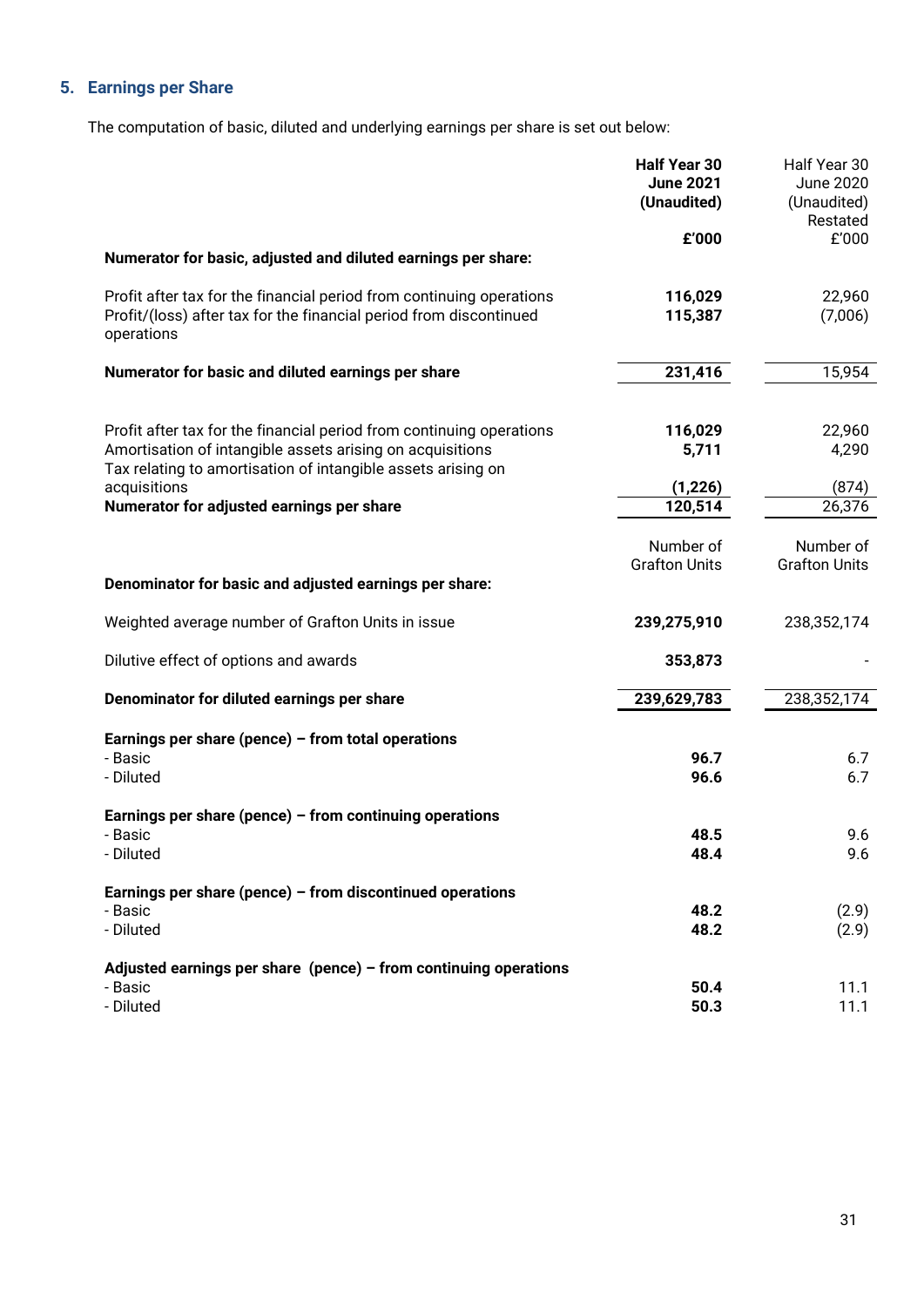## 5. Earnings per Share

The computation of basic, diluted and underlying earnings per share is set out below:

| | **Half Year 30 June 2021 (Unaudited)** | Half Year 30 June 2020 (Unaudited) Restated |
|---|---|---|
| | **£'000** | £'000 |
| **Numerator for basic, adjusted and diluted earnings per share:** | | |
| Profit after tax for the financial period from continuing operations | **116,029** | 22,960 |
| Profit/(loss) after tax for the financial period from discontinued operations | **115,387** | (7,006) |
| **Numerator for basic and diluted earnings per share** | **231,416** | 15,954 |
| Profit after tax for the financial period from continuing operations | **116,029** | 22,960 |
| Amortisation of intangible assets arising on acquisitions | **5,711** | 4,290 |
| Tax relating to amortisation of intangible assets arising on acquisitions | **(1,226)** | (874) |
| **Numerator for adjusted earnings per share** | **120,514** | 26,376 |
| | Number of Grafton Units | Number of Grafton Units |
| **Denominator for basic and adjusted earnings per share:** | | |
| Weighted average number of Grafton Units in issue | **239,275,910** | 238,352,174 |
| Dilutive effect of options and awards | **353,873** | - |
| **Denominator for diluted earnings per share** | **239,629,783** | 238,352,174 |
| **Earnings per share (pence) – from total operations** | | |
| - Basic | **96.7** | 6.7 |
| - Diluted | **96.6** | 6.7 |
| **Earnings per share (pence) – from continuing operations** | | |
| - Basic | **48.5** | 9.6 |
| - Diluted | **48.4** | 9.6 |
| **Earnings per share (pence) – from discontinued operations** | | |
| - Basic | **48.2** | (2.9) |
| - Diluted | **48.2** | (2.9) |
| **Adjusted earnings per share (pence) – from continuing operations** | | |
| - Basic | **50.4** | 11.1 |
| - Diluted | **50.3** | 11.1 |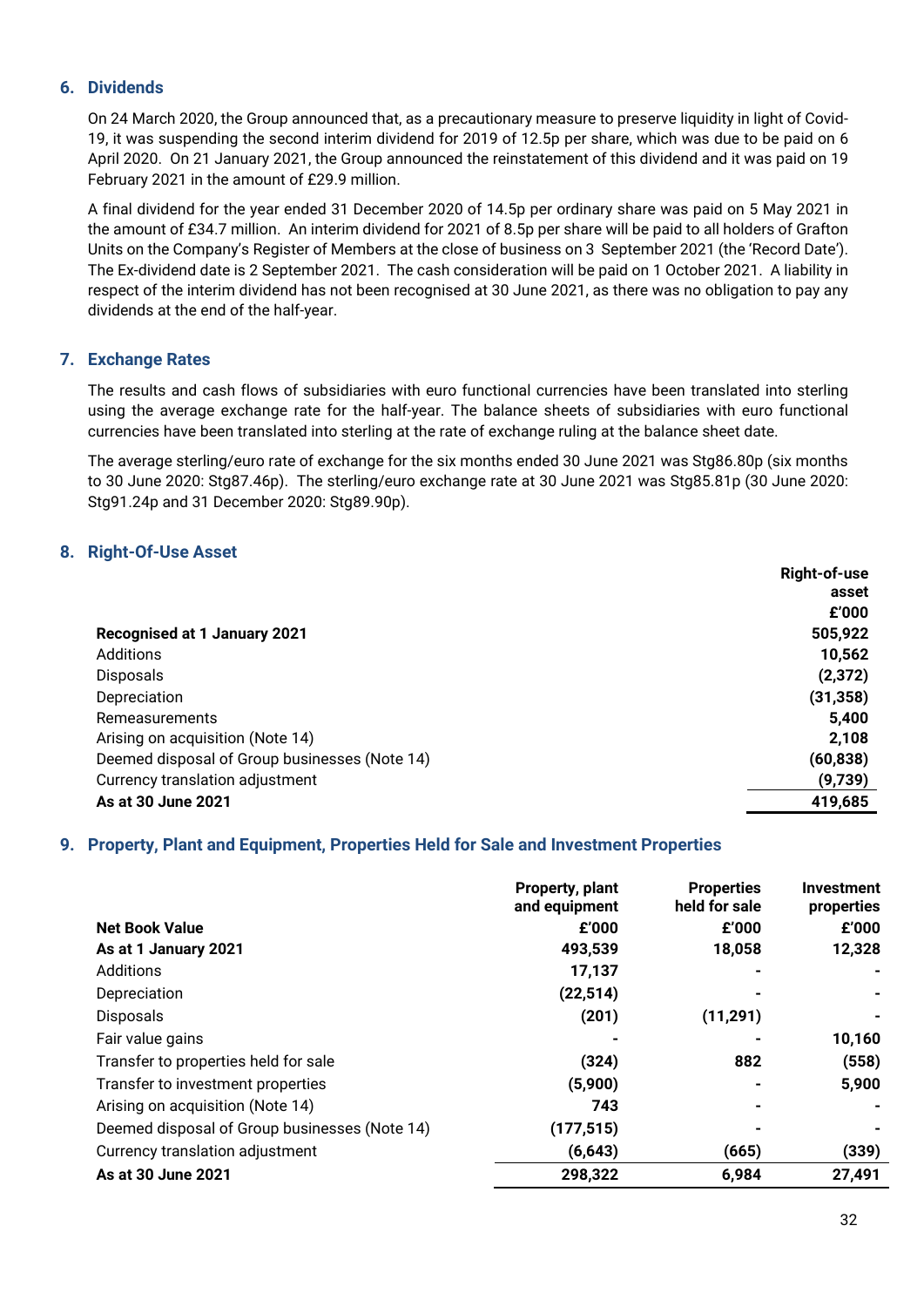## 6. Dividends

On 24 March 2020, the Group announced that, as a precautionary measure to preserve liquidity in light of Covid-19, it was suspending the second interim dividend for 2019 of 12.5p per share, which was due to be paid on 6 April 2020. On 21 January 2021, the Group announced the reinstatement of this dividend and it was paid on 19 February 2021 in the amount of £29.9 million.

A final dividend for the year ended 31 December 2020 of 14.5p per ordinary share was paid on 5 May 2021 in the amount of £34.7 million. An interim dividend for 2021 of 8.5p per share will be paid to all holders of Grafton Units on the Company's Register of Members at the close of business on 3 September 2021 (the 'Record Date'). The Ex-dividend date is 2 September 2021. The cash consideration will be paid on 1 October 2021. A liability in respect of the interim dividend has not been recognised at 30 June 2021, as there was no obligation to pay any dividends at the end of the half-year.

## 7. Exchange Rates

The results and cash flows of subsidiaries with euro functional currencies have been translated into sterling using the average exchange rate for the half-year. The balance sheets of subsidiaries with euro functional currencies have been translated into sterling at the rate of exchange ruling at the balance sheet date.

The average sterling/euro rate of exchange for the six months ended 30 June 2021 was Stg86.80p (six months to 30 June 2020: Stg87.46p). The sterling/euro exchange rate at 30 June 2021 was Stg85.81p (30 June 2020: Stg91.24p and 31 December 2020: Stg89.90p).

## 8. Right-Of-Use Asset

| | Right-of-use asset £'000 |
|---|---|
| **Recognised at 1 January 2021** | **505,922** |
| Additions | 10,562 |
| Disposals | (2,372) |
| Depreciation | (31,358) |
| Remeasurements | 5,400 |
| Arising on acquisition (Note 14) | 2,108 |
| Deemed disposal of Group businesses (Note 14) | (60,838) |
| Currency translation adjustment | (9,739) |
| **As at 30 June 2021** | **419,685** |

## 9. Property, Plant and Equipment, Properties Held for Sale and Investment Properties

| **Net Book Value** | Property, plant and equipment £'000 | Properties held for sale £'000 | Investment properties £'000 |
|---|---|---|---|
| **As at 1 January 2021** | 493,539 | 18,058 | 12,328 |
| Additions | 17,137 | - | - |
| Depreciation | (22,514) | - | - |
| Disposals | (201) | (11,291) | - |
| Fair value gains | - | - | 10,160 |
| Transfer to properties held for sale | (324) | 882 | (558) |
| Transfer to investment properties | (5,900) | - | 5,900 |
| Arising on acquisition (Note 14) | 743 | - | - |
| Deemed disposal of Group businesses (Note 14) | (177,515) | - | - |
| Currency translation adjustment | (6,643) | (665) | (339) |
| **As at 30 June 2021** | **298,322** | **6,984** | **27,491** |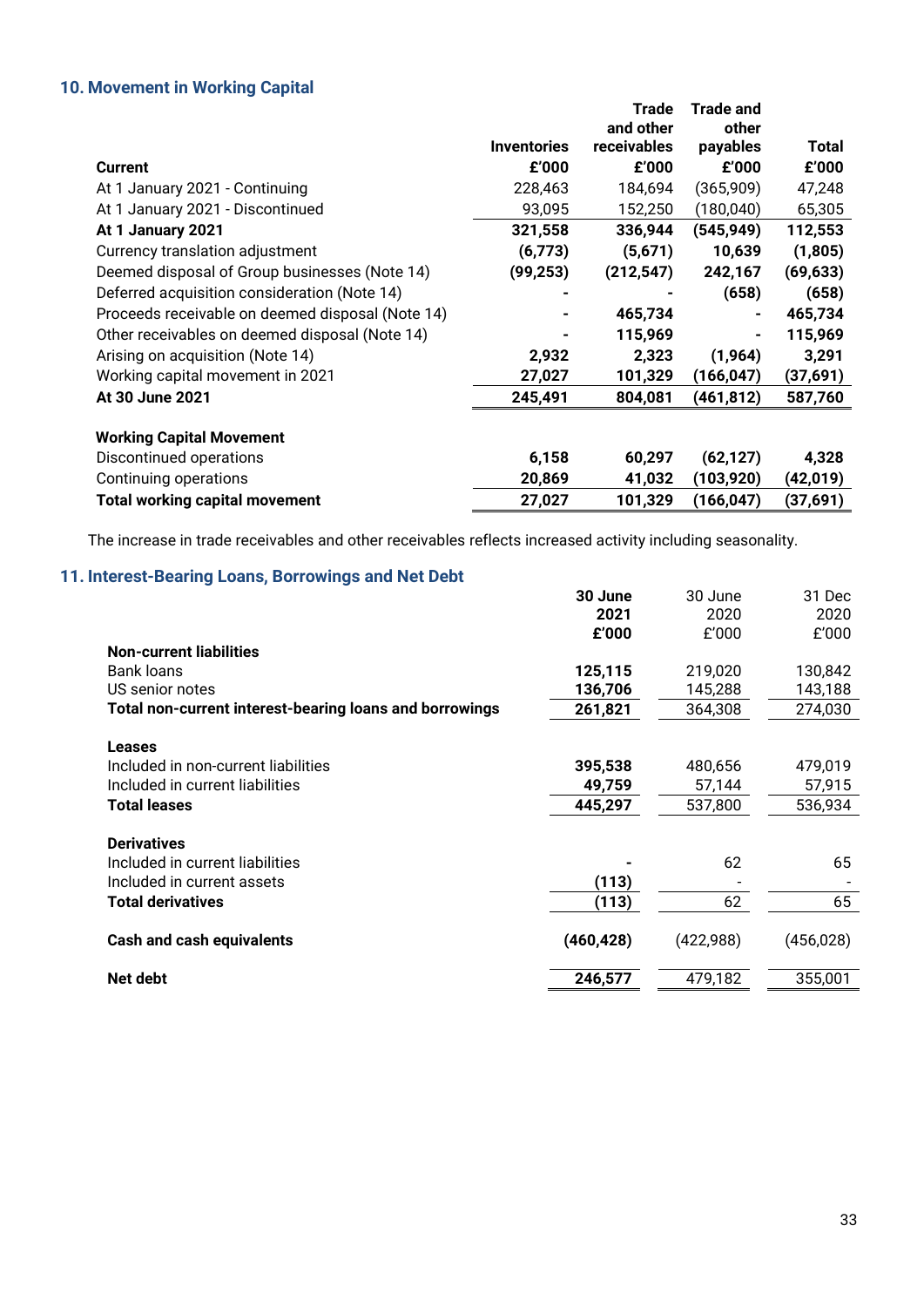## 10. Movement in Working Capital

| Current | Inventories £'000 | Trade and other receivables £'000 | Trade and other payables £'000 | Total £'000 |
|---|---|---|---|---|
| At 1 January 2021 - Continuing | 228,463 | 184,694 | (365,909) | 47,248 |
| At 1 January 2021 - Discontinued | 93,095 | 152,250 | (180,040) | 65,305 |
| **At 1 January 2021** | **321,558** | **336,944** | **(545,949)** | **112,553** |
| Currency translation adjustment | **(6,773)** | **(5,671)** | **10,639** | **(1,805)** |
| Deemed disposal of Group businesses (Note 14) | **(99,253)** | **(212,547)** | **242,167** | **(69,633)** |
| Deferred acquisition consideration (Note 14) | **-** | **-** | **(658)** | **(658)** |
| Proceeds receivable on deemed disposal (Note 14) | **-** | **465,734** | **-** | **465,734** |
| Other receivables on deemed disposal (Note 14) | **-** | **115,969** | **-** | **115,969** |
| Arising on acquisition (Note 14) | **2,932** | **2,323** | **(1,964)** | **3,291** |
| Working capital movement in 2021 | **27,027** | **101,329** | **(166,047)** | **(37,691)** |
| **At 30 June 2021** | **245,491** | **804,081** | **(461,812)** | **587,760** |
| | | | | |
| **Working Capital Movement** | | | | |
| Discontinued operations | **6,158** | **60,297** | **(62,127)** | **4,328** |
| Continuing operations | **20,869** | **41,032** | **(103,920)** | **(42,019)** |
| **Total working capital movement** | **27,027** | **101,329** | **(166,047)** | **(37,691)** |

The increase in trade receivables and other receivables reflects increased activity including seasonality.

## 11. Interest-Bearing Loans, Borrowings and Net Debt

| | **30 June 2021 £'000** | 30 June 2020 £'000 | 31 Dec 2020 £'000 |
|---|---|---|---|
| **Non-current liabilities** | | | |
| Bank loans | **125,115** | 219,020 | 130,842 |
| US senior notes | **136,706** | 145,288 | 143,188 |
| **Total non-current interest-bearing loans and borrowings** | **261,821** | 364,308 | 274,030 |
| | | | |
| **Leases** | | | |
| Included in non-current liabilities | **395,538** | 480,656 | 479,019 |
| Included in current liabilities | **49,759** | 57,144 | 57,915 |
| **Total leases** | **445,297** | 537,800 | 536,934 |
| | | | |
| **Derivatives** | | | |
| Included in current liabilities | **-** | 62 | 65 |
| Included in current assets | **(113)** | - | - |
| **Total derivatives** | **(113)** | 62 | 65 |
| | | | |
| **Cash and cash equivalents** | **(460,428)** | (422,988) | (456,028) |
| | | | |
| **Net debt** | **246,577** | 479,182 | 355,001 |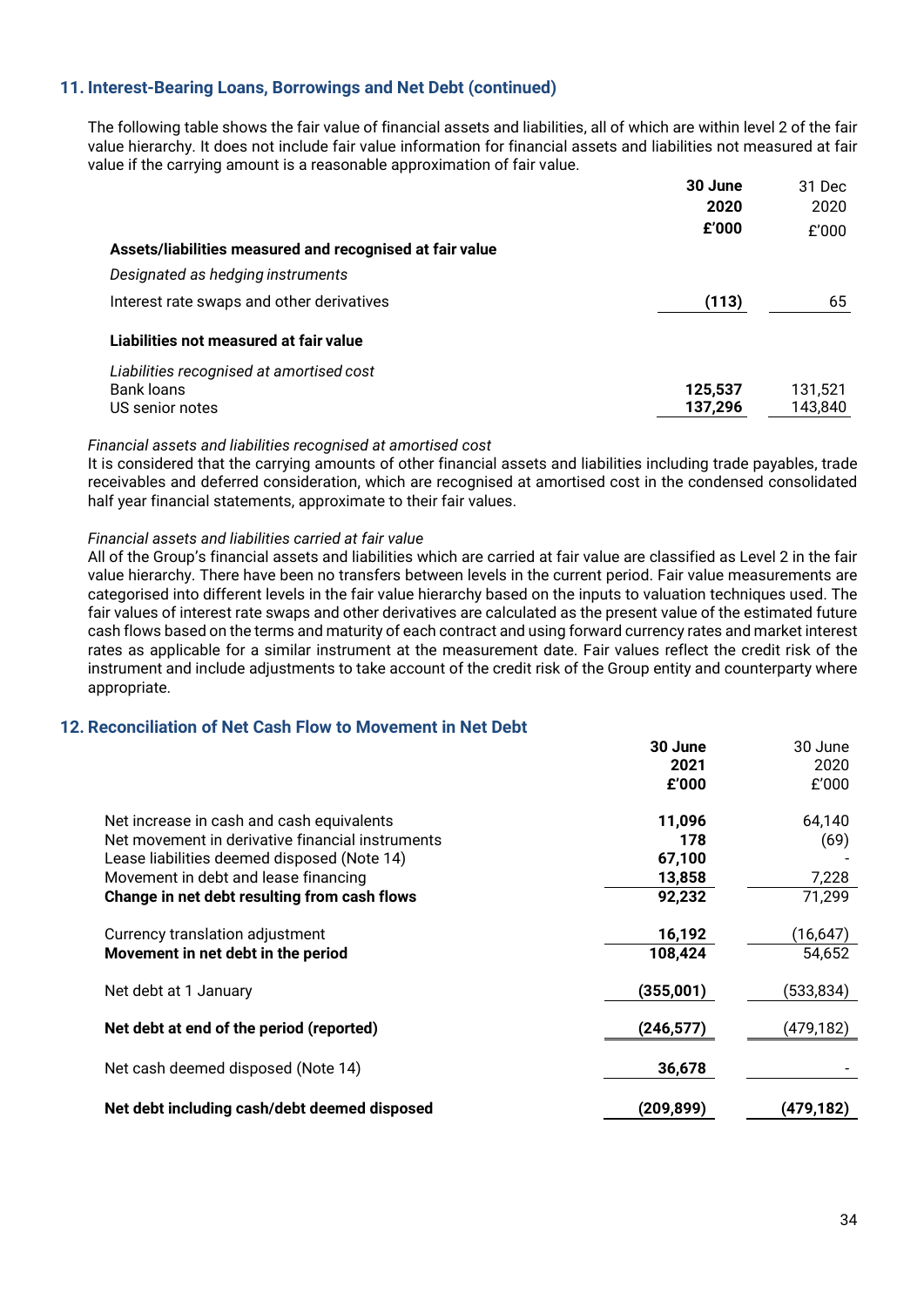## 11. Interest-Bearing Loans, Borrowings and Net Debt (continued)

The following table shows the fair value of financial assets and liabilities, all of which are within level 2 of the fair value hierarchy. It does not include fair value information for financial assets and liabilities not measured at fair value if the carrying amount is a reasonable approximation of fair value.

| | **30 June 2020 £'000** | 31 Dec 2020 £'000 |
|---|---|---|
| **Assets/liabilities measured and recognised at fair value** | | |
| *Designated as hedging instruments* | | |
| Interest rate swaps and other derivatives | **(113)** | 65 |
| **Liabilities not measured at fair value** | | |
| *Liabilities recognised at amortised cost* | | |
| Bank loans | **125,537** | 131,521 |
| US senior notes | **137,296** | 143,840 |

*Financial assets and liabilities recognised at amortised cost*
It is considered that the carrying amounts of other financial assets and liabilities including trade payables, trade receivables and deferred consideration, which are recognised at amortised cost in the condensed consolidated half year financial statements, approximate to their fair values.

*Financial assets and liabilities carried at fair value*
All of the Group's financial assets and liabilities which are carried at fair value are classified as Level 2 in the fair value hierarchy. There have been no transfers between levels in the current period. Fair value measurements are categorised into different levels in the fair value hierarchy based on the inputs to valuation techniques used. The fair values of interest rate swaps and other derivatives are calculated as the present value of the estimated future cash flows based on the terms and maturity of each contract and using forward currency rates and market interest rates as applicable for a similar instrument at the measurement date. Fair values reflect the credit risk of the instrument and include adjustments to take account of the credit risk of the Group entity and counterparty where appropriate.

## 12. Reconciliation of Net Cash Flow to Movement in Net Debt

| | **30 June 2021 £'000** | 30 June 2020 £'000 |
|---|---|---|
| Net increase in cash and cash equivalents | **11,096** | 64,140 |
| Net movement in derivative financial instruments | **178** | (69) |
| Lease liabilities deemed disposed (Note 14) | **67,100** | - |
| Movement in debt and lease financing | **13,858** | 7,228 |
| **Change in net debt resulting from cash flows** | **92,232** | 71,299 |
| Currency translation adjustment | **16,192** | (16,647) |
| **Movement in net debt in the period** | **108,424** | 54,652 |
| Net debt at 1 January | **(355,001)** | (533,834) |
| **Net debt at end of the period (reported)** | **(246,577)** | (479,182) |
| Net cash deemed disposed (Note 14) | **36,678** | - |
| **Net debt including cash/debt deemed disposed** | **(209,899)** | **(479,182)** |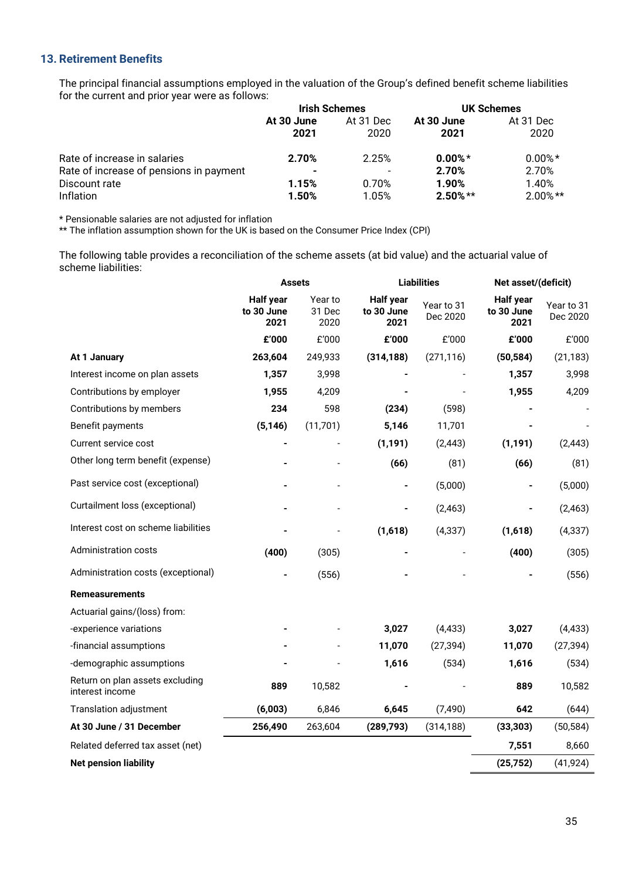## 13. Retirement Benefits

The principal financial assumptions employed in the valuation of the Group's defined benefit scheme liabilities for the current and prior year were as follows:

| | Irish Schemes | | UK Schemes | |
|---|---|---|---|---|
| | **At 30 June 2021** | At 31 Dec 2020 | **At 30 June 2021** | At 31 Dec 2020 |
| Rate of increase in salaries | **2.70%** | 2.25% | **0.00%*** | 0.00%* |
| Rate of increase of pensions in payment | **-** | - | **2.70%** | 2.70% |
| Discount rate | **1.15%** | 0.70% | **1.90%** | 1.40% |
| Inflation | **1.50%** | 1.05% | **2.50%**** | 2.00%** |

\* Pensionable salaries are not adjusted for inflation

** The inflation assumption shown for the UK is based on the Consumer Price Index (CPI)

The following table provides a reconciliation of the scheme assets (at bid value) and the actuarial value of scheme liabilities:

| | Assets | | Liabilities | | Net asset/(deficit) | |
|---|---|---|---|---|---|---|
| | **Half year to 30 June 2021** | Year to 31 Dec 2020 | **Half year to 30 June 2021** | Year to 31 Dec 2020 | **Half year to 30 June 2021** | Year to 31 Dec 2020 |
| | **£'000** | £'000 | **£'000** | £'000 | **£'000** | £'000 |
| **At 1 January** | **263,604** | 249,933 | **(314,188)** | (271,116) | **(50,584)** | (21,183) |
| Interest income on plan assets | **1,357** | 3,998 | **-** | - | **1,357** | 3,998 |
| Contributions by employer | **1,955** | 4,209 | **-** | - | **1,955** | 4,209 |
| Contributions by members | **234** | 598 | **(234)** | (598) | **-** | - |
| Benefit payments | **(5,146)** | (11,701) | **5,146** | 11,701 | **-** | - |
| Current service cost | **-** | - | **(1,191)** | (2,443) | **(1,191)** | (2,443) |
| Other long term benefit (expense) | **-** | - | **(66)** | (81) | **(66)** | (81) |
| Past service cost (exceptional) | **-** | - | **-** | (5,000) | **-** | (5,000) |
| Curtailment loss (exceptional) | **-** | - | **-** | (2,463) | **-** | (2,463) |
| Interest cost on scheme liabilities | **-** | - | **(1,618)** | (4,337) | **(1,618)** | (4,337) |
| Administration costs | **(400)** | (305) | **-** | - | **(400)** | (305) |
| Administration costs (exceptional) | **-** | (556) | **-** | - | **-** | (556) |
| **Remeasurements** | | | | | | |
| Actuarial gains/(loss) from: | | | | | | |
| -experience variations | **-** | - | **3,027** | (4,433) | **3,027** | (4,433) |
| -financial assumptions | **-** | - | **11,070** | (27,394) | **11,070** | (27,394) |
| -demographic assumptions | **-** | - | **1,616** | (534) | **1,616** | (534) |
| Return on plan assets excluding interest income | **889** | 10,582 | **-** | - | **889** | 10,582 |
| Translation adjustment | **(6,003)** | 6,846 | **6,645** | (7,490) | **642** | (644) |
| **At 30 June / 31 December** | **256,490** | 263,604 | **(289,793)** | (314,188) | **(33,303)** | (50,584) |
| Related deferred tax asset (net) | | | | | **7,551** | 8,660 |
| **Net pension liability** | | | | | **(25,752)** | (41,924) |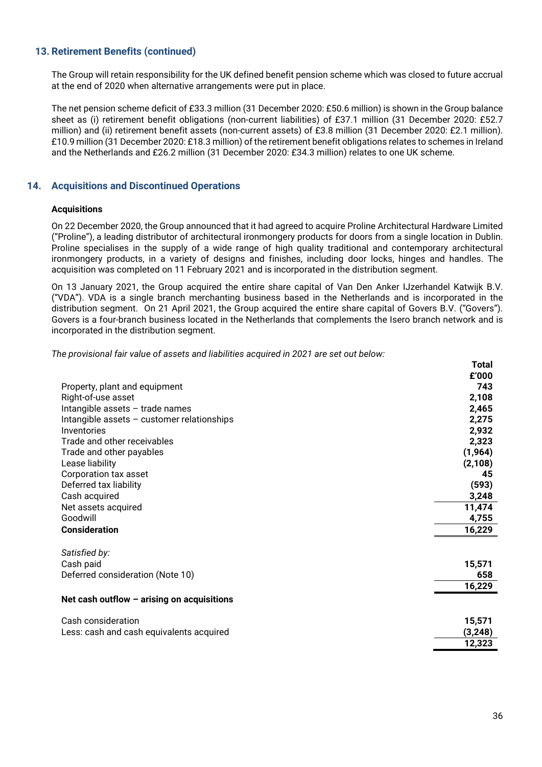## 13. Retirement Benefits (continued)

The Group will retain responsibility for the UK defined benefit pension scheme which was closed to future accrual at the end of 2020 when alternative arrangements were put in place.

The net pension scheme deficit of £33.3 million (31 December 2020: £50.6 million) is shown in the Group balance sheet as (i) retirement benefit obligations (non-current liabilities) of £37.1 million (31 December 2020: £52.7 million) and (ii) retirement benefit assets (non-current assets) of £3.8 million (31 December 2020: £2.1 million). £10.9 million (31 December 2020: £18.3 million) of the retirement benefit obligations relates to schemes in Ireland and the Netherlands and £26.2 million (31 December 2020: £34.3 million) relates to one UK scheme.

## 14. Acquisitions and Discontinued Operations

### Acquisitions

On 22 December 2020, the Group announced that it had agreed to acquire Proline Architectural Hardware Limited ("Proline"), a leading distributor of architectural ironmongery products for doors from a single location in Dublin. Proline specialises in the supply of a wide range of high quality traditional and contemporary architectural ironmongery products, in a variety of designs and finishes, including door locks, hinges and handles. The acquisition was completed on 11 February 2021 and is incorporated in the distribution segment.

On 13 January 2021, the Group acquired the entire share capital of Van Den Anker IJzerhandel Katwijk B.V. ("VDA"). VDA is a single branch merchanting business based in the Netherlands and is incorporated in the distribution segment. On 21 April 2021, the Group acquired the entire share capital of Govers B.V. ("Govers"). Govers is a four-branch business located in the Netherlands that complements the Isero branch network and is incorporated in the distribution segment.

*The provisional fair value of assets and liabilities acquired in 2021 are set out below:*

| | **Total £'000** |
|---|---|
| Property, plant and equipment | **743** |
| Right-of-use asset | **2,108** |
| Intangible assets – trade names | **2,465** |
| Intangible assets – customer relationships | **2,275** |
| Inventories | **2,932** |
| Trade and other receivables | **2,323** |
| Trade and other payables | **(1,964)** |
| Lease liability | **(2,108)** |
| Corporation tax asset | **45** |
| Deferred tax liability | **(593)** |
| Cash acquired | **3,248** |
| Net assets acquired | **11,474** |
| Goodwill | **4,755** |
| **Consideration** | **16,229** |
| | |
| *Satisfied by:* | |
| Cash paid | **15,571** |
| Deferred consideration (Note 10) | **658** |
| | **16,229** |
| **Net cash outflow – arising on acquisitions** | |
| | |
| Cash consideration | **15,571** |
| Less: cash and cash equivalents acquired | **(3,248)** |
| | **12,323** |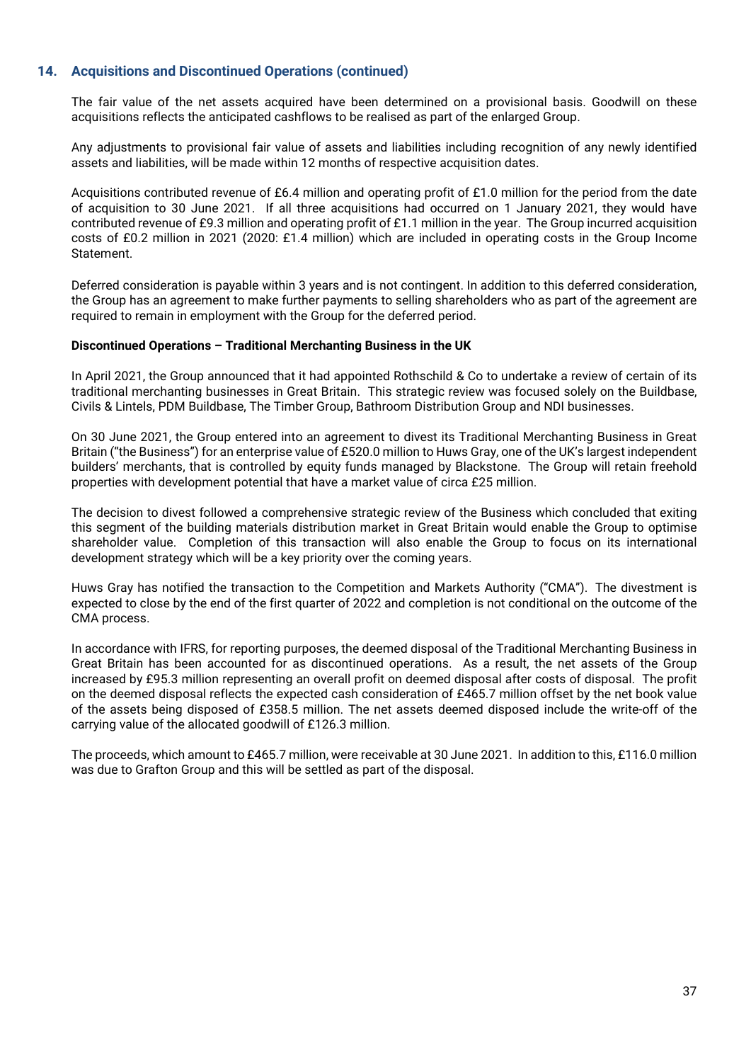## 14. Acquisitions and Discontinued Operations (continued)

The fair value of the net assets acquired have been determined on a provisional basis. Goodwill on these acquisitions reflects the anticipated cashflows to be realised as part of the enlarged Group.

Any adjustments to provisional fair value of assets and liabilities including recognition of any newly identified assets and liabilities, will be made within 12 months of respective acquisition dates.

Acquisitions contributed revenue of £6.4 million and operating profit of £1.0 million for the period from the date of acquisition to 30 June 2021. If all three acquisitions had occurred on 1 January 2021, they would have contributed revenue of £9.3 million and operating profit of £1.1 million in the year. The Group incurred acquisition costs of £0.2 million in 2021 (2020: £1.4 million) which are included in operating costs in the Group Income Statement.

Deferred consideration is payable within 3 years and is not contingent. In addition to this deferred consideration, the Group has an agreement to make further payments to selling shareholders who as part of the agreement are required to remain in employment with the Group for the deferred period.

**Discontinued Operations – Traditional Merchanting Business in the UK**

In April 2021, the Group announced that it had appointed Rothschild & Co to undertake a review of certain of its traditional merchanting businesses in Great Britain. This strategic review was focused solely on the Buildbase, Civils & Lintels, PDM Buildbase, The Timber Group, Bathroom Distribution Group and NDI businesses.

On 30 June 2021, the Group entered into an agreement to divest its Traditional Merchanting Business in Great Britain ("the Business") for an enterprise value of £520.0 million to Huws Gray, one of the UK's largest independent builders' merchants, that is controlled by equity funds managed by Blackstone. The Group will retain freehold properties with development potential that have a market value of circa £25 million.

The decision to divest followed a comprehensive strategic review of the Business which concluded that exiting this segment of the building materials distribution market in Great Britain would enable the Group to optimise shareholder value. Completion of this transaction will also enable the Group to focus on its international development strategy which will be a key priority over the coming years.

Huws Gray has notified the transaction to the Competition and Markets Authority ("CMA"). The divestment is expected to close by the end of the first quarter of 2022 and completion is not conditional on the outcome of the CMA process.

In accordance with IFRS, for reporting purposes, the deemed disposal of the Traditional Merchanting Business in Great Britain has been accounted for as discontinued operations. As a result, the net assets of the Group increased by £95.3 million representing an overall profit on deemed disposal after costs of disposal. The profit on the deemed disposal reflects the expected cash consideration of £465.7 million offset by the net book value of the assets being disposed of £358.5 million. The net assets deemed disposed include the write-off of the carrying value of the allocated goodwill of £126.3 million.

The proceeds, which amount to £465.7 million, were receivable at 30 June 2021. In addition to this, £116.0 million was due to Grafton Group and this will be settled as part of the disposal.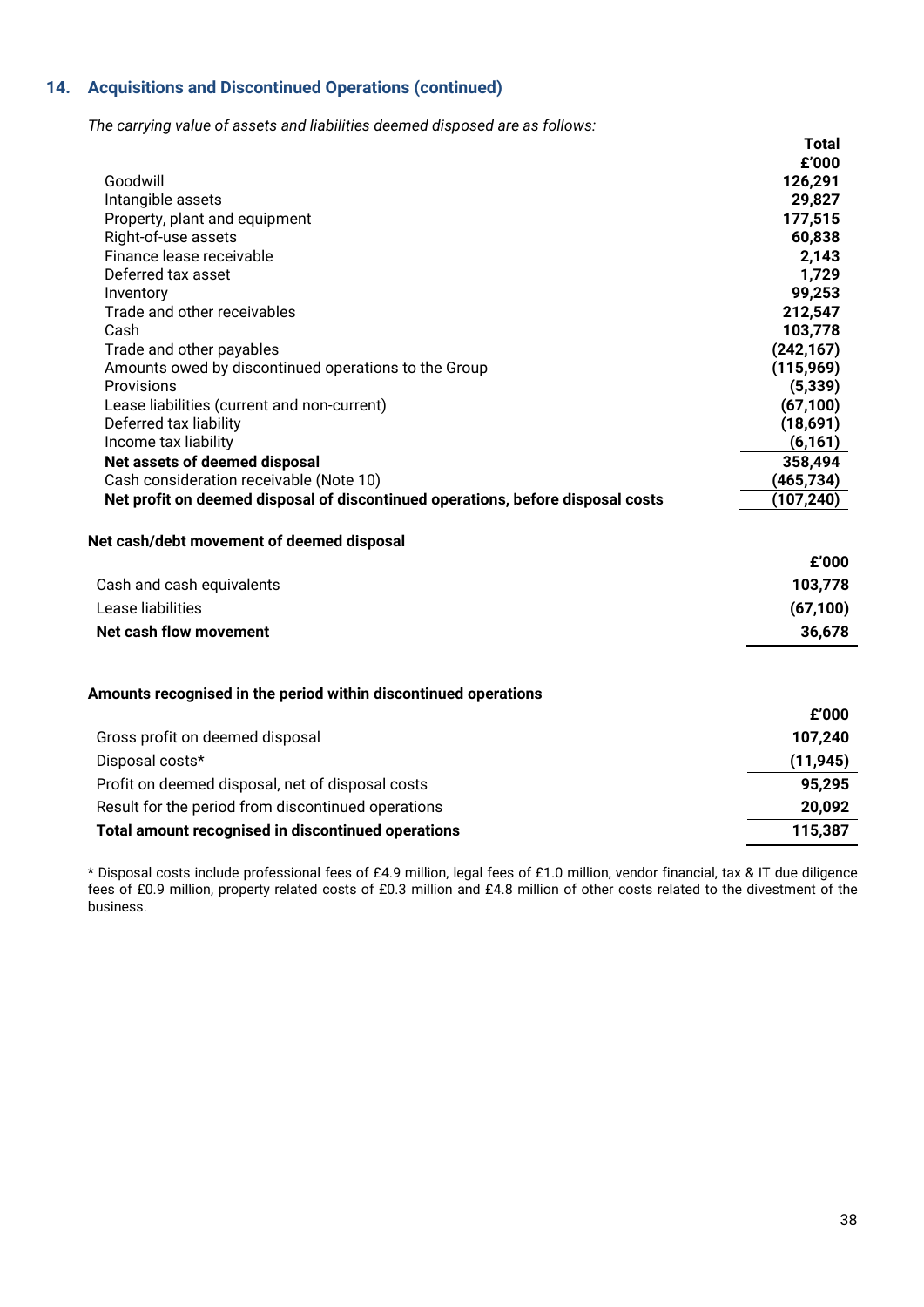## 14. Acquisitions and Discontinued Operations (continued)

*The carrying value of assets and liabilities deemed disposed are as follows:*

| | Total |
|---|---|
| | £'000 |
| Goodwill | **126,291** |
| Intangible assets | **29,827** |
| Property, plant and equipment | **177,515** |
| Right-of-use assets | **60,838** |
| Finance lease receivable | **2,143** |
| Deferred tax asset | **1,729** |
| Inventory | **99,253** |
| Trade and other receivables | **212,547** |
| Cash | **103,778** |
| Trade and other payables | **(242,167)** |
| Amounts owed by discontinued operations to the Group | **(115,969)** |
| Provisions | **(5,339)** |
| Lease liabilities (current and non-current) | **(67,100)** |
| Deferred tax liability | **(18,691)** |
| Income tax liability | **(6,161)** |
| **Net assets of deemed disposal** | **358,494** |
| Cash consideration receivable (Note 10) | **(465,734)** |
| **Net profit on deemed disposal of discontinued operations, before disposal costs** | **(107,240)** |

**Net cash/debt movement of deemed disposal**

| | £'000 |
|---|---|
| Cash and cash equivalents | **103,778** |
| Lease liabilities | **(67,100)** |
| **Net cash flow movement** | **36,678** |

**Amounts recognised in the period within discontinued operations**

| | £'000 |
|---|---|
| Gross profit on deemed disposal | **107,240** |
| Disposal costs* | **(11,945)** |
| Profit on deemed disposal, net of disposal costs | **95,295** |
| Result for the period from discontinued operations | **20,092** |
| **Total amount recognised in discontinued operations** | **115,387** |

* Disposal costs include professional fees of £4.9 million, legal fees of £1.0 million, vendor financial, tax & IT due diligence fees of £0.9 million, property related costs of £0.3 million and £4.8 million of other costs related to the divestment of the business.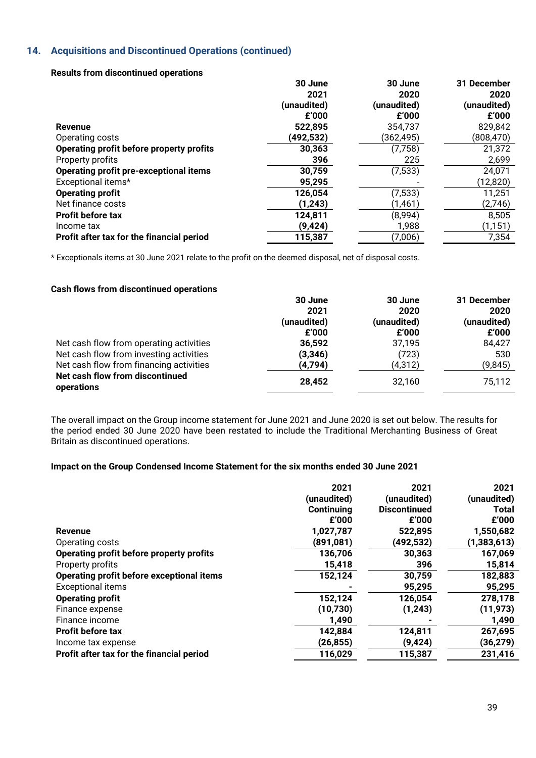## 14. Acquisitions and Discontinued Operations (continued)

### Results from discontinued operations

| | 30 June 2021 (unaudited) £'000 | 30 June 2020 (unaudited) £'000 | 31 December 2020 (unaudited) £'000 |
|---|---|---|---|
| **Revenue** | **522,895** | 354,737 | 829,842 |
| Operating costs | **(492,532)** | (362,495) | (808,470) |
| **Operating profit before property profits** | **30,363** | (7,758) | 21,372 |
| Property profits | **396** | 225 | 2,699 |
| **Operating profit pre-exceptional items** | **30,759** | (7,533) | 24,071 |
| Exceptional items* | **95,295** | - | (12,820) |
| **Operating profit** | **126,054** | (7,533) | 11,251 |
| Net finance costs | **(1,243)** | (1,461) | (2,746) |
| **Profit before tax** | **124,811** | (8,994) | 8,505 |
| Income tax | **(9,424)** | 1,988 | (1,151) |
| **Profit after tax for the financial period** | **115,387** | (7,006) | 7,354 |

* Exceptionals items at 30 June 2021 relate to the profit on the deemed disposal, net of disposal costs.

### Cash flows from discontinued operations

| | 30 June 2021 (unaudited) £'000 | 30 June 2020 (unaudited) £'000 | 31 December 2020 (unaudited) £'000 |
|---|---|---|---|
| Net cash flow from operating activities | **36,592** | 37,195 | 84,427 |
| Net cash flow from investing activities | **(3,346)** | (723) | 530 |
| Net cash flow from financing activities | **(4,794)** | (4,312) | (9,845) |
| **Net cash flow from discontinued operations** | **28,452** | 32,160 | 75,112 |

The overall impact on the Group income statement for June 2021 and June 2020 is set out below. The results for the period ended 30 June 2020 have been restated to include the Traditional Merchanting Business of Great Britain as discontinued operations.

### Impact on the Group Condensed Income Statement for the six months ended 30 June 2021

| | 2021 (unaudited) Continuing £'000 | 2021 (unaudited) Discontinued £'000 | 2021 (unaudited) Total £'000 |
|---|---|---|---|
| **Revenue** | **1,027,787** | **522,895** | **1,550,682** |
| Operating costs | **(891,081)** | **(492,532)** | **(1,383,613)** |
| **Operating profit before property profits** | **136,706** | **30,363** | **167,069** |
| Property profits | **15,418** | **396** | **15,814** |
| **Operating profit before exceptional items** | **152,124** | **30,759** | **182,883** |
| Exceptional items | **-** | **95,295** | **95,295** |
| **Operating profit** | **152,124** | **126,054** | **278,178** |
| Finance expense | **(10,730)** | **(1,243)** | **(11,973)** |
| Finance income | **1,490** | **-** | **1,490** |
| **Profit before tax** | **142,884** | **124,811** | **267,695** |
| Income tax expense | **(26,855)** | **(9,424)** | **(36,279)** |
| **Profit after tax for the financial period** | **116,029** | **115,387** | **231,416** |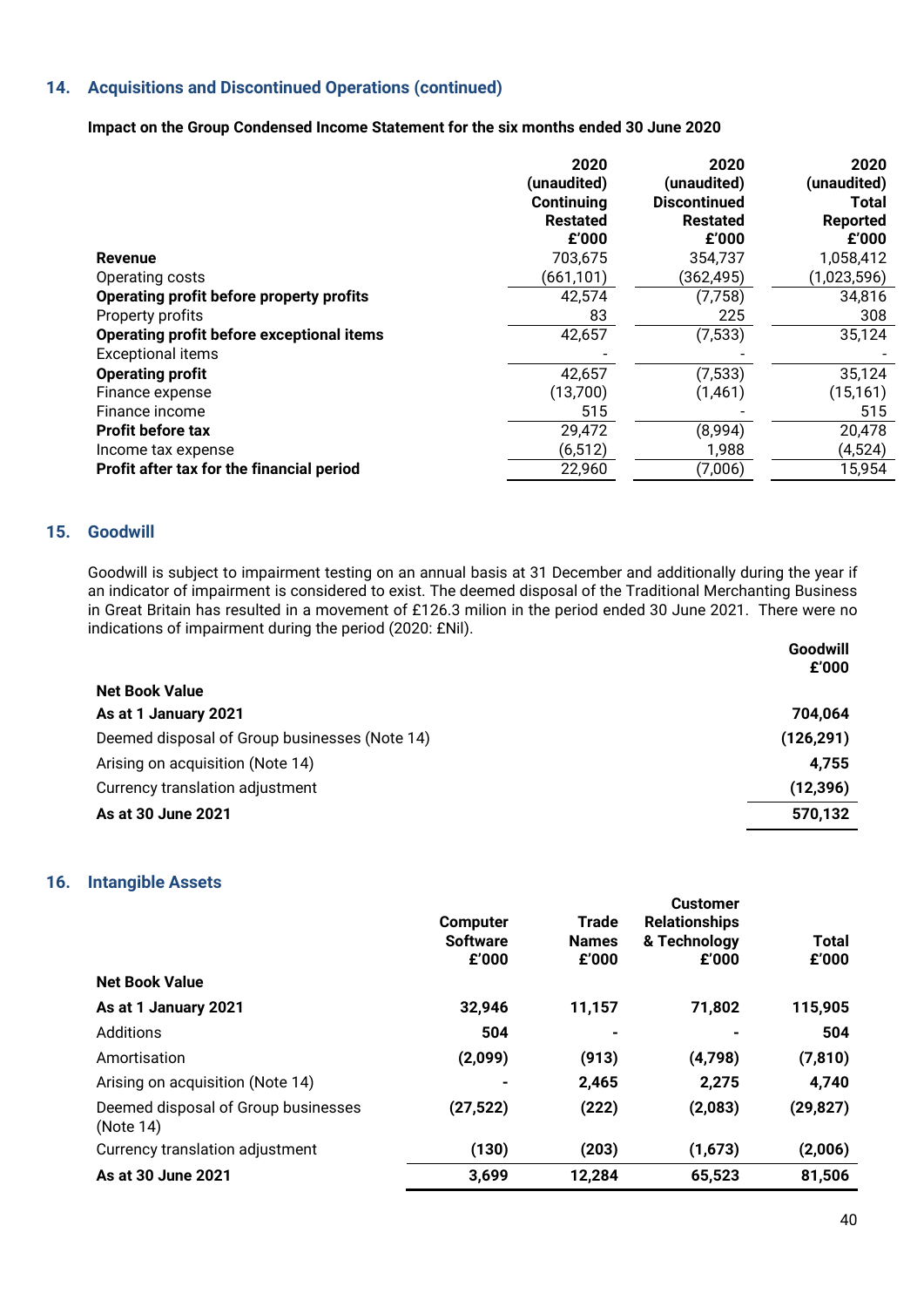## 14. Acquisitions and Discontinued Operations (continued)

**Impact on the Group Condensed Income Statement for the six months ended 30 June 2020**

| | 2020 (unaudited) Continuing Restated £'000 | 2020 (unaudited) Discontinued Restated £'000 | 2020 (unaudited) Total Reported £'000 |
|---|---|---|---|
| **Revenue** | 703,675 | 354,737 | 1,058,412 |
| Operating costs | (661,101) | (362,495) | (1,023,596) |
| **Operating profit before property profits** | 42,574 | (7,758) | 34,816 |
| Property profits | 83 | 225 | 308 |
| **Operating profit before exceptional items** | 42,657 | (7,533) | 35,124 |
| Exceptional items | - | - | - |
| **Operating profit** | 42,657 | (7,533) | 35,124 |
| Finance expense | (13,700) | (1,461) | (15,161) |
| Finance income | 515 | - | 515 |
| **Profit before tax** | 29,472 | (8,994) | 20,478 |
| Income tax expense | (6,512) | 1,988 | (4,524) |
| **Profit after tax for the financial period** | 22,960 | (7,006) | 15,954 |

## 15. Goodwill

Goodwill is subject to impairment testing on an annual basis at 31 December and additionally during the year if an indicator of impairment is considered to exist. The deemed disposal of the Traditional Merchanting Business in Great Britain has resulted in a movement of £126.3 milion in the period ended 30 June 2021. There were no indications of impairment during the period (2020: £Nil).

| | Goodwill £'000 |
|---|---|
| **Net Book Value** | |
| **As at 1 January 2021** | **704,064** |
| Deemed disposal of Group businesses (Note 14) | **(126,291)** |
| Arising on acquisition (Note 14) | **4,755** |
| Currency translation adjustment | **(12,396)** |
| **As at 30 June 2021** | **570,132** |

## 16. Intangible Assets

| | Computer Software £'000 | Trade Names £'000 | Customer Relationships & Technology £'000 | Total £'000 |
|---|---|---|---|---|
| **Net Book Value** | | | | |
| **As at 1 January 2021** | **32,946** | **11,157** | **71,802** | **115,905** |
| Additions | **504** | **-** | **-** | **504** |
| Amortisation | **(2,099)** | **(913)** | **(4,798)** | **(7,810)** |
| Arising on acquisition (Note 14) | **-** | **2,465** | **2,275** | **4,740** |
| Deemed disposal of Group businesses (Note 14) | **(27,522)** | **(222)** | **(2,083)** | **(29,827)** |
| Currency translation adjustment | **(130)** | **(203)** | **(1,673)** | **(2,006)** |
| **As at 30 June 2021** | **3,699** | **12,284** | **65,523** | **81,506** |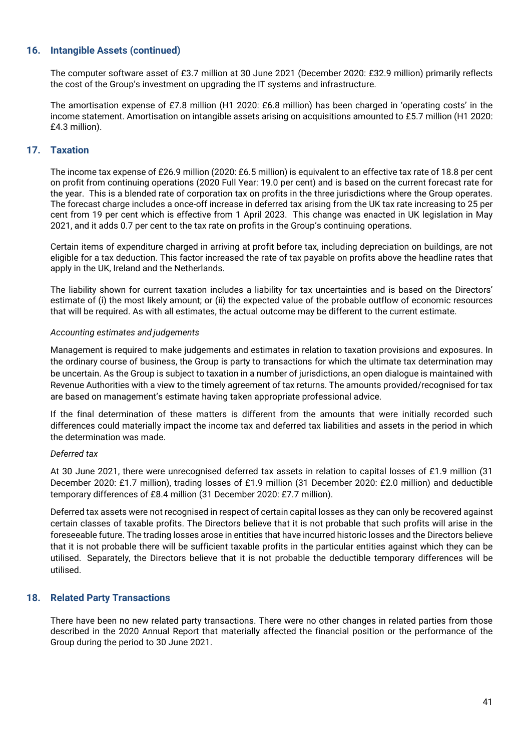## 16. Intangible Assets (continued)

The computer software asset of £3.7 million at 30 June 2021 (December 2020: £32.9 million) primarily reflects the cost of the Group's investment on upgrading the IT systems and infrastructure.

The amortisation expense of £7.8 million (H1 2020: £6.8 million) has been charged in 'operating costs' in the income statement. Amortisation on intangible assets arising on acquisitions amounted to £5.7 million (H1 2020: £4.3 million).

## 17. Taxation

The income tax expense of £26.9 million (2020: £6.5 million) is equivalent to an effective tax rate of 18.8 per cent on profit from continuing operations (2020 Full Year: 19.0 per cent) and is based on the current forecast rate for the year. This is a blended rate of corporation tax on profits in the three jurisdictions where the Group operates. The forecast charge includes a once-off increase in deferred tax arising from the UK tax rate increasing to 25 per cent from 19 per cent which is effective from 1 April 2023. This change was enacted in UK legislation in May 2021, and it adds 0.7 per cent to the tax rate on profits in the Group's continuing operations.

Certain items of expenditure charged in arriving at profit before tax, including depreciation on buildings, are not eligible for a tax deduction. This factor increased the rate of tax payable on profits above the headline rates that apply in the UK, Ireland and the Netherlands.

The liability shown for current taxation includes a liability for tax uncertainties and is based on the Directors' estimate of (i) the most likely amount; or (ii) the expected value of the probable outflow of economic resources that will be required. As with all estimates, the actual outcome may be different to the current estimate.

*Accounting estimates and judgements*

Management is required to make judgements and estimates in relation to taxation provisions and exposures. In the ordinary course of business, the Group is party to transactions for which the ultimate tax determination may be uncertain. As the Group is subject to taxation in a number of jurisdictions, an open dialogue is maintained with Revenue Authorities with a view to the timely agreement of tax returns. The amounts provided/recognised for tax are based on management's estimate having taken appropriate professional advice.

If the final determination of these matters is different from the amounts that were initially recorded such differences could materially impact the income tax and deferred tax liabilities and assets in the period in which the determination was made.

*Deferred tax*

At 30 June 2021, there were unrecognised deferred tax assets in relation to capital losses of £1.9 million (31 December 2020: £1.7 million), trading losses of £1.9 million (31 December 2020: £2.0 million) and deductible temporary differences of £8.4 million (31 December 2020: £7.7 million).

Deferred tax assets were not recognised in respect of certain capital losses as they can only be recovered against certain classes of taxable profits. The Directors believe that it is not probable that such profits will arise in the foreseeable future. The trading losses arose in entities that have incurred historic losses and the Directors believe that it is not probable there will be sufficient taxable profits in the particular entities against which they can be utilised. Separately, the Directors believe that it is not probable the deductible temporary differences will be utilised.

## 18. Related Party Transactions

There have been no new related party transactions. There were no other changes in related parties from those described in the 2020 Annual Report that materially affected the financial position or the performance of the Group during the period to 30 June 2021.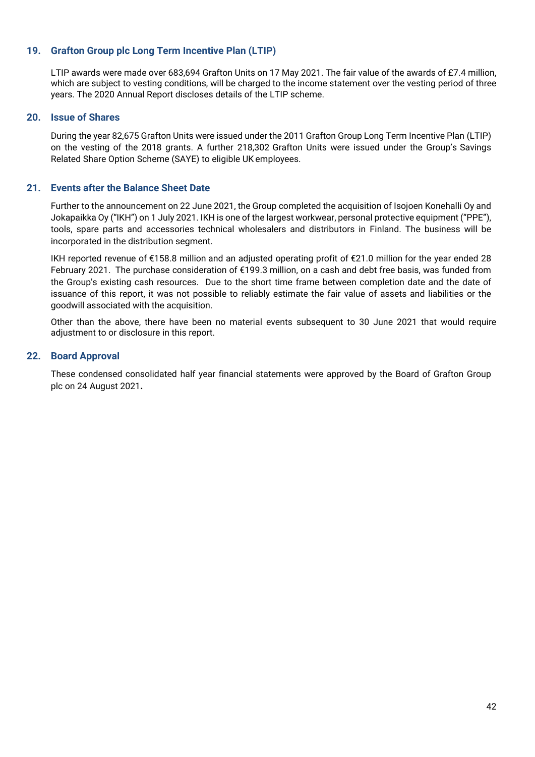## 19. Grafton Group plc Long Term Incentive Plan (LTIP)

LTIP awards were made over 683,694 Grafton Units on 17 May 2021. The fair value of the awards of £7.4 million, which are subject to vesting conditions, will be charged to the income statement over the vesting period of three years. The 2020 Annual Report discloses details of the LTIP scheme.

## 20. Issue of Shares

During the year 82,675 Grafton Units were issued under the 2011 Grafton Group Long Term Incentive Plan (LTIP) on the vesting of the 2018 grants. A further 218,302 Grafton Units were issued under the Group's Savings Related Share Option Scheme (SAYE) to eligible UK employees.

## 21. Events after the Balance Sheet Date

Further to the announcement on 22 June 2021, the Group completed the acquisition of Isojoen Konehalli Oy and Jokapaikka Oy ("IKH") on 1 July 2021. IKH is one of the largest workwear, personal protective equipment ("PPE"), tools, spare parts and accessories technical wholesalers and distributors in Finland. The business will be incorporated in the distribution segment.

IKH reported revenue of €158.8 million and an adjusted operating profit of €21.0 million for the year ended 28 February 2021. The purchase consideration of €199.3 million, on a cash and debt free basis, was funded from the Group's existing cash resources. Due to the short time frame between completion date and the date of issuance of this report, it was not possible to reliably estimate the fair value of assets and liabilities or the goodwill associated with the acquisition.

Other than the above, there have been no material events subsequent to 30 June 2021 that would require adjustment to or disclosure in this report.

## 22. Board Approval

These condensed consolidated half year financial statements were approved by the Board of Grafton Group plc on 24 August 2021.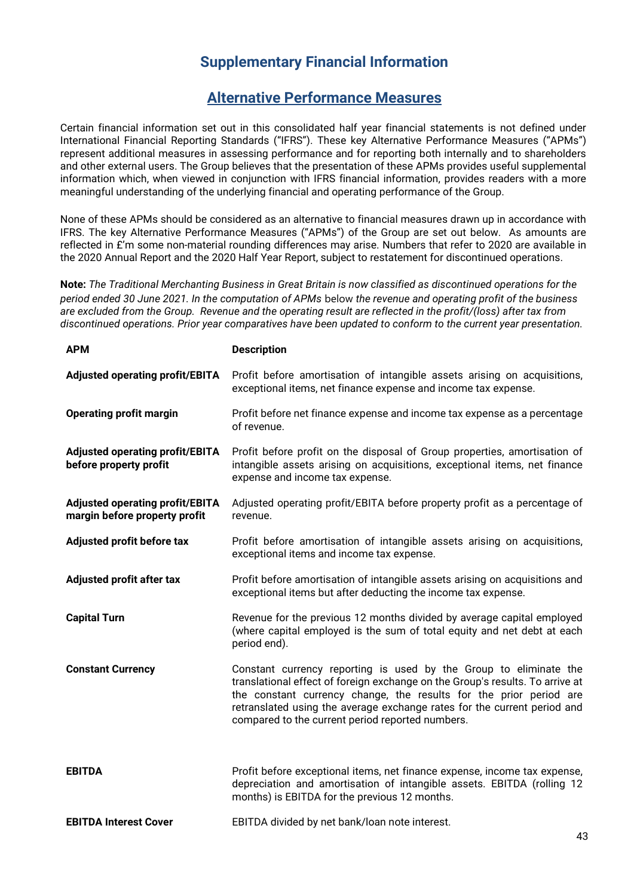# Supplementary Financial Information

## Alternative Performance Measures

Certain financial information set out in this consolidated half year financial statements is not defined under International Financial Reporting Standards ("IFRS"). These key Alternative Performance Measures ("APMs") represent additional measures in assessing performance and for reporting both internally and to shareholders and other external users. The Group believes that the presentation of these APMs provides useful supplemental information which, when viewed in conjunction with IFRS financial information, provides readers with a more meaningful understanding of the underlying financial and operating performance of the Group.

None of these APMs should be considered as an alternative to financial measures drawn up in accordance with IFRS. The key Alternative Performance Measures ("APMs") of the Group are set out below. As amounts are reflected in £'m some non-material rounding differences may arise. Numbers that refer to 2020 are available in the 2020 Annual Report and the 2020 Half Year Report, subject to restatement for discontinued operations.

**Note:** *The Traditional Merchanting Business in Great Britain is now classified as discontinued operations for the period ended 30 June 2021. In the computation of APMs* below *the revenue and operating profit of the business are excluded from the Group. Revenue and the operating result are reflected in the profit/(loss) after tax from discontinued operations. Prior year comparatives have been updated to conform to the current year presentation.*

| APM | Description |
|---|---|
| **Adjusted operating profit/EBITA** | Profit before amortisation of intangible assets arising on acquisitions, exceptional items, net finance expense and income tax expense. |
| **Operating profit margin** | Profit before net finance expense and income tax expense as a percentage of revenue. |
| **Adjusted operating profit/EBITA before property profit** | Profit before profit on the disposal of Group properties, amortisation of intangible assets arising on acquisitions, exceptional items, net finance expense and income tax expense. |
| **Adjusted operating profit/EBITA margin before property profit** | Adjusted operating profit/EBITA before property profit as a percentage of revenue. |
| **Adjusted profit before tax** | Profit before amortisation of intangible assets arising on acquisitions, exceptional items and income tax expense. |
| **Adjusted profit after tax** | Profit before amortisation of intangible assets arising on acquisitions and exceptional items but after deducting the income tax expense. |
| **Capital Turn** | Revenue for the previous 12 months divided by average capital employed (where capital employed is the sum of total equity and net debt at each period end). |
| **Constant Currency** | Constant currency reporting is used by the Group to eliminate the translational effect of foreign exchange on the Group's results. To arrive at the constant currency change, the results for the prior period are retranslated using the average exchange rates for the current period and compared to the current period reported numbers. |
| **EBITDA** | Profit before exceptional items, net finance expense, income tax expense, depreciation and amortisation of intangible assets. EBITDA (rolling 12 months) is EBITDA for the previous 12 months. |
| **EBITDA Interest Cover** | EBITDA divided by net bank/loan note interest. |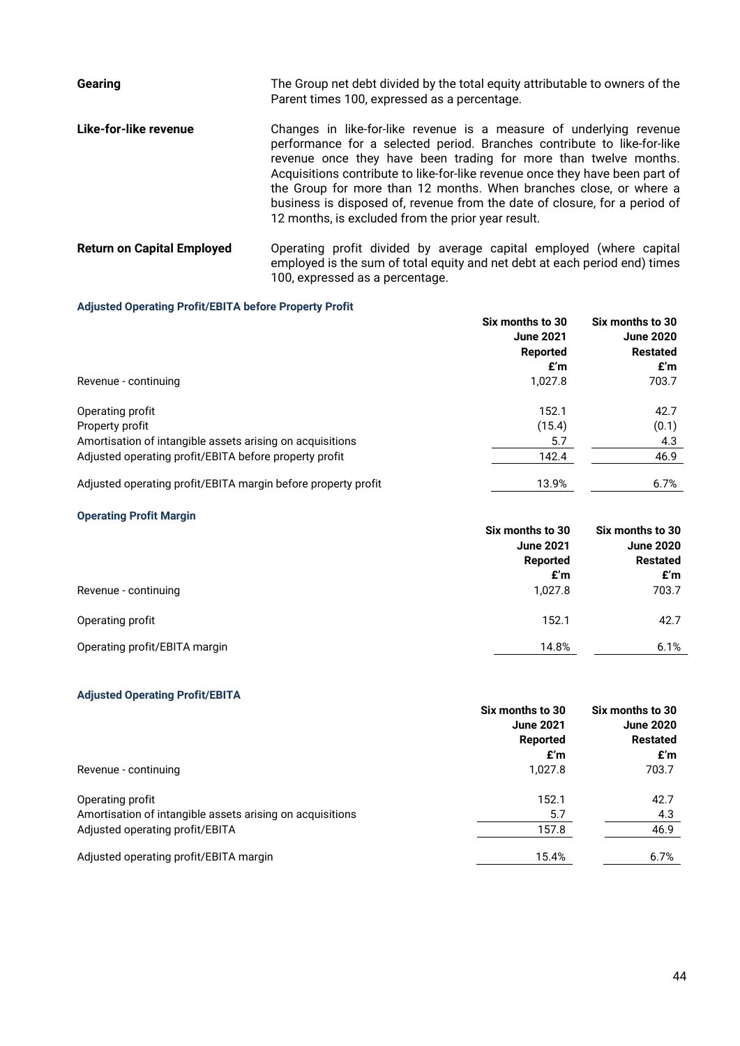**Gearing** The Group net debt divided by the total equity attributable to owners of the Parent times 100, expressed as a percentage.

**Like-for-like revenue** Changes in like-for-like revenue is a measure of underlying revenue performance for a selected period. Branches contribute to like-for-like revenue once they have been trading for more than twelve months. Acquisitions contribute to like-for-like revenue once they have been part of the Group for more than 12 months. When branches close, or where a business is disposed of, revenue from the date of closure, for a period of 12 months, is excluded from the prior year result.

**Return on Capital Employed** Operating profit divided by average capital employed (where capital employed is the sum of total equity and net debt at each period end) times 100, expressed as a percentage.

**Adjusted Operating Profit/EBITA before Property Profit**

| | Six months to 30 June 2021 Reported £'m | Six months to 30 June 2020 Restated £'m |
|---|---|---|
| Revenue - continuing | 1,027.8 | 703.7 |
| Operating profit | 152.1 | 42.7 |
| Property profit | (15.4) | (0.1) |
| Amortisation of intangible assets arising on acquisitions | 5.7 | 4.3 |
| Adjusted operating profit/EBITA before property profit | 142.4 | 46.9 |
| Adjusted operating profit/EBITA margin before property profit | 13.9% | 6.7% |

**Operating Profit Margin**

| | Six months to 30 June 2021 Reported £'m | Six months to 30 June 2020 Restated £'m |
|---|---|---|
| Revenue - continuing | 1,027.8 | 703.7 |
| Operating profit | 152.1 | 42.7 |
| Operating profit/EBITA margin | 14.8% | 6.1% |

**Adjusted Operating Profit/EBITA**

| | Six months to 30 June 2021 Reported £'m | Six months to 30 June 2020 Restated £'m |
|---|---|---|
| Revenue - continuing | 1,027.8 | 703.7 |
| Operating profit | 152.1 | 42.7 |
| Amortisation of intangible assets arising on acquisitions | 5.7 | 4.3 |
| Adjusted operating profit/EBITA | 157.8 | 46.9 |
| Adjusted operating profit/EBITA margin | 15.4% | 6.7% |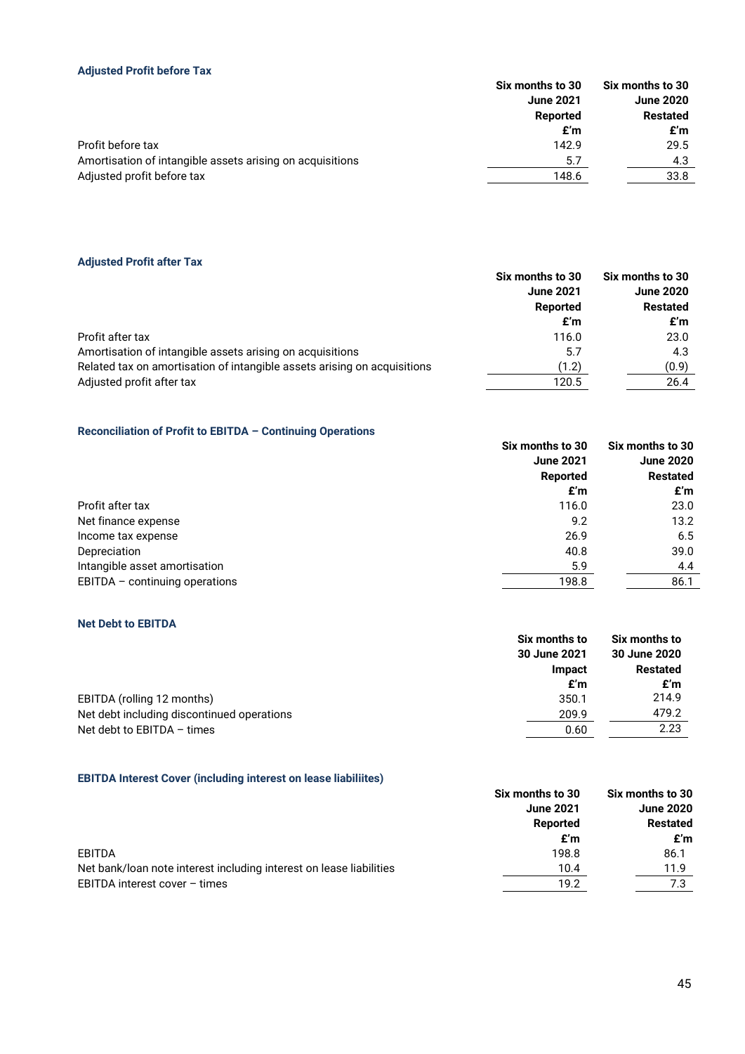### Adjusted Profit before Tax

| | Six months to 30 June 2021 Reported £'m | Six months to 30 June 2020 Restated £'m |
|---|---|---|
| Profit before tax | 142.9 | 29.5 |
| Amortisation of intangible assets arising on acquisitions | 5.7 | 4.3 |
| Adjusted profit before tax | 148.6 | 33.8 |

### Adjusted Profit after Tax

| | Six months to 30 June 2021 Reported £'m | Six months to 30 June 2020 Restated £'m |
|---|---|---|
| Profit after tax | 116.0 | 23.0 |
| Amortisation of intangible assets arising on acquisitions | 5.7 | 4.3 |
| Related tax on amortisation of intangible assets arising on acquisitions | (1.2) | (0.9) |
| Adjusted profit after tax | 120.5 | 26.4 |

### Reconciliation of Profit to EBITDA – Continuing Operations

| | Six months to 30 June 2021 Reported £'m | Six months to 30 June 2020 Restated £'m |
|---|---|---|
| Profit after tax | 116.0 | 23.0 |
| Net finance expense | 9.2 | 13.2 |
| Income tax expense | 26.9 | 6.5 |
| Depreciation | 40.8 | 39.0 |
| Intangible asset amortisation | 5.9 | 4.4 |
| EBITDA – continuing operations | 198.8 | 86.1 |

### Net Debt to EBITDA

| | Six months to 30 June 2021 Impact £'m | Six months to 30 June 2020 Restated £'m |
|---|---|---|
| EBITDA (rolling 12 months) | 350.1 | 214.9 |
| Net debt including discontinued operations | 209.9 | 479.2 |
| Net debt to EBITDA – times | 0.60 | 2.23 |

### EBITDA Interest Cover (including interest on lease liabiliites)

| | Six months to 30 June 2021 Reported £'m | Six months to 30 June 2020 Restated £'m |
|---|---|---|
| EBITDA | 198.8 | 86.1 |
| Net bank/loan note interest including interest on lease liabilities | 10.4 | 11.9 |
| EBITDA interest cover – times | 19.2 | 7.3 |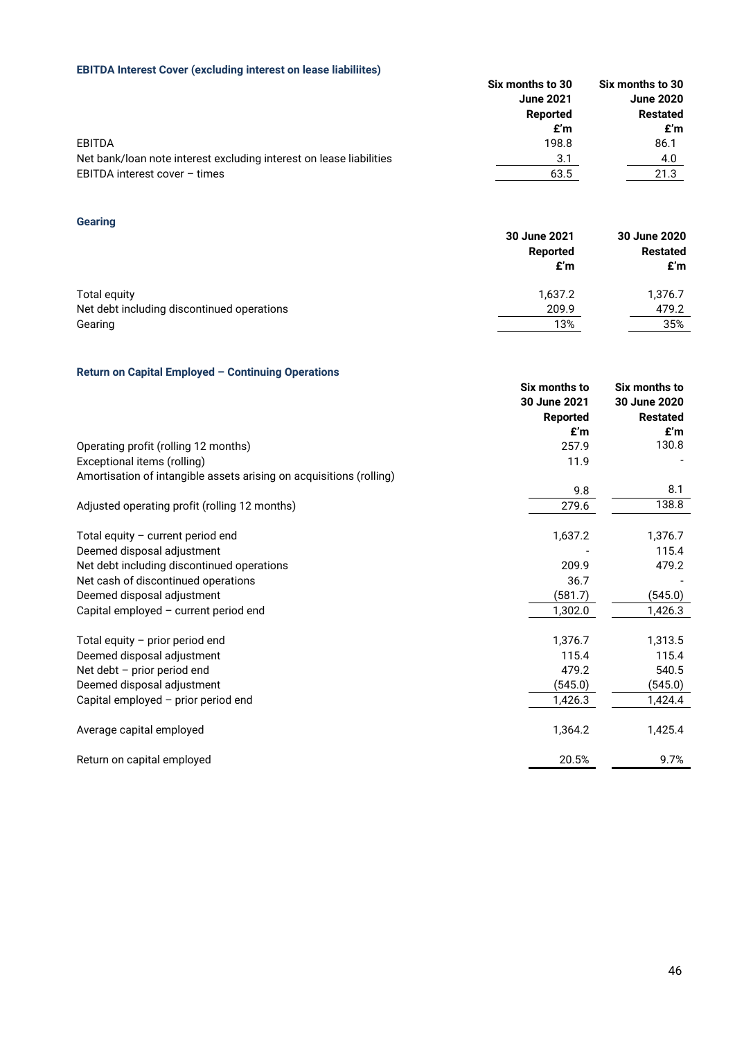### EBITDA Interest Cover (excluding interest on lease liabiliites)

| | Six months to 30 June 2021 Reported £'m | Six months to 30 June 2020 Restated £'m |
|---|---|---|
| EBITDA | 198.8 | 86.1 |
| Net bank/loan note interest excluding interest on lease liabilities | 3.1 | 4.0 |
| EBITDA interest cover – times | 63.5 | 21.3 |

### Gearing

| | 30 June 2021 Reported £'m | 30 June 2020 Restated £'m |
|---|---|---|
| Total equity | 1,637.2 | 1,376.7 |
| Net debt including discontinued operations | 209.9 | 479.2 |
| Gearing | 13% | 35% |

### Return on Capital Employed – Continuing Operations

| | Six months to 30 June 2021 Reported £'m | Six months to 30 June 2020 Restated £'m |
|---|---|---|
| Operating profit (rolling 12 months) | 257.9 | 130.8 |
| Exceptional items (rolling) | 11.9 | - |
| Amortisation of intangible assets arising on acquisitions (rolling) | 9.8 | 8.1 |
| Adjusted operating profit (rolling 12 months) | 279.6 | 138.8 |
| | | |
| Total equity – current period end | 1,637.2 | 1,376.7 |
| Deemed disposal adjustment | - | 115.4 |
| Net debt including discontinued operations | 209.9 | 479.2 |
| Net cash of discontinued operations | 36.7 | - |
| Deemed disposal adjustment | (581.7) | (545.0) |
| Capital employed – current period end | 1,302.0 | 1,426.3 |
| | | |
| Total equity – prior period end | 1,376.7 | 1,313.5 |
| Deemed disposal adjustment | 115.4 | 115.4 |
| Net debt – prior period end | 479.2 | 540.5 |
| Deemed disposal adjustment | (545.0) | (545.0) |
| Capital employed – prior period end | 1,426.3 | 1,424.4 |
| | | |
| Average capital employed | 1,364.2 | 1,425.4 |
| | | |
| Return on capital employed | 20.5% | 9.7% |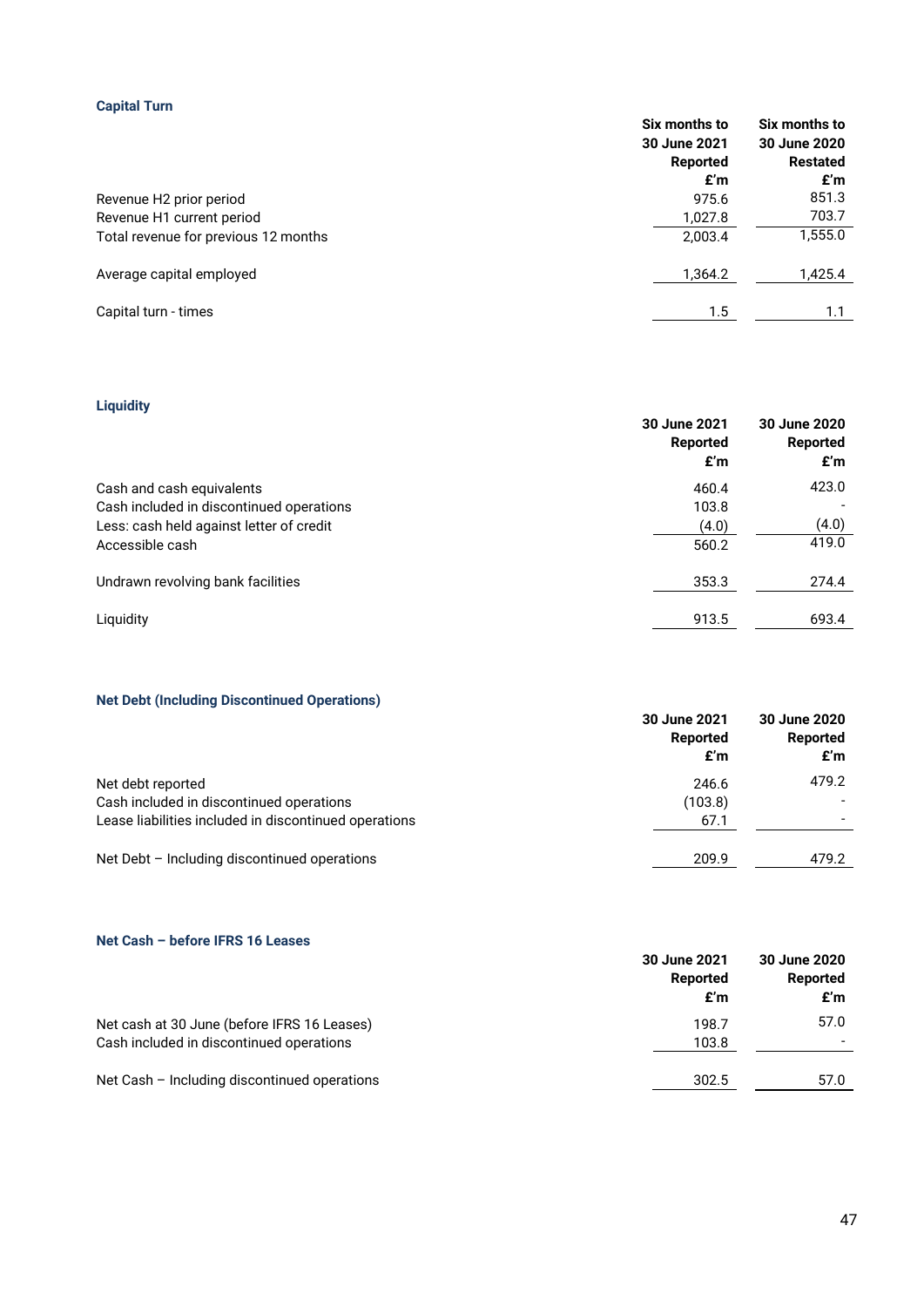### Capital Turn

| | Six months to 30 June 2021 Reported £'m | Six months to 30 June 2020 Restated £'m |
|---|---|---|
| Revenue H2 prior period | 975.6 | 851.3 |
| Revenue H1 current period | 1,027.8 | 703.7 |
| Total revenue for previous 12 months | 2,003.4 | 1,555.0 |
| Average capital employed | 1,364.2 | 1,425.4 |
| Capital turn - times | 1.5 | 1.1 |

### Liquidity

| | 30 June 2021 Reported £'m | 30 June 2020 Reported £'m |
|---|---|---|
| Cash and cash equivalents | 460.4 | 423.0 |
| Cash included in discontinued operations | 103.8 | - |
| Less: cash held against letter of credit | (4.0) | (4.0) |
| Accessible cash | 560.2 | 419.0 |
| Undrawn revolving bank facilities | 353.3 | 274.4 |
| Liquidity | 913.5 | 693.4 |

### Net Debt (Including Discontinued Operations)

| | 30 June 2021 Reported £'m | 30 June 2020 Reported £'m |
|---|---|---|
| Net debt reported | 246.6 | 479.2 |
| Cash included in discontinued operations | (103.8) | - |
| Lease liabilities included in discontinued operations | 67.1 | - |
| Net Debt – Including discontinued operations | 209.9 | 479.2 |

### Net Cash – before IFRS 16 Leases

| | 30 June 2021 Reported £'m | 30 June 2020 Reported £'m |
|---|---|---|
| Net cash at 30 June (before IFRS 16 Leases) | 198.7 | 57.0 |
| Cash included in discontinued operations | 103.8 | - |
| Net Cash – Including discontinued operations | 302.5 | 57.0 |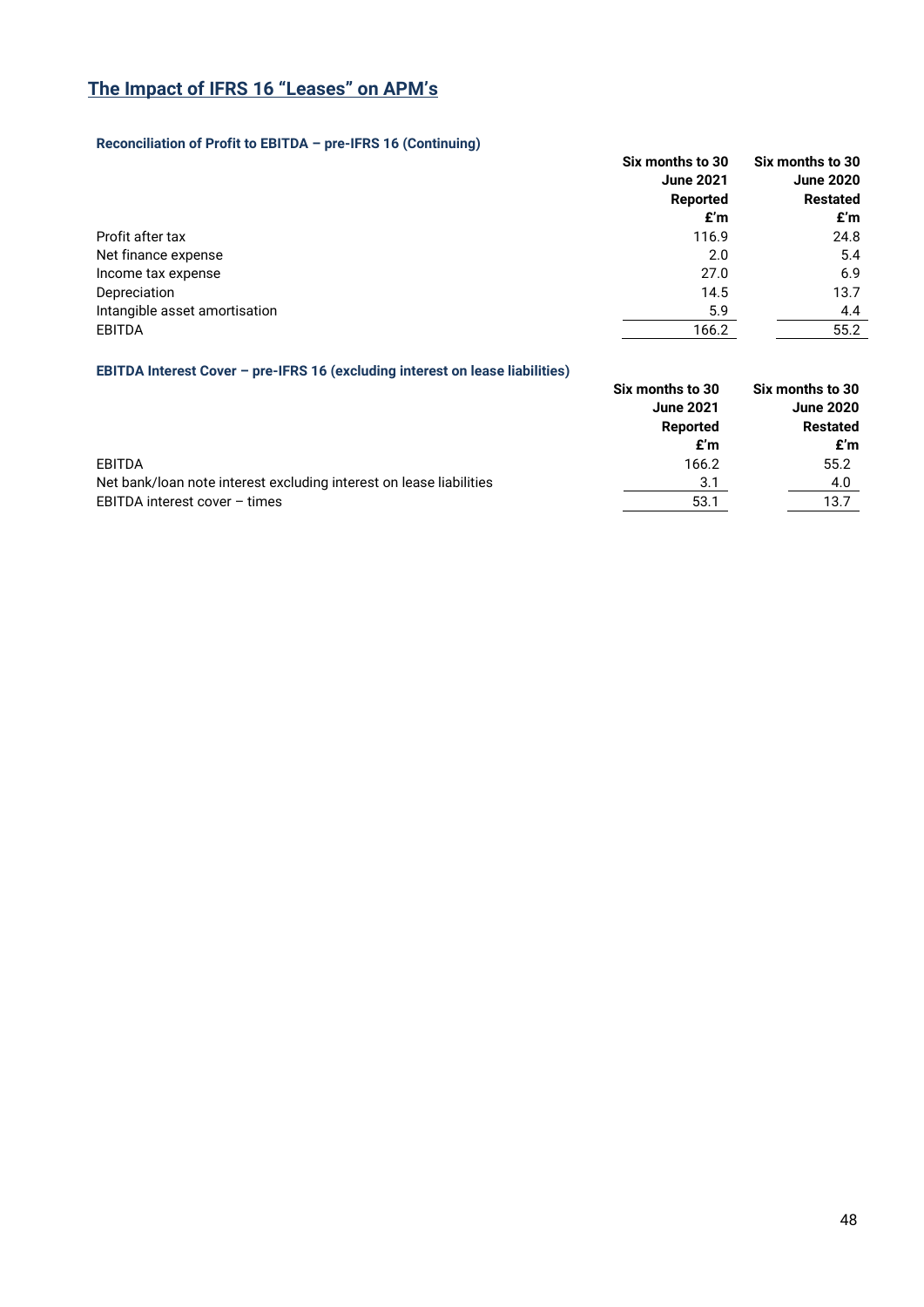## The Impact of IFRS 16 "Leases" on APM's

#### Reconciliation of Profit to EBITDA – pre-IFRS 16 (Continuing)

| | Six months to 30 June 2021 Reported £'m | Six months to 30 June 2020 Restated £'m |
|---|---|---|
| Profit after tax | 116.9 | 24.8 |
| Net finance expense | 2.0 | 5.4 |
| Income tax expense | 27.0 | 6.9 |
| Depreciation | 14.5 | 13.7 |
| Intangible asset amortisation | 5.9 | 4.4 |
| EBITDA | 166.2 | 55.2 |

#### EBITDA Interest Cover – pre-IFRS 16 (excluding interest on lease liabilities)

| | Six months to 30 June 2021 Reported £'m | Six months to 30 June 2020 Restated £'m |
|---|---|---|
| EBITDA | 166.2 | 55.2 |
| Net bank/loan note interest excluding interest on lease liabilities | 3.1 | 4.0 |
| EBITDA interest cover – times | 53.1 | 13.7 |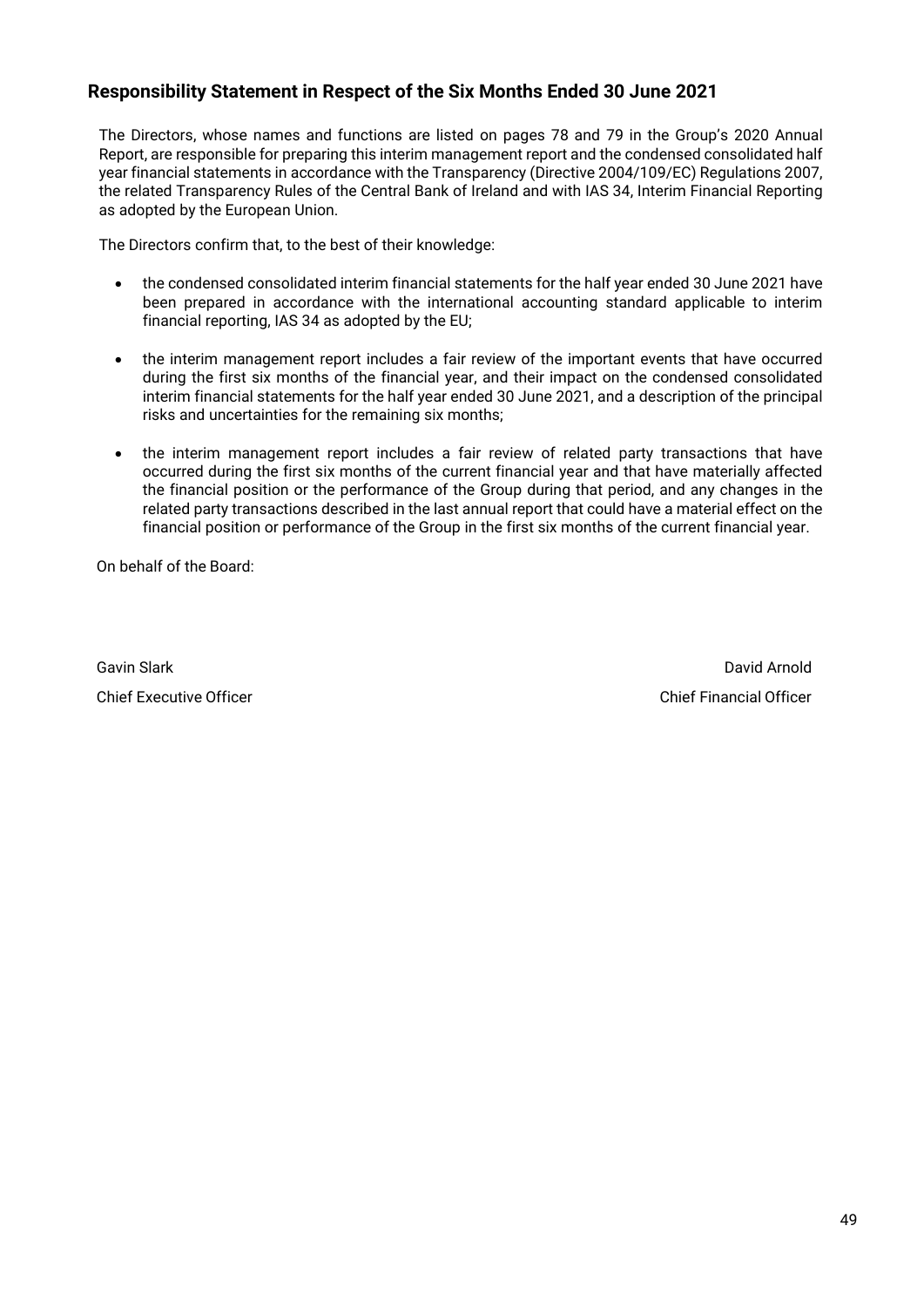## Responsibility Statement in Respect of the Six Months Ended 30 June 2021

The Directors, whose names and functions are listed on pages 78 and 79 in the Group's 2020 Annual Report, are responsible for preparing this interim management report and the condensed consolidated half year financial statements in accordance with the Transparency (Directive 2004/109/EC) Regulations 2007, the related Transparency Rules of the Central Bank of Ireland and with IAS 34, Interim Financial Reporting as adopted by the European Union.

The Directors confirm that, to the best of their knowledge:

- the condensed consolidated interim financial statements for the half year ended 30 June 2021 have been prepared in accordance with the international accounting standard applicable to interim financial reporting, IAS 34 as adopted by the EU;
- the interim management report includes a fair review of the important events that have occurred during the first six months of the financial year, and their impact on the condensed consolidated interim financial statements for the half year ended 30 June 2021, and a description of the principal risks and uncertainties for the remaining six months;
- the interim management report includes a fair review of related party transactions that have occurred during the first six months of the current financial year and that have materially affected the financial position or the performance of the Group during that period, and any changes in the related party transactions described in the last annual report that could have a material effect on the financial position or performance of the Group in the first six months of the current financial year.

On behalf of the Board:

Gavin Slark
Chief Executive Officer

David Arnold
Chief Financial Officer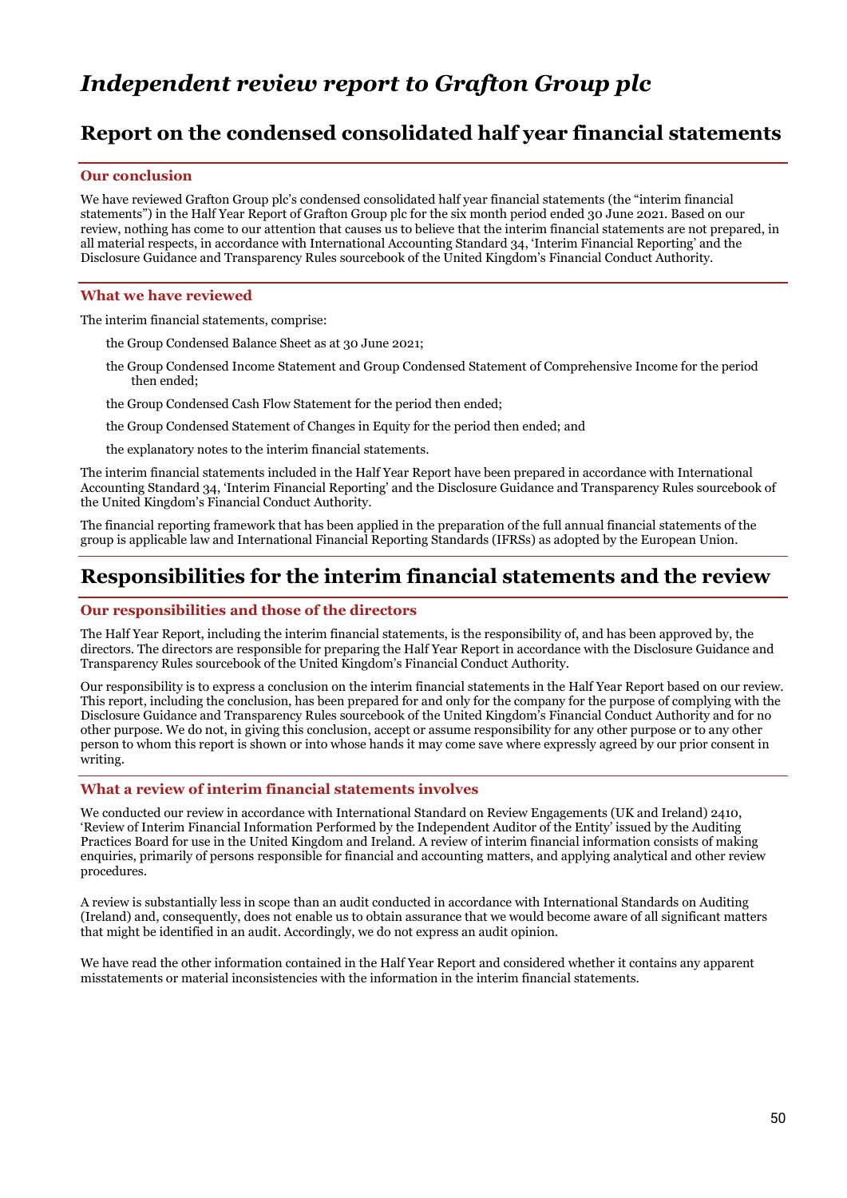# *Independent review report to Grafton Group plc*

## Report on the condensed consolidated half year financial statements

### Our conclusion

We have reviewed Grafton Group plc's condensed consolidated half year financial statements (the "interim financial statements") in the Half Year Report of Grafton Group plc for the six month period ended 30 June 2021. Based on our review, nothing has come to our attention that causes us to believe that the interim financial statements are not prepared, in all material respects, in accordance with International Accounting Standard 34, 'Interim Financial Reporting' and the Disclosure Guidance and Transparency Rules sourcebook of the United Kingdom's Financial Conduct Authority.

### What we have reviewed

The interim financial statements, comprise:

- the Group Condensed Balance Sheet as at 30 June 2021;
- the Group Condensed Income Statement and Group Condensed Statement of Comprehensive Income for the period then ended;
- the Group Condensed Cash Flow Statement for the period then ended;
- the Group Condensed Statement of Changes in Equity for the period then ended; and
- the explanatory notes to the interim financial statements.

The interim financial statements included in the Half Year Report have been prepared in accordance with International Accounting Standard 34, 'Interim Financial Reporting' and the Disclosure Guidance and Transparency Rules sourcebook of the United Kingdom's Financial Conduct Authority.

The financial reporting framework that has been applied in the preparation of the full annual financial statements of the group is applicable law and International Financial Reporting Standards (IFRSs) as adopted by the European Union.

## Responsibilities for the interim financial statements and the review

### Our responsibilities and those of the directors

The Half Year Report, including the interim financial statements, is the responsibility of, and has been approved by, the directors. The directors are responsible for preparing the Half Year Report in accordance with the Disclosure Guidance and Transparency Rules sourcebook of the United Kingdom's Financial Conduct Authority.

Our responsibility is to express a conclusion on the interim financial statements in the Half Year Report based on our review. This report, including the conclusion, has been prepared for and only for the company for the purpose of complying with the Disclosure Guidance and Transparency Rules sourcebook of the United Kingdom's Financial Conduct Authority and for no other purpose. We do not, in giving this conclusion, accept or assume responsibility for any other purpose or to any other person to whom this report is shown or into whose hands it may come save where expressly agreed by our prior consent in writing.

### What a review of interim financial statements involves

We conducted our review in accordance with International Standard on Review Engagements (UK and Ireland) 2410, 'Review of Interim Financial Information Performed by the Independent Auditor of the Entity' issued by the Auditing Practices Board for use in the United Kingdom and Ireland. A review of interim financial information consists of making enquiries, primarily of persons responsible for financial and accounting matters, and applying analytical and other review procedures.

A review is substantially less in scope than an audit conducted in accordance with International Standards on Auditing (Ireland) and, consequently, does not enable us to obtain assurance that we would become aware of all significant matters that might be identified in an audit. Accordingly, we do not express an audit opinion.

We have read the other information contained in the Half Year Report and considered whether it contains any apparent misstatements or material inconsistencies with the information in the interim financial statements.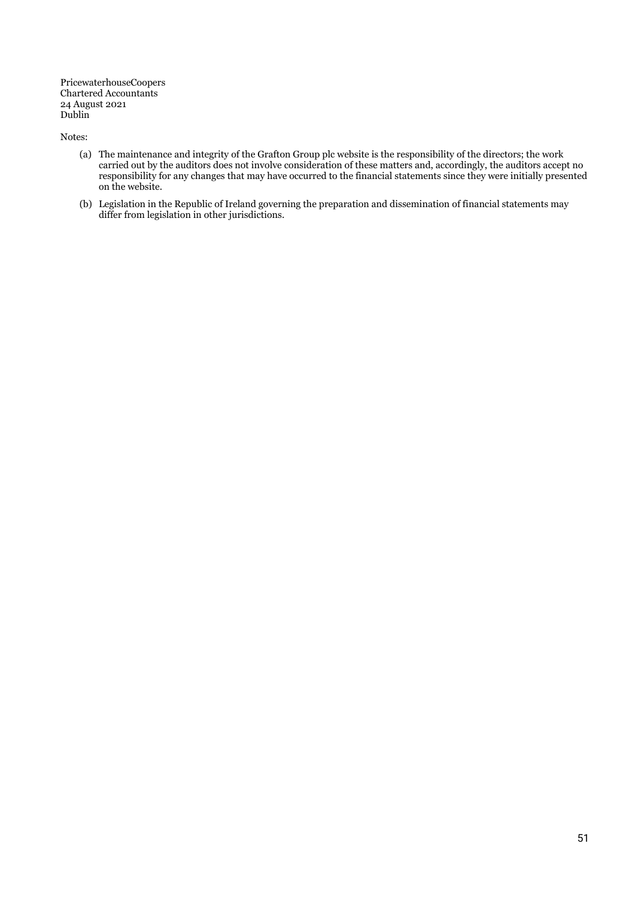PricewaterhouseCoopers
Chartered Accountants
24 August 2021
Dublin

Notes:

(a) The maintenance and integrity of the Grafton Group plc website is the responsibility of the directors; the work carried out by the auditors does not involve consideration of these matters and, accordingly, the auditors accept no responsibility for any changes that may have occurred to the financial statements since they were initially presented on the website.

(b) Legislation in the Republic of Ireland governing the preparation and dissemination of financial statements may differ from legislation in other jurisdictions.